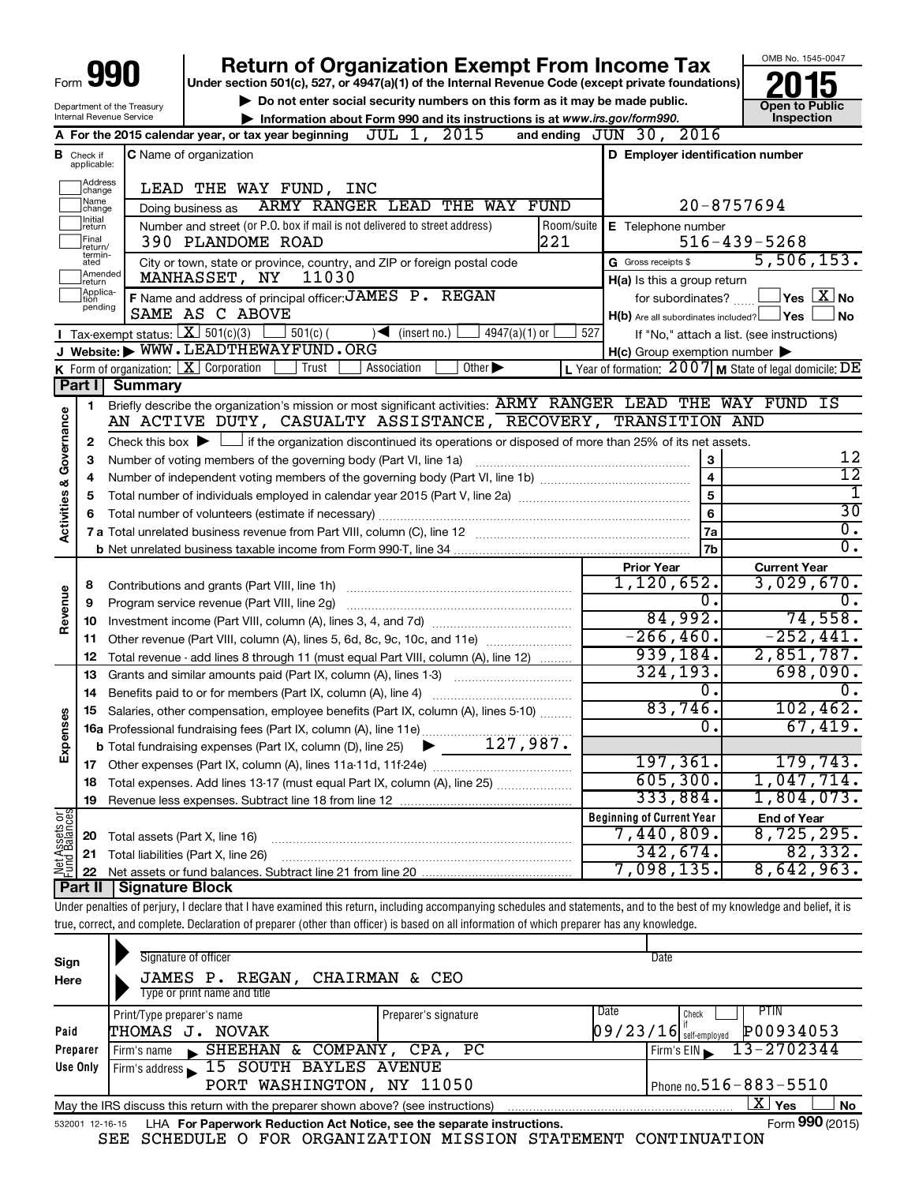Form **990**

# Return of Organization Exempt From Income Tax

**Under section 501(c), 527, or 4947(a)(1) of the Internal Revenue Code (except private foundations)**

▶ Do not enter social security numbers on this form as it may be made public.

▶ Information about Form 990 and its instructions is at www.irs.gov/form990.

Department of the Treasury
Internal Revenue Service

OMB No. 1545-0047

**2015**

**Open to Public Inspection**

**A** For the 2015 calendar year, or tax year beginning JUL 1, 2015 and ending JUN 30, 2016

**B** Check if applicable: Address change, Name change, Initial return, Final return/terminated, Amended return, Application pending

**C** Name of organization: LEAD THE WAY FUND, INC

Doing business as: ARMY RANGER LEAD THE WAY FUND

Number and street (or P.O. box if mail is not delivered to street address): 390 PLANDOME ROAD — Room/suite: 221

City or town, state or province, country, and ZIP or foreign postal code: MANHASSET, NY 11030

**D** Employer identification number: 20-8757694

**E** Telephone number: 516-439-5268

**G** Gross receipts $ 5,506,153.

**F** Name and address of principal officer: JAMES P. REGAN, SAME AS C ABOVE

**H(a)** Is this a group return for subordinates? ☐ Yes ☒ No

**H(b)** Are all subordinates included? ☐ Yes ☐ No — If "No," attach a list. (see instructions)

**H(c)** Group exemption number ▶

**I** Tax-exempt status: ☒ 501(c)(3) ☐ 501(c)( ) ◀ (insert no.) ☐ 4947(a)(1) or ☐ 527

**J** Website: ▶ WWW.LEADTHEWAYFUND.ORG

**K** Form of organization: ☒ Corporation ☐ Trust ☐ Association ☐ Other ▶

**L** Year of formation: 2007 **M** State of legal domicile: DE

## Part I Summary

**Activities & Governance**

1. Briefly describe the organization's mission or most significant activities: ARMY RANGER LEAD THE WAY FUND IS AN ACTIVE DUTY, CASUALTY ASSISTANCE, RECOVERY, TRANSITION AND
2. Check this box ▶ ☐ if the organization discontinued its operations or disposed of more than 25% of its net assets.

| | | | |
|---|---|---|---|
| 3 | Number of voting members of the governing body (Part VI, line 1a) | 3 | 12 |
| 4 | Number of independent voting members of the governing body (Part VI, line 1b) | 4 | 12 |
| 5 | Total number of individuals employed in calendar year 2015 (Part V, line 2a) | 5 | 1 |
| 6 | Total number of volunteers (estimate if necessary) | 6 | 30 |
| 7a | Total unrelated business revenue from Part VIII, column (C), line 12 | 7a | 0. |
| b | Net unrelated business taxable income from Form 990-T, line 34 | 7b | 0. |

| | | | Prior Year | Current Year |
|---|---|---|---|---|
| **Revenue** | 8 | Contributions and grants (Part VIII, line 1h) | 1,120,652. | 3,029,670. |
| | 9 | Program service revenue (Part VIII, line 2g) | 0. | 0. |
| | 10 | Investment income (Part VIII, column (A), lines 3, 4, and 7d) | 84,992. | 74,558. |
| | 11 | Other revenue (Part VIII, column (A), lines 5, 6d, 8c, 9c, 10c, and 11e) | -266,460. | -252,441. |
| | 12 | Total revenue - add lines 8 through 11 (must equal Part VIII, column (A), line 12) | 939,184. | 2,851,787. |
| **Expenses** | 13 | Grants and similar amounts paid (Part IX, column (A), lines 1-3) | 324,193. | 698,090. |
| | 14 | Benefits paid to or for members (Part IX, column (A), line 4) | 0. | 0. |
| | 15 | Salaries, other compensation, employee benefits (Part IX, column (A), lines 5-10) | 83,746. | 102,462. |
| | 16a | Professional fundraising fees (Part IX, column (A), line 11e) | 0. | 67,419. |
| | b | Total fundraising expenses (Part IX, column (D), line 25) ▶ 127,987. | | |
| | 17 | Other expenses (Part IX, column (A), lines 11a-11d, 11f-24e) | 197,361. | 179,743. |
| | 18 | Total expenses. Add lines 13-17 (must equal Part IX, column (A), line 25) | 605,300. | 1,047,714. |
| | 19 | Revenue less expenses. Subtract line 18 from line 12 | 333,884. | 1,804,073. |
| | | | **Beginning of Current Year** | **End of Year** |
| **Net Assets or Fund Balances** | 20 | Total assets (Part X, line 16) | 7,440,809. | 8,725,295. |
| | 21 | Total liabilities (Part X, line 26) | 342,674. | 82,332. |
| | 22 | Net assets or fund balances. Subtract line 21 from line 20 | 7,098,135. | 8,642,963. |

## Part II Signature Block

Under penalties of perjury, I declare that I have examined this return, including accompanying schedules and statements, and to the best of my knowledge and belief, it is true, correct, and complete. Declaration of preparer (other than officer) is based on all information of which preparer has any knowledge.

**Sign Here**

Signature of officer — Date

JAMES P. REGAN, CHAIRMAN & CEO
Type or print name and title

| | | | | | |
|---|---|---|---|---|---|
| **Paid Preparer Use Only** | Print/Type preparer's name: THOMAS J. NOVAK | Preparer's signature | Date: 09/23/16 | Check ☐ if self-employed | PTIN: P00934053 |
| | Firm's name ▶ SHEEHAN & COMPANY, CPA, PC | | | Firm's EIN ▶ 13-2702344 | |
| | Firm's address ▶ 15 SOUTH BAYLES AVENUE, PORT WASHINGTON, NY 11050 | | | Phone no. 516-883-5510 | |

May the IRS discuss this return with the preparer shown above? (see instructions) ☒ Yes ☐ No

532001 12-16-15 LHA For Paperwork Reduction Act Notice, see the separate instructions. Form **990** (2015)

SEE SCHEDULE O FOR ORGANIZATION MISSION STATEMENT CONTINUATION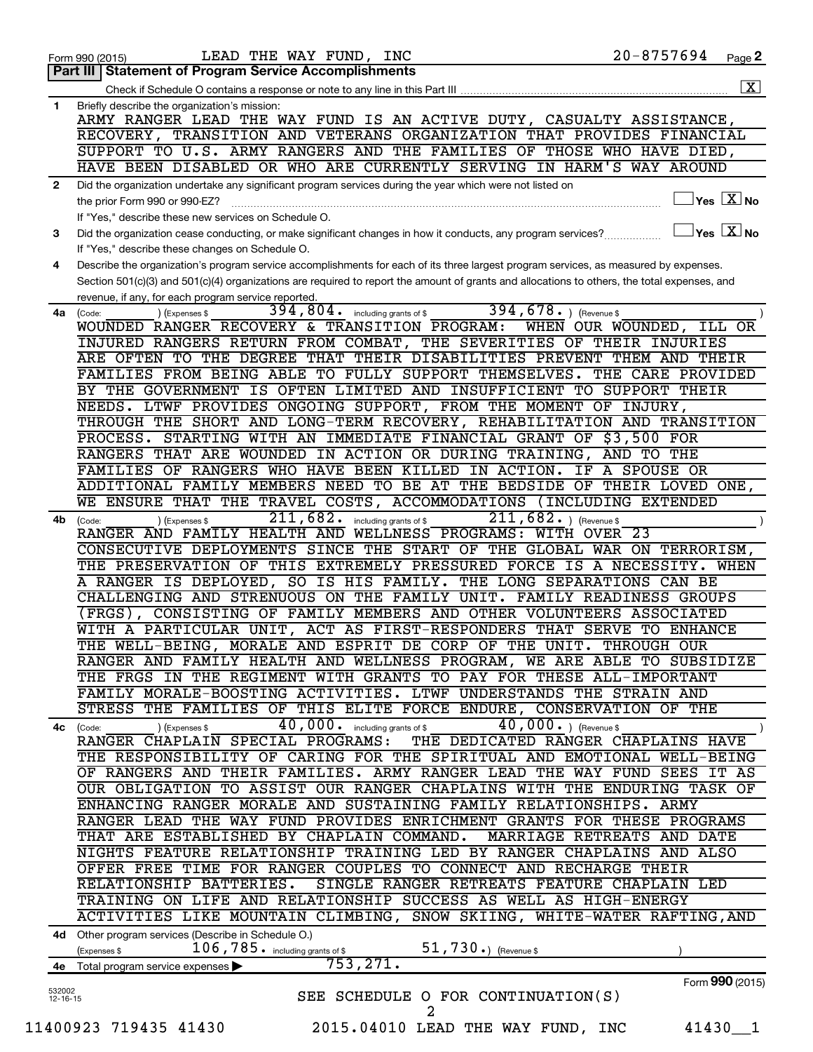Form 990 (2015) LEAD THE WAY FUND, INC 20-8757694 Page 2

## Part III Statement of Program Service Accomplishments

Check if Schedule O contains a response or note to any line in this Part III [X]

**1** Briefly describe the organization's mission:

ARMY RANGER LEAD THE WAY FUND IS AN ACTIVE DUTY, CASUALTY ASSISTANCE, RECOVERY, TRANSITION AND VETERANS ORGANIZATION THAT PROVIDES FINANCIAL SUPPORT TO U.S. ARMY RANGERS AND THE FAMILIES OF THOSE WHO HAVE DIED, HAVE BEEN DISABLED OR WHO ARE CURRENTLY SERVING IN HARM'S WAY AROUND

**2** Did the organization undertake any significant program services during the year which were not listed on the prior Form 990 or 990-EZ? [ ] Yes [X] No

If "Yes," describe these new services on Schedule O.

**3** Did the organization cease conducting, or make significant changes in how it conducts, any program services? [ ] Yes [X] No

If "Yes," describe these changes on Schedule O.

**4** Describe the organization's program service accomplishments for each of its three largest program services, as measured by expenses. Section 501(c)(3) and 501(c)(4) organizations are required to report the amount of grants and allocations to others, the total expenses, and revenue, if any, for each program service reported.

**4a** (Code: ) (Expenses $ 394,804. including grants of $ 394,678. ) (Revenue $ )

WOUNDED RANGER RECOVERY & TRANSITION PROGRAM: WHEN OUR WOUNDED, ILL OR INJURED RANGERS RETURN FROM COMBAT, THE SEVERITIES OF THEIR INJURIES ARE OFTEN TO THE DEGREE THAT THEIR DISABILITIES PREVENT THEM AND THEIR FAMILIES FROM BEING ABLE TO FULLY SUPPORT THEMSELVES. THE CARE PROVIDED BY THE GOVERNMENT IS OFTEN LIMITED AND INSUFFICIENT TO SUPPORT THEIR NEEDS. LTWF PROVIDES ONGOING SUPPORT, FROM THE MOMENT OF INJURY, THROUGH THE SHORT AND LONG-TERM RECOVERY, REHABILITATION AND TRANSITION PROCESS. STARTING WITH AN IMMEDIATE FINANCIAL GRANT OF $3,500 FOR RANGERS THAT ARE WOUNDED IN ACTION OR DURING TRAINING, AND TO THE FAMILIES OF RANGERS WHO HAVE BEEN KILLED IN ACTION. IF A SPOUSE OR ADDITIONAL FAMILY MEMBERS NEED TO BE AT THE BEDSIDE OF THEIR LOVED ONE, WE ENSURE THAT THE TRAVEL COSTS, ACCOMMODATIONS (INCLUDING EXTENDED

**4b** (Code: ) (Expenses $ 211,682. including grants of $ 211,682. ) (Revenue $ )

RANGER AND FAMILY HEALTH AND WELLNESS PROGRAMS: WITH OVER 23 CONSECUTIVE DEPLOYMENTS SINCE THE START OF THE GLOBAL WAR ON TERRORISM, THE PRESERVATION OF THIS EXTREMELY PRESSURED FORCE IS A NECESSITY. WHEN A RANGER IS DEPLOYED, SO IS HIS FAMILY. THE LONG SEPARATIONS CAN BE CHALLENGING AND STRENUOUS ON THE FAMILY UNIT. FAMILY READINESS GROUPS (FRGS), CONSISTING OF FAMILY MEMBERS AND OTHER VOLUNTEERS ASSOCIATED WITH A PARTICULAR UNIT, ACT AS FIRST-RESPONDERS THAT SERVE TO ENHANCE THE WELL-BEING, MORALE AND ESPRIT DE CORP OF THE UNIT. THROUGH OUR RANGER AND FAMILY HEALTH AND WELLNESS PROGRAM, WE ARE ABLE TO SUBSIDIZE THE FRGS IN THE REGIMENT WITH GRANTS TO PAY FOR THESE ALL-IMPORTANT FAMILY MORALE-BOOSTING ACTIVITIES. LTWF UNDERSTANDS THE STRAIN AND STRESS THE FAMILIES OF THIS ELITE FORCE ENDURE, CONSERVATION OF THE

**4c** (Code: ) (Expenses $ 40,000. including grants of $ 40,000. ) (Revenue $ )

RANGER CHAPLAIN SPECIAL PROGRAMS: THE DEDICATED RANGER CHAPLAINS HAVE THE RESPONSIBILITY OF CARING FOR THE SPIRITUAL AND EMOTIONAL WELL-BEING OF RANGERS AND THEIR FAMILIES. ARMY RANGER LEAD THE WAY FUND SEES IT AS OUR OBLIGATION TO ASSIST OUR RANGER CHAPLAINS WITH THE ENDURING TASK OF ENHANCING RANGER MORALE AND SUSTAINING FAMILY RELATIONSHIPS. ARMY RANGER LEAD THE WAY FUND PROVIDES ENRICHMENT GRANTS FOR THESE PROGRAMS THAT ARE ESTABLISHED BY CHAPLAIN COMMAND. MARRIAGE RETREATS AND DATE NIGHTS FEATURE RELATIONSHIP TRAINING LED BY RANGER CHAPLAINS AND ALSO OFFER FREE TIME FOR RANGER COUPLES TO CONNECT AND RECHARGE THEIR RELATIONSHIP BATTERIES. SINGLE RANGER RETREATS FEATURE CHAPLAIN LED TRAINING ON LIFE AND RELATIONSHIP SUCCESS AS WELL AS HIGH-ENERGY ACTIVITIES LIKE MOUNTAIN CLIMBING, SNOW SKIING, WHITE-WATER RAFTING,AND

**4d** Other program services (Describe in Schedule O.)

(Expenses $ 106,785. including grants of $ 51,730.) (Revenue $ )

**4e** Total program service expenses ▶ 753,271.

Form **990** (2015)

SEE SCHEDULE O FOR CONTINUATION(S)

532002 12-16-15

11400923 719435 41430 2015.04010 LEAD THE WAY FUND, INC 41430__1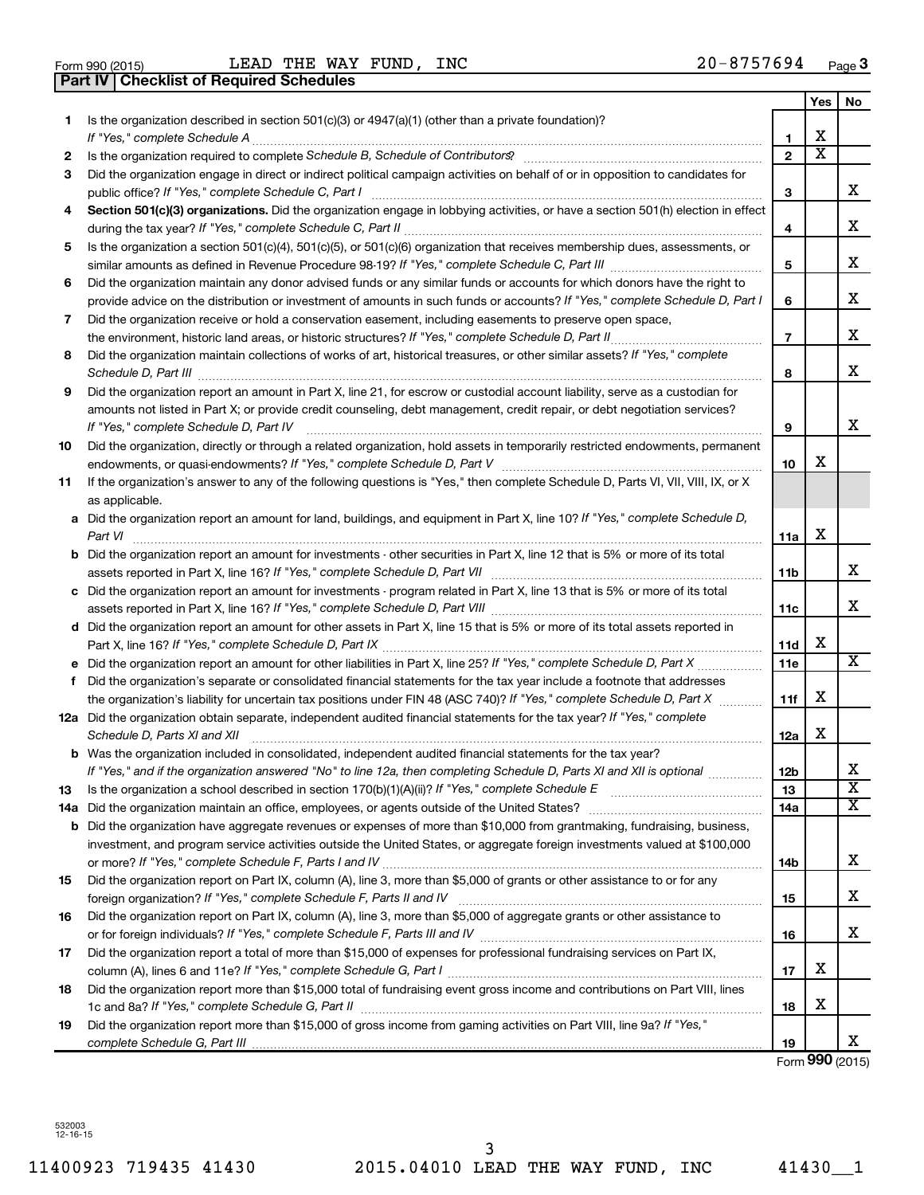Form 990 (2015) LEAD THE WAY FUND, INC 20-8757694

## Part IV | Checklist of Required Schedules

| | | | Yes | No |
|---|---|---|---|---|
| 1 | Is the organization described in section 501(c)(3) or 4947(a)(1) (other than a private foundation)? *If "Yes," complete Schedule A* | 1 | X | |
| 2 | Is the organization required to complete *Schedule B, Schedule of Contributors*? | 2 | X | |
| 3 | Did the organization engage in direct or indirect political campaign activities on behalf of or in opposition to candidates for public office? *If "Yes," complete Schedule C, Part I* | 3 | | X |
| 4 | **Section 501(c)(3) organizations.** Did the organization engage in lobbying activities, or have a section 501(h) election in effect during the tax year? *If "Yes," complete Schedule C, Part II* | 4 | | X |
| 5 | Is the organization a section 501(c)(4), 501(c)(5), or 501(c)(6) organization that receives membership dues, assessments, or similar amounts as defined in Revenue Procedure 98-19? *If "Yes," complete Schedule C, Part III* | 5 | | X |
| 6 | Did the organization maintain any donor advised funds or any similar funds or accounts for which donors have the right to provide advice on the distribution or investment of amounts in such funds or accounts? *If "Yes," complete Schedule D, Part I* | 6 | | X |
| 7 | Did the organization receive or hold a conservation easement, including easements to preserve open space, the environment, historic land areas, or historic structures? *If "Yes," complete Schedule D, Part II* | 7 | | X |
| 8 | Did the organization maintain collections of works of art, historical treasures, or other similar assets? *If "Yes," complete Schedule D, Part III* | 8 | | X |
| 9 | Did the organization report an amount in Part X, line 21, for escrow or custodial account liability, serve as a custodian for amounts not listed in Part X; or provide credit counseling, debt management, credit repair, or debt negotiation services? *If "Yes," complete Schedule D, Part IV* | 9 | | X |
| 10 | Did the organization, directly or through a related organization, hold assets in temporarily restricted endowments, permanent endowments, or quasi-endowments? *If "Yes," complete Schedule D, Part V* | 10 | X | |
| 11 | If the organization's answer to any of the following questions is "Yes," then complete Schedule D, Parts VI, VII, VIII, IX, or X as applicable. | | | |
| a | Did the organization report an amount for land, buildings, and equipment in Part X, line 10? *If "Yes," complete Schedule D, Part VI* | 11a | X | |
| b | Did the organization report an amount for investments - other securities in Part X, line 12 that is 5% or more of its total assets reported in Part X, line 16? *If "Yes," complete Schedule D, Part VII* | 11b | | X |
| c | Did the organization report an amount for investments - program related in Part X, line 13 that is 5% or more of its total assets reported in Part X, line 16? *If "Yes," complete Schedule D, Part VIII* | 11c | | X |
| d | Did the organization report an amount for other assets in Part X, line 15 that is 5% or more of its total assets reported in Part X, line 16? *If "Yes," complete Schedule D, Part IX* | 11d | X | |
| e | Did the organization report an amount for other liabilities in Part X, line 25? *If "Yes," complete Schedule D, Part X* | 11e | | X |
| f | Did the organization's separate or consolidated financial statements for the tax year include a footnote that addresses the organization's liability for uncertain tax positions under FIN 48 (ASC 740)? *If "Yes," complete Schedule D, Part X* | 11f | X | |
| 12a | Did the organization obtain separate, independent audited financial statements for the tax year? *If "Yes," complete Schedule D, Parts XI and XII* | 12a | X | |
| b | Was the organization included in consolidated, independent audited financial statements for the tax year? *If "Yes," and if the organization answered "No" to line 12a, then completing Schedule D, Parts XI and XII is optional* | 12b | | X |
| 13 | Is the organization a school described in section 170(b)(1)(A)(ii)? *If "Yes," complete Schedule E* | 13 | | X |
| 14a | Did the organization maintain an office, employees, or agents outside of the United States? | 14a | | X |
| b | Did the organization have aggregate revenues or expenses of more than $10,000 from grantmaking, fundraising, business, investment, and program service activities outside the United States, or aggregate foreign investments valued at $100,000 or more? *If "Yes," complete Schedule F, Parts I and IV* | 14b | | X |
| 15 | Did the organization report on Part IX, column (A), line 3, more than $5,000 of grants or other assistance to or for any foreign organization? *If "Yes," complete Schedule F, Parts II and IV* | 15 | | X |
| 16 | Did the organization report on Part IX, column (A), line 3, more than $5,000 of aggregate grants or other assistance to or for foreign individuals? *If "Yes," complete Schedule F, Parts III and IV* | 16 | | X |
| 17 | Did the organization report a total of more than $15,000 of expenses for professional fundraising services on Part IX, column (A), lines 6 and 11e? *If "Yes," complete Schedule G, Part I* | 17 | X | |
| 18 | Did the organization report more than $15,000 total of fundraising event gross income and contributions on Part VIII, lines 1c and 8a? *If "Yes," complete Schedule G, Part II* | 18 | X | |
| 19 | Did the organization report more than $15,000 of gross income from gaming activities on Part VIII, line 9a? *If "Yes," complete Schedule G, Part III* | 19 | | X |

Form **990** (2015)

532003
12-16-15

11400923 719435 41430 2015.04010 LEAD THE WAY FUND, INC 41430__1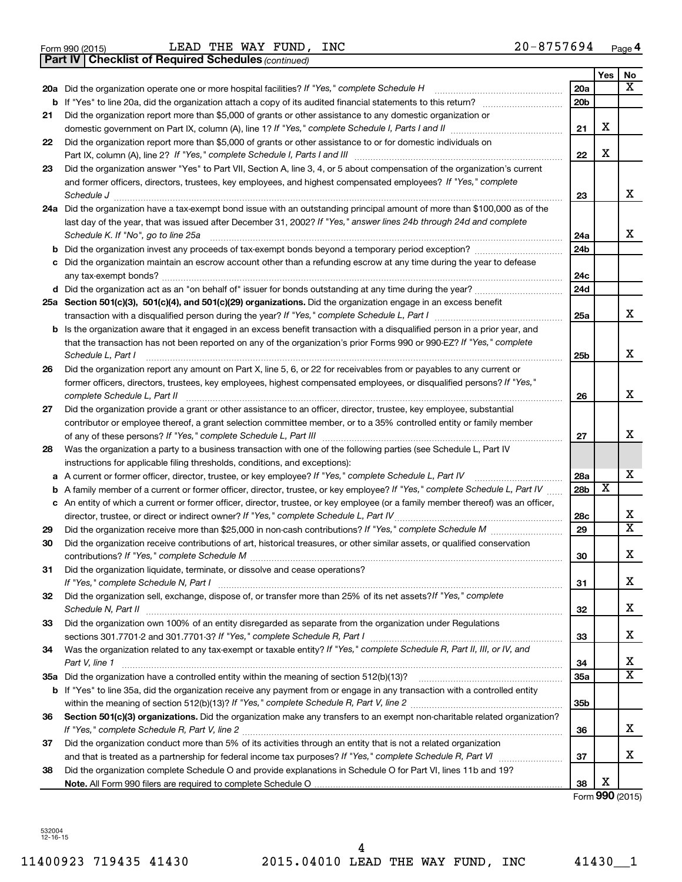Form 990 (2015) LEAD THE WAY FUND, INC 20-8757694

## Part IV | Checklist of Required Schedules *(continued)*

| | | | Yes | No |
|---|---|---|---|---|
| 20a | Did the organization operate one or more hospital facilities? *If "Yes," complete Schedule H* | 20a | | X |
| b | If "Yes" to line 20a, did the organization attach a copy of its audited financial statements to this return? | 20b | | |
| 21 | Did the organization report more than $5,000 of grants or other assistance to any domestic organization or domestic government on Part IX, column (A), line 1? *If "Yes," complete Schedule I, Parts I and II* | 21 | X | |
| 22 | Did the organization report more than $5,000 of grants or other assistance to or for domestic individuals on Part IX, column (A), line 2? *If "Yes," complete Schedule I, Parts I and III* | 22 | X | |
| 23 | Did the organization answer "Yes" to Part VII, Section A, line 3, 4, or 5 about compensation of the organization's current and former officers, directors, trustees, key employees, and highest compensated employees? *If "Yes," complete Schedule J* | 23 | | X |
| 24a | Did the organization have a tax-exempt bond issue with an outstanding principal amount of more than $100,000 as of the last day of the year, that was issued after December 31, 2002? *If "Yes," answer lines 24b through 24d and complete Schedule K. If "No", go to line 25a* | 24a | | X |
| b | Did the organization invest any proceeds of tax-exempt bonds beyond a temporary period exception? | 24b | | |
| c | Did the organization maintain an escrow account other than a refunding escrow at any time during the year to defease any tax-exempt bonds? | 24c | | |
| d | Did the organization act as an "on behalf of" issuer for bonds outstanding at any time during the year? | 24d | | |
| 25a | **Section 501(c)(3), 501(c)(4), and 501(c)(29) organizations.** Did the organization engage in an excess benefit transaction with a disqualified person during the year? *If "Yes," complete Schedule L, Part I* | 25a | | X |
| b | Is the organization aware that it engaged in an excess benefit transaction with a disqualified person in a prior year, and that the transaction has not been reported on any of the organization's prior Forms 990 or 990-EZ? *If "Yes," complete Schedule L, Part I* | 25b | | X |
| 26 | Did the organization report any amount on Part X, line 5, 6, or 22 for receivables from or payables to any current or former officers, directors, trustees, key employees, highest compensated employees, or disqualified persons? *If "Yes," complete Schedule L, Part II* | 26 | | X |
| 27 | Did the organization provide a grant or other assistance to an officer, director, trustee, key employee, substantial contributor or employee thereof, a grant selection committee member, or to a 35% controlled entity or family member of any of these persons? *If "Yes," complete Schedule L, Part III* | 27 | | X |
| 28 | Was the organization a party to a business transaction with one of the following parties (see Schedule L, Part IV instructions for applicable filing thresholds, conditions, and exceptions): | | | |
| a | A current or former officer, director, trustee, or key employee? *If "Yes," complete Schedule L, Part IV* | 28a | | X |
| b | A family member of a current or former officer, director, trustee, or key employee? *If "Yes," complete Schedule L, Part IV* | 28b | X | |
| c | An entity of which a current or former officer, director, trustee, or key employee (or a family member thereof) was an officer, director, trustee, or direct or indirect owner? *If "Yes," complete Schedule L, Part IV* | 28c | | X |
| 29 | Did the organization receive more than $25,000 in non-cash contributions? *If "Yes," complete Schedule M* | 29 | | X |
| 30 | Did the organization receive contributions of art, historical treasures, or other similar assets, or qualified conservation contributions? *If "Yes," complete Schedule M* | 30 | | X |
| 31 | Did the organization liquidate, terminate, or dissolve and cease operations? *If "Yes," complete Schedule N, Part I* | 31 | | X |
| 32 | Did the organization sell, exchange, dispose of, or transfer more than 25% of its net assets? *If "Yes," complete Schedule N, Part II* | 32 | | X |
| 33 | Did the organization own 100% of an entity disregarded as separate from the organization under Regulations sections 301.7701-2 and 301.7701-3? *If "Yes," complete Schedule R, Part I* | 33 | | X |
| 34 | Was the organization related to any tax-exempt or taxable entity? *If "Yes," complete Schedule R, Part II, III, or IV, and Part V, line 1* | 34 | | X |
| 35a | Did the organization have a controlled entity within the meaning of section 512(b)(13)? | 35a | | X |
| b | If "Yes" to line 35a, did the organization receive any payment from or engage in any transaction with a controlled entity within the meaning of section 512(b)(13)? *If "Yes," complete Schedule R, Part V, line 2* | 35b | | |
| 36 | **Section 501(c)(3) organizations.** Did the organization make any transfers to an exempt non-charitable related organization? *If "Yes," complete Schedule R, Part V, line 2* | 36 | | X |
| 37 | Did the organization conduct more than 5% of its activities through an entity that is not a related organization and that is treated as a partnership for federal income tax purposes? *If "Yes," complete Schedule R, Part VI* | 37 | | X |
| 38 | Did the organization complete Schedule O and provide explanations in Schedule O for Part VI, lines 11b and 19? **Note.** All Form 990 filers are required to complete Schedule O | 38 | X | |

Form **990** (2015)

532004 12-16-15

11400923 719435 41430 2015.04010 LEAD THE WAY FUND, INC 41430__1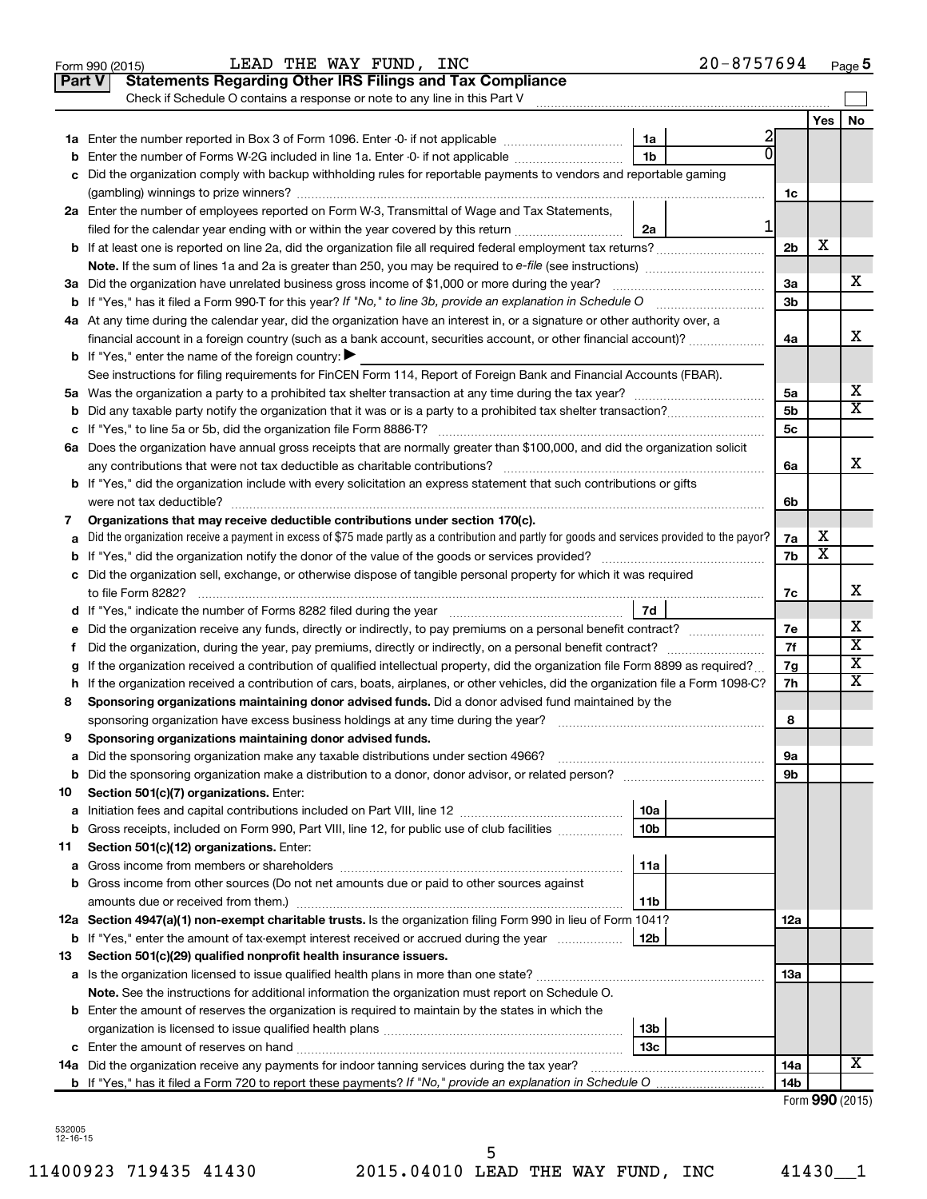Form 990 (2015) LEAD THE WAY FUND, INC 20-8757694

## Part V Statements Regarding Other IRS Filings and Tax Compliance

Check if Schedule O contains a response or note to any line in this Part V

| | | | | | Yes | No |
|---|---|---|---|---|---|---|
| 1a | Enter the number reported in Box 3 of Form 1096. Enter -0- if not applicable | 1a | 2 | | | |
| b | Enter the number of Forms W-2G included in line 1a. Enter -0- if not applicable | 1b | 0 | | | |
| c | Did the organization comply with backup withholding rules for reportable payments to vendors and reportable gaming (gambling) winnings to prize winners? | | | 1c | | |
| 2a | Enter the number of employees reported on Form W-3, Transmittal of Wage and Tax Statements, filed for the calendar year ending with or within the year covered by this return | 2a | 1 | | | |
| b | If at least one is reported on line 2a, did the organization file all required federal employment tax returns? | | | 2b | X | |
| | **Note.** If the sum of lines 1a and 2a is greater than 250, you may be required to *e-file* (see instructions) | | | | | |
| 3a | Did the organization have unrelated business gross income of $1,000 or more during the year? | | | 3a | | X |
| b | If "Yes," has it filed a Form 990-T for this year? *If "No," to line 3b, provide an explanation in Schedule O* | | | 3b | | |
| 4a | At any time during the calendar year, did the organization have an interest in, or a signature or other authority over, a financial account in a foreign country (such as a bank account, securities account, or other financial account)? | | | 4a | | X |
| b | If "Yes," enter the name of the foreign country: ▶ | | | | | |
| | See instructions for filing requirements for FinCEN Form 114, Report of Foreign Bank and Financial Accounts (FBAR). | | | | | |
| 5a | Was the organization a party to a prohibited tax shelter transaction at any time during the tax year? | | | 5a | | X |
| b | Did any taxable party notify the organization that it was or is a party to a prohibited tax shelter transaction? | | | 5b | | X |
| c | If "Yes," to line 5a or 5b, did the organization file Form 8886-T? | | | 5c | | |
| 6a | Does the organization have annual gross receipts that are normally greater than $100,000, and did the organization solicit any contributions that were not tax deductible as charitable contributions? | | | 6a | | X |
| b | If "Yes," did the organization include with every solicitation an express statement that such contributions or gifts were not tax deductible? | | | 6b | | |
| 7 | **Organizations that may receive deductible contributions under section 170(c).** | | | | | |
| a | Did the organization receive a payment in excess of $75 made partly as a contribution and partly for goods and services provided to the payor? | | | 7a | X | |
| b | If "Yes," did the organization notify the donor of the value of the goods or services provided? | | | 7b | X | |
| c | Did the organization sell, exchange, or otherwise dispose of tangible personal property for which it was required to file Form 8282? | | | 7c | | X |
| d | If "Yes," indicate the number of Forms 8282 filed during the year | 7d | | | | |
| e | Did the organization receive any funds, directly or indirectly, to pay premiums on a personal benefit contract? | | | 7e | | X |
| f | Did the organization, during the year, pay premiums, directly or indirectly, on a personal benefit contract? | | | 7f | | X |
| g | If the organization received a contribution of qualified intellectual property, did the organization file Form 8899 as required? | | | 7g | | X |
| h | If the organization received a contribution of cars, boats, airplanes, or other vehicles, did the organization file a Form 1098-C? | | | 7h | | X |
| 8 | **Sponsoring organizations maintaining donor advised funds.** Did a donor advised fund maintained by the sponsoring organization have excess business holdings at any time during the year? | | | 8 | | |
| 9 | **Sponsoring organizations maintaining donor advised funds.** | | | | | |
| a | Did the sponsoring organization make any taxable distributions under section 4966? | | | 9a | | |
| b | Did the sponsoring organization make a distribution to a donor, donor advisor, or related person? | | | 9b | | |
| 10 | **Section 501(c)(7) organizations.** Enter: | | | | | |
| a | Initiation fees and capital contributions included on Part VIII, line 12 | 10a | | | | |
| b | Gross receipts, included on Form 990, Part VIII, line 12, for public use of club facilities | 10b | | | | |
| 11 | **Section 501(c)(12) organizations.** Enter: | | | | | |
| a | Gross income from members or shareholders | 11a | | | | |
| b | Gross income from other sources (Do not net amounts due or paid to other sources against amounts due or received from them.) | 11b | | | | |
| 12a | **Section 4947(a)(1) non-exempt charitable trusts.** Is the organization filing Form 990 in lieu of Form 1041? | | | 12a | | |
| b | If "Yes," enter the amount of tax-exempt interest received or accrued during the year | 12b | | | | |
| 13 | **Section 501(c)(29) qualified nonprofit health insurance issuers.** | | | | | |
| a | Is the organization licensed to issue qualified health plans in more than one state? | | | 13a | | |
| | **Note.** See the instructions for additional information the organization must report on Schedule O. | | | | | |
| b | Enter the amount of reserves the organization is required to maintain by the states in which the organization is licensed to issue qualified health plans | 13b | | | | |
| c | Enter the amount of reserves on hand | 13c | | | | |
| 14a | Did the organization receive any payments for indoor tanning services during the tax year? | | | 14a | | X |
| b | If "Yes," has it filed a Form 720 to report these payments? *If "No," provide an explanation in Schedule O* | | | 14b | | |

Form **990** (2015)

532005 12-16-15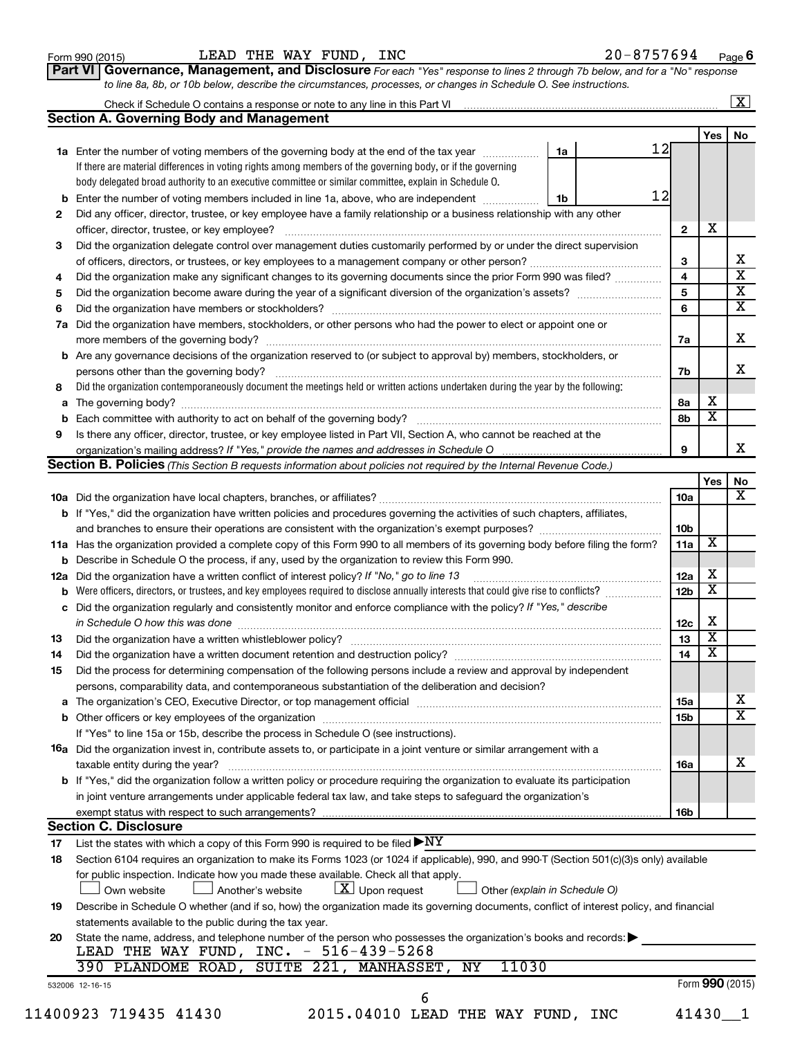Form 990 (2015) LEAD THE WAY FUND, INC 20-8757694 Page 6

**Part VI Governance, Management, and Disclosure** *For each "Yes" response to lines 2 through 7b below, and for a "No" response to line 8a, 8b, or 10b below, describe the circumstances, processes, or changes in Schedule O. See instructions.*

Check if Schedule O contains a response or note to any line in this Part VI ... [X]

## Section A. Governing Body and Management

| | | | | Yes | No |
|---|---|---|---|---|---|
| **1a** | Enter the number of voting members of the governing body at the end of the tax year ... **1a** 12<br>If there are material differences in voting rights among members of the governing body, or if the governing body delegated broad authority to an executive committee or similar committee, explain in Schedule O. | | | | |
| **b** | Enter the number of voting members included in line 1a, above, who are independent ... **1b** 12 | | | | |
| **2** | Did any officer, director, trustee, or key employee have a family relationship or a business relationship with any other officer, director, trustee, or key employee? | **2** | | X | |
| **3** | Did the organization delegate control over management duties customarily performed by or under the direct supervision of officers, directors, or trustees, or key employees to a management company or other person? | **3** | | | X |
| **4** | Did the organization make any significant changes to its governing documents since the prior Form 990 was filed? | **4** | | | X |
| **5** | Did the organization become aware during the year of a significant diversion of the organization's assets? | **5** | | | X |
| **6** | Did the organization have members or stockholders? | **6** | | | X |
| **7a** | Did the organization have members, stockholders, or other persons who had the power to elect or appoint one or more members of the governing body? | **7a** | | | X |
| **b** | Are any governance decisions of the organization reserved to (or subject to approval by) members, stockholders, or persons other than the governing body? | **7b** | | | X |
| **8** | Did the organization contemporaneously document the meetings held or written actions undertaken during the year by the following: | | | | |
| **a** | The governing body? | **8a** | | X | |
| **b** | Each committee with authority to act on behalf of the governing body? | **8b** | | X | |
| **9** | Is there any officer, director, trustee, or key employee listed in Part VII, Section A, who cannot be reached at the organization's mailing address? *If "Yes," provide the names and addresses in Schedule O* | **9** | | | X |

## Section B. Policies *(This Section B requests information about policies not required by the Internal Revenue Code.)*

| | | | Yes | No |
|---|---|---|---|---|
| **10a** | Did the organization have local chapters, branches, or affiliates? | **10a** | | X |
| **b** | If "Yes," did the organization have written policies and procedures governing the activities of such chapters, affiliates, and branches to ensure their operations are consistent with the organization's exempt purposes? | **10b** | | |
| **11a** | Has the organization provided a complete copy of this Form 990 to all members of its governing body before filing the form? | **11a** | X | |
| **b** | Describe in Schedule O the process, if any, used by the organization to review this Form 990. | | | |
| **12a** | Did the organization have a written conflict of interest policy? *If "No," go to line 13* | **12a** | X | |
| **b** | Were officers, directors, or trustees, and key employees required to disclose annually interests that could give rise to conflicts? | **12b** | X | |
| **c** | Did the organization regularly and consistently monitor and enforce compliance with the policy? *If "Yes," describe in Schedule O how this was done* | **12c** | X | |
| **13** | Did the organization have a written whistleblower policy? | **13** | X | |
| **14** | Did the organization have a written document retention and destruction policy? | **14** | X | |
| **15** | Did the process for determining compensation of the following persons include a review and approval by independent persons, comparability data, and contemporaneous substantiation of the deliberation and decision? | | | |
| **a** | The organization's CEO, Executive Director, or top management official | **15a** | | X |
| **b** | Other officers or key employees of the organization | **15b** | | X |
| | If "Yes" to line 15a or 15b, describe the process in Schedule O (see instructions). | | | |
| **16a** | Did the organization invest in, contribute assets to, or participate in a joint venture or similar arrangement with a taxable entity during the year? | **16a** | | X |
| **b** | If "Yes," did the organization follow a written policy or procedure requiring the organization to evaluate its participation in joint venture arrangements under applicable federal tax law, and take steps to safeguard the organization's exempt status with respect to such arrangements? | **16b** | | |

## Section C. Disclosure

**17** List the states with which a copy of this Form 990 is required to be filed ▶ NY

**18** Section 6104 requires an organization to make its Forms 1023 (or 1024 if applicable), 990, and 990-T (Section 501(c)(3)s only) available for public inspection. Indicate how you made these available. Check all that apply.

[ ] Own website [ ] Another's website [X] Upon request [ ] Other *(explain in Schedule O)*

**19** Describe in Schedule O whether (and if so, how) the organization made its governing documents, conflict of interest policy, and financial statements available to the public during the tax year.

**20** State the name, address, and telephone number of the person who possesses the organization's books and records: ▶

LEAD THE WAY FUND, INC. - 516-439-5268
390 PLANDOME ROAD, SUITE 221, MANHASSET, NY 11030

532006 12-16-15 Form **990** (2015)

11400923 719435 41430 2015.04010 LEAD THE WAY FUND, INC 41430__1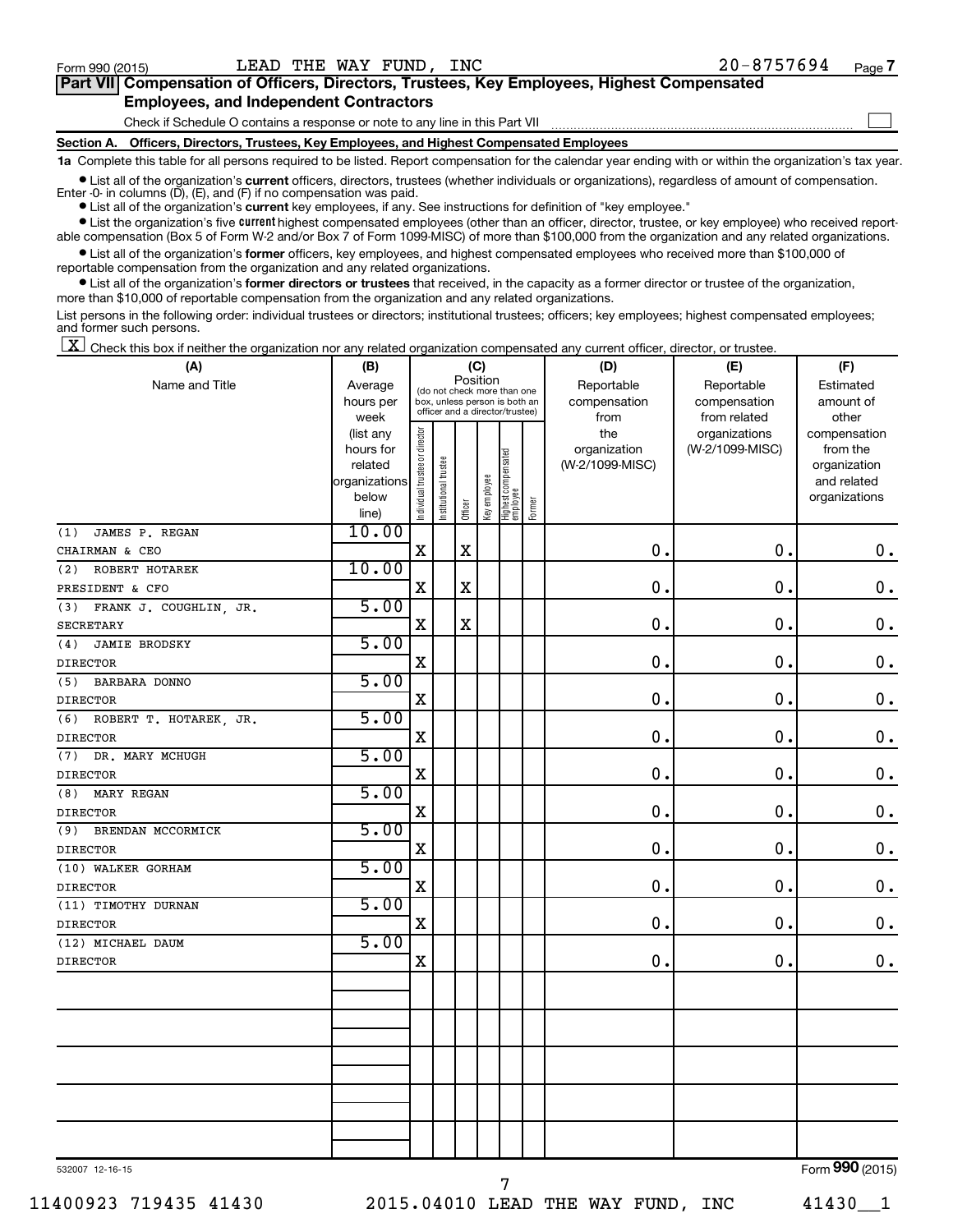Form 990 (2015) LEAD THE WAY FUND, INC 20-8757694 Page 7

**Part VII Compensation of Officers, Directors, Trustees, Key Employees, Highest Compensated Employees, and Independent Contractors**

Check if Schedule O contains a response or note to any line in this Part VII ☐

**Section A. Officers, Directors, Trustees, Key Employees, and Highest Compensated Employees**

**1a** Complete this table for all persons required to be listed. Report compensation for the calendar year ending with or within the organization's tax year.

- List all of the organization's **current** officers, directors, trustees (whether individuals or organizations), regardless of amount of compensation. Enter -0- in columns (D), (E), and (F) if no compensation was paid.
- List all of the organization's **current** key employees, if any. See instructions for definition of "key employee."
- List the organization's five **current** highest compensated employees (other than an officer, director, trustee, or key employee) who received reportable compensation (Box 5 of Form W-2 and/or Box 7 of Form 1099-MISC) of more than $100,000 from the organization and any related organizations.
- List all of the organization's **former** officers, key employees, and highest compensated employees who received more than $100,000 of reportable compensation from the organization and any related organizations.
- List all of the organization's **former directors or trustees** that received, in the capacity as a former director or trustee of the organization, more than $10,000 of reportable compensation from the organization and any related organizations.

List persons in the following order: individual trustees or directors; institutional trustees; officers; key employees; highest compensated employees; and former such persons.

☒ Check this box if neither the organization nor any related organization compensated any current officer, director, or trustee.

| (A) Name and Title | (B) Average hours per week (list any hours for related organizations below line) | (C) Position: Individual trustee or director | Institutional trustee | Officer | Key employee | Highest compensated employee | Former | (D) Reportable compensation from the organization (W-2/1099-MISC) | (E) Reportable compensation from related organizations (W-2/1099-MISC) | (F) Estimated amount of other compensation from the organization and related organizations |
|---|---|---|---|---|---|---|---|---|---|---|
| (1) JAMES P. REGAN<br>CHAIRMAN & CEO | 10.00 | X | | X | | | | 0. | 0. | 0. |
| (2) ROBERT HOTAREK<br>PRESIDENT & CFO | 10.00 | X | | X | | | | 0. | 0. | 0. |
| (3) FRANK J. COUGHLIN, JR.<br>SECRETARY | 5.00 | X | | X | | | | 0. | 0. | 0. |
| (4) JAMIE BRODSKY<br>DIRECTOR | 5.00 | X | | | | | | 0. | 0. | 0. |
| (5) BARBARA DONNO<br>DIRECTOR | 5.00 | X | | | | | | 0. | 0. | 0. |
| (6) ROBERT T. HOTAREK, JR.<br>DIRECTOR | 5.00 | X | | | | | | 0. | 0. | 0. |
| (7) DR. MARY MCHUGH<br>DIRECTOR | 5.00 | X | | | | | | 0. | 0. | 0. |
| (8) MARY REGAN<br>DIRECTOR | 5.00 | X | | | | | | 0. | 0. | 0. |
| (9) BRENDAN MCCORMICK<br>DIRECTOR | 5.00 | X | | | | | | 0. | 0. | 0. |
| (10) WALKER GORHAM<br>DIRECTOR | 5.00 | X | | | | | | 0. | 0. | 0. |
| (11) TIMOTHY DURNAN<br>DIRECTOR | 5.00 | X | | | | | | 0. | 0. | 0. |
| (12) MICHAEL DAUM<br>DIRECTOR | 5.00 | X | | | | | | 0. | 0. | 0. |
| | | | | | | | | | | |
| | | | | | | | | | | |
| | | | | | | | | | | |
| | | | | | | | | | | |
| | | | | | | | | | | |

532007 12-16-15

Form **990** (2015)

11400923 719435 41430 2015.04010 LEAD THE WAY FUND, INC 41430__1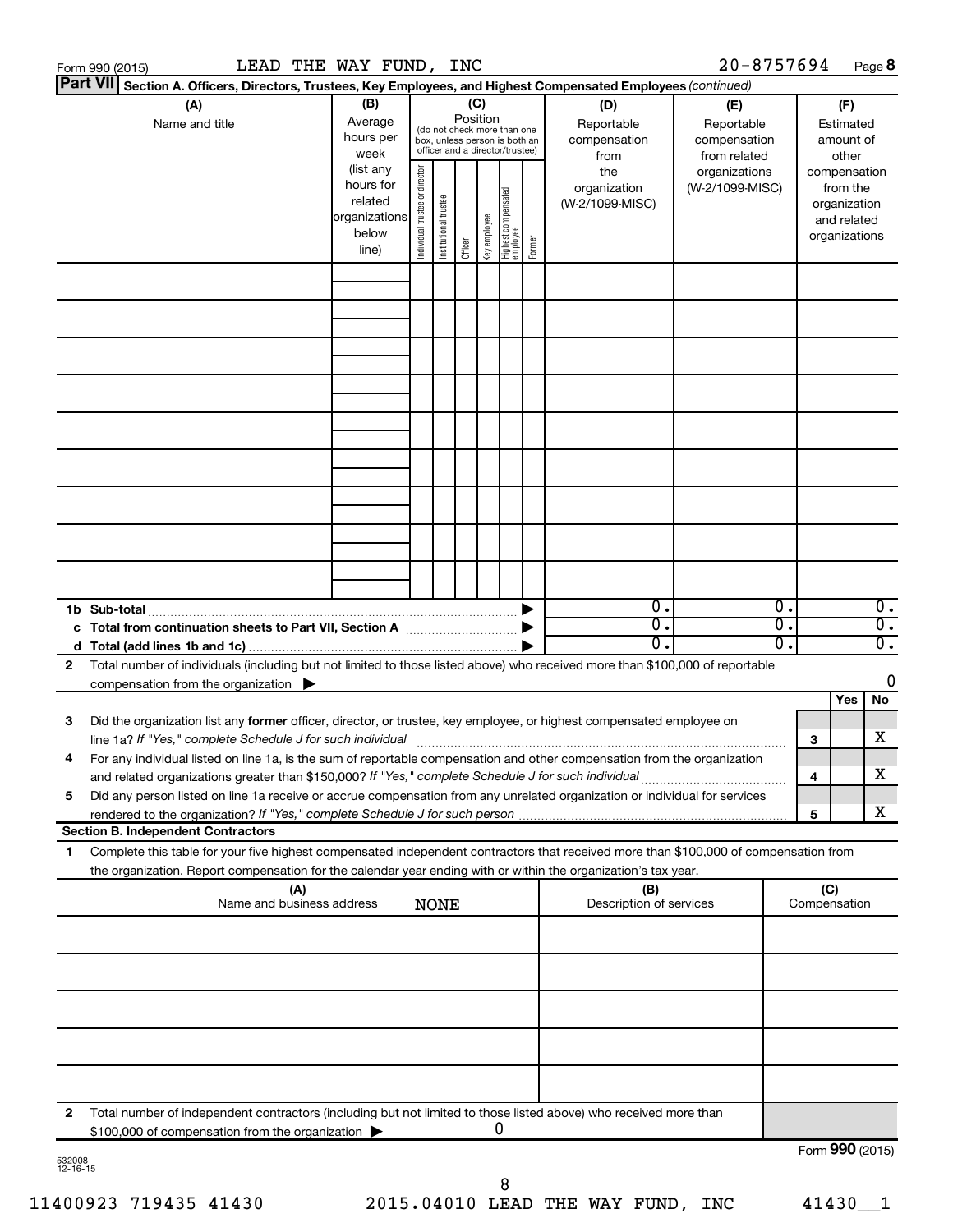Form 990 (2015) LEAD THE WAY FUND, INC 20-8757694 Page 8

**Part VII Section A. Officers, Directors, Trustees, Key Employees, and Highest Compensated Employees** *(continued)*

| (A) Name and title | (B) Average hours per week (list any hours for related organizations below line) | (C) Position (do not check more than one box, unless person is both an officer and a director/trustee): Individual trustee or director | Institutional trustee | Officer | Key employee | Highest compensated employee | Former | (D) Reportable compensation from the organization (W-2/1099-MISC) | (E) Reportable compensation from related organizations (W-2/1099-MISC) | (F) Estimated amount of other compensation from the organization and related organizations |
|---|---|---|---|---|---|---|---|---|---|---|
| | | | | | | | | | | |
| | | | | | | | | | | |
| | | | | | | | | | | |
| | | | | | | | | | | |
| | | | | | | | | | | |
| | | | | | | | | | | |
| | | | | | | | | | | |
| | | | | | | | | | | |
| | | | | | | | | | | |
| **1b Sub-total** | | | | | | | ▶ | 0. | 0. | 0. |
| **c Total from continuation sheets to Part VII, Section A** | | | | | | | ▶ | 0. | 0. | 0. |
| **d Total (add lines 1b and 1c)** | | | | | | | ▶ | 0. | 0. | 0. |

**2** Total number of individuals (including but not limited to those listed above) who received more than $100,000 of reportable compensation from the organization ▶ 0

| | | | Yes | No |
|---|---|---|---|---|
| **3** | Did the organization list any **former** officer, director, or trustee, key employee, or highest compensated employee on line 1a? *If "Yes," complete Schedule J for such individual* | 3 | | X |
| **4** | For any individual listed on line 1a, is the sum of reportable compensation and other compensation from the organization and related organizations greater than $150,000? *If "Yes," complete Schedule J for such individual* | 4 | | X |
| **5** | Did any person listed on line 1a receive or accrue compensation from any unrelated organization or individual for services rendered to the organization? *If "Yes," complete Schedule J for such person* | 5 | | X |

**Section B. Independent Contractors**

**1** Complete this table for your five highest compensated independent contractors that received more than $100,000 of compensation from the organization. Report compensation for the calendar year ending with or within the organization's tax year.

| (A) Name and business address | (B) Description of services | (C) Compensation |
|---|---|---|
| NONE | | |
| | | |
| | | |
| | | |
| | | |

**2** Total number of independent contractors (including but not limited to those listed above) who received more than $100,000 of compensation from the organization ▶ 0

Form **990** (2015)

532008 12-16-15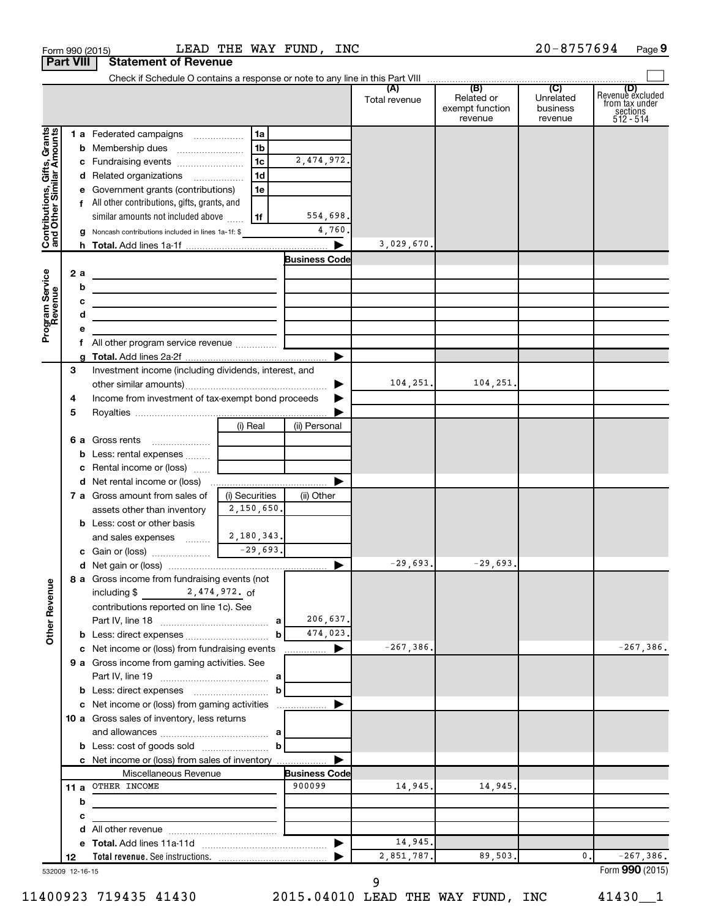Form 990 (2015) LEAD THE WAY FUND, INC 20-8757694 Page 9

**Part VIII Statement of Revenue**

Check if Schedule O contains a response or note to any line in this Part VIII

| | | | | (A) Total revenue | (B) Related or exempt function revenue | (C) Unrelated business revenue | (D) Revenue excluded from tax under sections 512 - 514 |
|---|---|---|---|---|---|---|---|
| **Contributions, Gifts, Grants and Other Similar Amounts** | 1 a Federated campaigns | 1a | | | | | |
| | b Membership dues | 1b | | | | | |
| | c Fundraising events | 1c | 2,474,972. | | | | |
| | d Related organizations | 1d | | | | | |
| | e Government grants (contributions) | 1e | | | | | |
| | f All other contributions, gifts, grants, and similar amounts not included above | 1f | 554,698. | | | | |
| | g Noncash contributions included in lines 1a-1f: $ | | 4,760. | | | | |
| | h Total. Add lines 1a-1f | | | 3,029,670. | | | |
| **Program Service Revenue** | | | Business Code | | | | |
| | 2 a | | | | | | |
| | b | | | | | | |
| | c | | | | | | |
| | d | | | | | | |
| | e | | | | | | |
| | f All other program service revenue | | | | | | |
| | g Total. Add lines 2a-2f | | | | | | |
| **Other Revenue** | 3 Investment income (including dividends, interest, and other similar amounts) | | | 104,251. | 104,251. | | |
| | 4 Income from investment of tax-exempt bond proceeds | | | | | | |
| | 5 Royalties | | | | | | |
| | | (i) Real | (ii) Personal | | | | |
| | 6 a Gross rents | | | | | | |
| | b Less: rental expenses | | | | | | |
| | c Rental income or (loss) | | | | | | |
| | d Net rental income or (loss) | | | | | | |
| | | (i) Securities | (ii) Other | | | | |
| | 7 a Gross amount from sales of assets other than inventory | 2,150,650. | | | | | |
| | b Less: cost or other basis and sales expenses | 2,180,343. | | | | | |
| | c Gain or (loss) | -29,693. | | | | | |
| | d Net gain or (loss) | | | -29,693. | -29,693. | | |
| | 8 a Gross income from fundraising events (not including $ 2,474,972. of contributions reported on line 1c). See Part IV, line 18 | a | 206,637. | | | | |
| | b Less: direct expenses | b | 474,023. | | | | |
| | c Net income or (loss) from fundraising events | | | -267,386. | | | -267,386. |
| | 9 a Gross income from gaming activities. See Part IV, line 19 | a | | | | | |
| | b Less: direct expenses | b | | | | | |
| | c Net income or (loss) from gaming activities | | | | | | |
| | 10 a Gross sales of inventory, less returns and allowances | a | | | | | |
| | b Less: cost of goods sold | b | | | | | |
| | c Net income or (loss) from sales of inventory | | | | | | |
| | Miscellaneous Revenue | | Business Code | | | | |
| | 11 a OTHER INCOME | | 900099 | 14,945. | 14,945. | | |
| | b | | | | | | |
| | c | | | | | | |
| | d All other revenue | | | | | | |
| | e Total. Add lines 11a-11d | | | 14,945. | | | |
| | 12 Total revenue. See instructions. | | | 2,851,787. | 89,503. | 0. | -267,386. |

532009 12-16-15

Form **990** (2015)

11400923 719435 41430 2015.04010 LEAD THE WAY FUND, INC 41430__1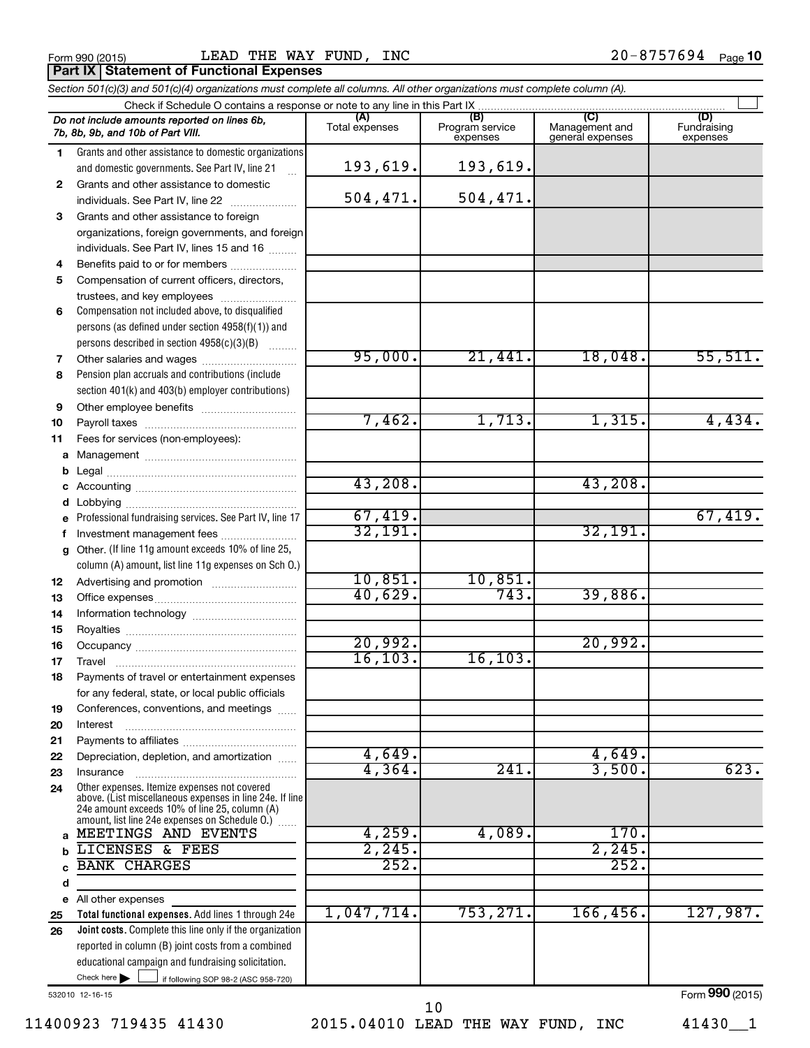Form 990 (2015) LEAD THE WAY FUND, INC 20-8757694 Page 10

**Part IX | Statement of Functional Expenses**

*Section 501(c)(3) and 501(c)(4) organizations must complete all columns. All other organizations must complete column (A).*

Check if Schedule O contains a response or note to any line in this Part IX

| *Do not include amounts reported on lines 6b, 7b, 8b, 9b, and 10b of Part VIII.* | (A) Total expenses | (B) Program service expenses | (C) Management and general expenses | (D) Fundraising expenses |
|---|---|---|---|---|
| 1 Grants and other assistance to domestic organizations and domestic governments. See Part IV, line 21 | 193,619. | 193,619. | | |
| 2 Grants and other assistance to domestic individuals. See Part IV, line 22 | 504,471. | 504,471. | | |
| 3 Grants and other assistance to foreign organizations, foreign governments, and foreign individuals. See Part IV, lines 15 and 16 | | | | |
| 4 Benefits paid to or for members | | | | |
| 5 Compensation of current officers, directors, trustees, and key employees | | | | |
| 6 Compensation not included above, to disqualified persons (as defined under section 4958(f)(1)) and persons described in section 4958(c)(3)(B) | | | | |
| 7 Other salaries and wages | 95,000. | 21,441. | 18,048. | 55,511. |
| 8 Pension plan accruals and contributions (include section 401(k) and 403(b) employer contributions) | | | | |
| 9 Other employee benefits | | | | |
| 10 Payroll taxes | 7,462. | 1,713. | 1,315. | 4,434. |
| 11 Fees for services (non-employees): | | | | |
| a Management | | | | |
| b Legal | | | | |
| c Accounting | 43,208. | | 43,208. | |
| d Lobbying | | | | |
| e Professional fundraising services. See Part IV, line 17 | 67,419. | | | 67,419. |
| f Investment management fees | 32,191. | | 32,191. | |
| g Other. (If line 11g amount exceeds 10% of line 25, column (A) amount, list line 11g expenses on Sch O.) | | | | |
| 12 Advertising and promotion | 10,851. | 10,851. | | |
| 13 Office expenses | 40,629. | 743. | 39,886. | |
| 14 Information technology | | | | |
| 15 Royalties | | | | |
| 16 Occupancy | 20,992. | | 20,992. | |
| 17 Travel | 16,103. | 16,103. | | |
| 18 Payments of travel or entertainment expenses for any federal, state, or local public officials | | | | |
| 19 Conferences, conventions, and meetings | | | | |
| 20 Interest | | | | |
| 21 Payments to affiliates | | | | |
| 22 Depreciation, depletion, and amortization | 4,649. | | 4,649. | |
| 23 Insurance | 4,364. | 241. | 3,500. | 623. |
| 24 Other expenses. Itemize expenses not covered above. (List miscellaneous expenses in line 24e. If line 24e amount exceeds 10% of line 25, column (A) amount, list line 24e expenses on Schedule O.) | | | | |
| a MEETINGS AND EVENTS | 4,259. | 4,089. | 170. | |
| b LICENSES & FEES | 2,245. | | 2,245. | |
| c BANK CHARGES | 252. | | 252. | |
| d | | | | |
| e All other expenses | | | | |
| 25 **Total functional expenses.** Add lines 1 through 24e | 1,047,714. | 753,271. | 166,456. | 127,987. |
| 26 **Joint costs.** Complete this line only if the organization reported in column (B) joint costs from a combined educational campaign and fundraising solicitation. Check here ☐ if following SOP 98-2 (ASC 958-720) | | | | |

532010 12-16-15

Form 990 (2015)

11400923 719435 41430 2015.04010 LEAD THE WAY FUND, INC 41430__1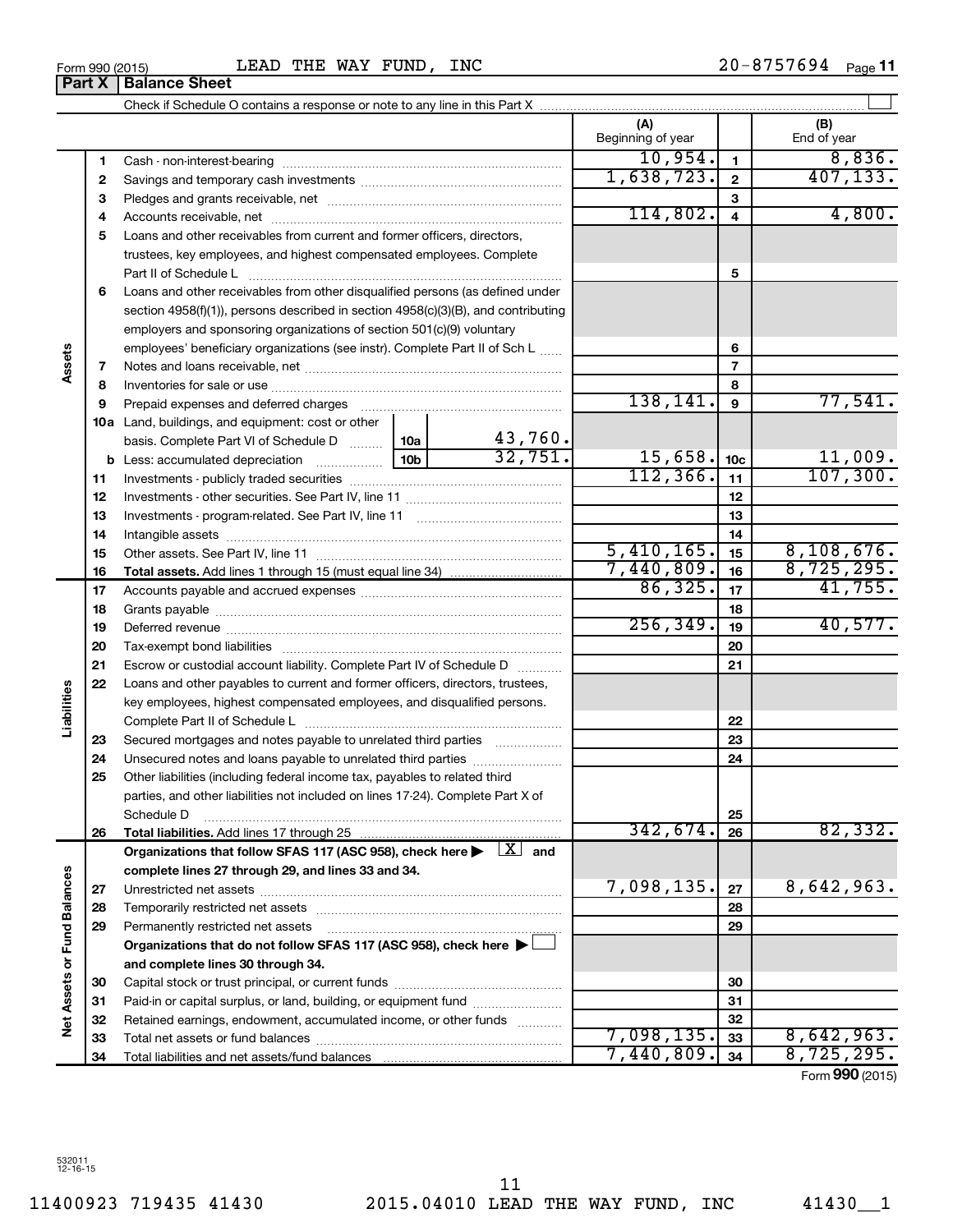Form 990 (2015) LEAD THE WAY FUND, INC 20-8757694 Page **11**

**Part X | Balance Sheet**

Check if Schedule O contains a response or note to any line in this Part X ☐

| | | | | (A) Beginning of year | | (B) End of year |
|---|---|---|---|---|---|---|
| Assets | 1 | Cash - non-interest-bearing | | 10,954. | 1 | 8,836. |
| | 2 | Savings and temporary cash investments | | 1,638,723. | 2 | 407,133. |
| | 3 | Pledges and grants receivable, net | | | 3 | |
| | 4 | Accounts receivable, net | | 114,802. | 4 | 4,800. |
| | 5 | Loans and other receivables from current and former officers, directors, trustees, key employees, and highest compensated employees. Complete Part II of Schedule L | | | 5 | |
| | 6 | Loans and other receivables from other disqualified persons (as defined under section 4958(f)(1)), persons described in section 4958(c)(3)(B), and contributing employers and sponsoring organizations of section 501(c)(9) voluntary employees' beneficiary organizations (see instr). Complete Part II of Sch L | | | 6 | |
| | 7 | Notes and loans receivable, net | | | 7 | |
| | 8 | Inventories for sale or use | | | 8 | |
| | 9 | Prepaid expenses and deferred charges | | 138,141. | 9 | 77,541. |
| | 10a | Land, buildings, and equipment: cost or other basis. Complete Part VI of Schedule D | 10a 43,760. | | | |
| | b | Less: accumulated depreciation | 10b 32,751. | 15,658. | 10c | 11,009. |
| | 11 | Investments - publicly traded securities | | 112,366. | 11 | 107,300. |
| | 12 | Investments - other securities. See Part IV, line 11 | | | 12 | |
| | 13 | Investments - program-related. See Part IV, line 11 | | | 13 | |
| | 14 | Intangible assets | | | 14 | |
| | 15 | Other assets. See Part IV, line 11 | | 5,410,165. | 15 | 8,108,676. |
| | 16 | **Total assets.** Add lines 1 through 15 (must equal line 34) | | 7,440,809. | 16 | 8,725,295. |
| Liabilities | 17 | Accounts payable and accrued expenses | | 86,325. | 17 | 41,755. |
| | 18 | Grants payable | | | 18 | |
| | 19 | Deferred revenue | | 256,349. | 19 | 40,577. |
| | 20 | Tax-exempt bond liabilities | | | 20 | |
| | 21 | Escrow or custodial account liability. Complete Part IV of Schedule D | | | 21 | |
| | 22 | Loans and other payables to current and former officers, directors, trustees, key employees, highest compensated employees, and disqualified persons. Complete Part II of Schedule L | | | 22 | |
| | 23 | Secured mortgages and notes payable to unrelated third parties | | | 23 | |
| | 24 | Unsecured notes and loans payable to unrelated third parties | | | 24 | |
| | 25 | Other liabilities (including federal income tax, payables to related third parties, and other liabilities not included on lines 17-24). Complete Part X of Schedule D | | | 25 | |
| | 26 | **Total liabilities.** Add lines 17 through 25 | | 342,674. | 26 | 82,332. |
| Net Assets or Fund Balances | | **Organizations that follow SFAS 117 (ASC 958), check here ▶ ☒ and complete lines 27 through 29, and lines 33 and 34.** | | | | |
| | 27 | Unrestricted net assets | | 7,098,135. | 27 | 8,642,963. |
| | 28 | Temporarily restricted net assets | | | 28 | |
| | 29 | Permanently restricted net assets | | | 29 | |
| | | **Organizations that do not follow SFAS 117 (ASC 958), check here ▶ ☐ and complete lines 30 through 34.** | | | | |
| | 30 | Capital stock or trust principal, or current funds | | | 30 | |
| | 31 | Paid-in or capital surplus, or land, building, or equipment fund | | | 31 | |
| | 32 | Retained earnings, endowment, accumulated income, or other funds | | | 32 | |
| | 33 | Total net assets or fund balances | | 7,098,135. | 33 | 8,642,963. |
| | 34 | Total liabilities and net assets/fund balances | | 7,440,809. | 34 | 8,725,295. |

Form **990** (2015)

532011 12-16-15

11400923 719435 41430 2015.04010 LEAD THE WAY FUND, INC 41430__1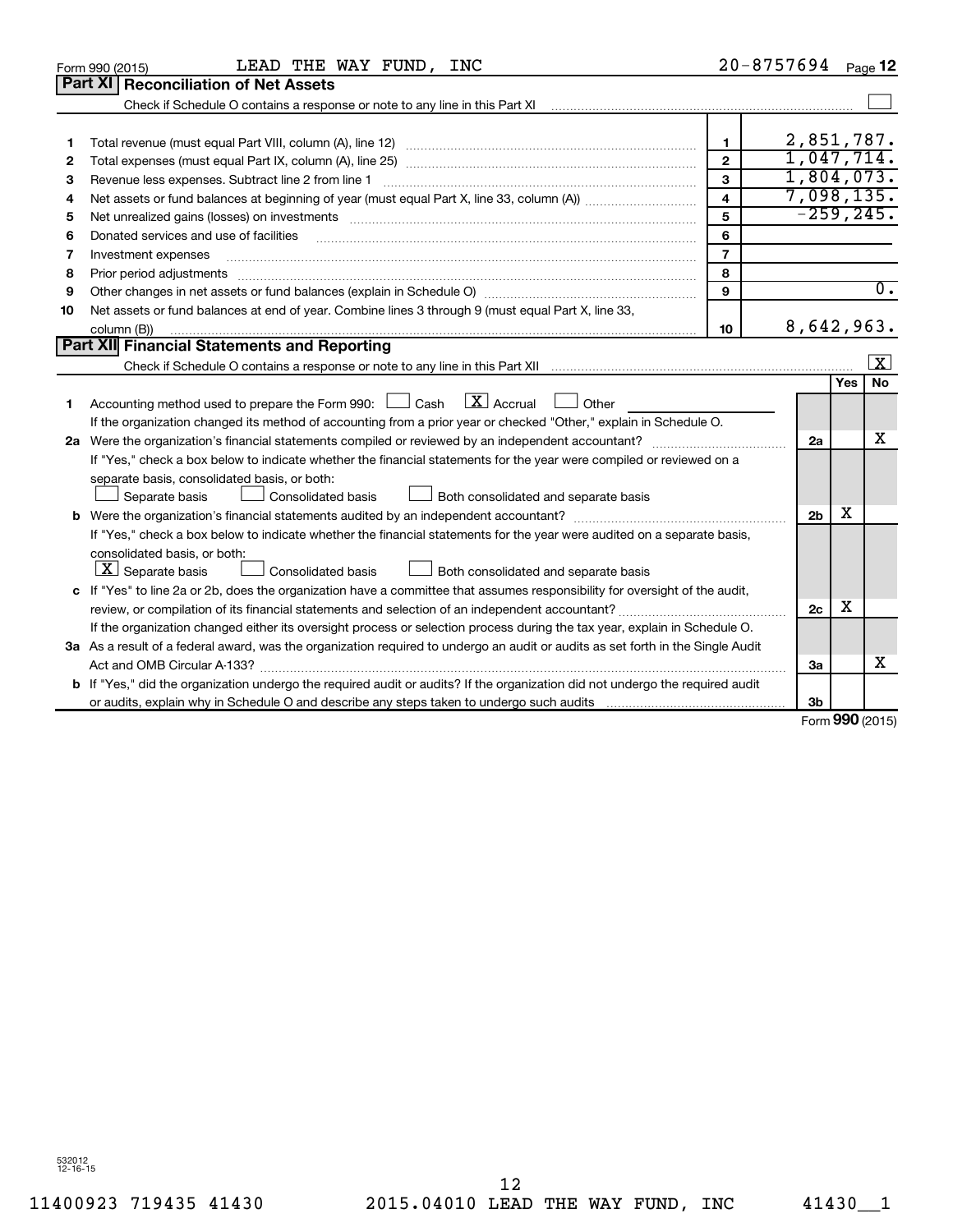Form 990 (2015) LEAD THE WAY FUND, INC 20-8757694 Page 12

## Part XI Reconciliation of Net Assets

Check if Schedule O contains a response or note to any line in this Part XI ☐

| | | | |
|---|---|---|---|
| 1 | Total revenue (must equal Part VIII, column (A), line 12) | 1 | 2,851,787. |
| 2 | Total expenses (must equal Part IX, column (A), line 25) | 2 | 1,047,714. |
| 3 | Revenue less expenses. Subtract line 2 from line 1 | 3 | 1,804,073. |
| 4 | Net assets or fund balances at beginning of year (must equal Part X, line 33, column (A)) | 4 | 7,098,135. |
| 5 | Net unrealized gains (losses) on investments | 5 | -259,245. |
| 6 | Donated services and use of facilities | 6 | |
| 7 | Investment expenses | 7 | |
| 8 | Prior period adjustments | 8 | |
| 9 | Other changes in net assets or fund balances (explain in Schedule O) | 9 | 0. |
| 10 | Net assets or fund balances at end of year. Combine lines 3 through 9 (must equal Part X, line 33, column (B)) | 10 | 8,642,963. |

## Part XII Financial Statements and Reporting

Check if Schedule O contains a response or note to any line in this Part XII ☒

| | | | Yes | No |
|---|---|---|---|---|
| 1 | Accounting method used to prepare the Form 990: ☐ Cash ☒ Accrual ☐ Other ____<br>If the organization changed its method of accounting from a prior year or checked "Other," explain in Schedule O. | | | |
| 2a | Were the organization's financial statements compiled or reviewed by an independent accountant?<br>If "Yes," check a box below to indicate whether the financial statements for the year were compiled or reviewed on a separate basis, consolidated basis, or both:<br>☐ Separate basis ☐ Consolidated basis ☐ Both consolidated and separate basis | 2a | | X |
| b | Were the organization's financial statements audited by an independent accountant?<br>If "Yes," check a box below to indicate whether the financial statements for the year were audited on a separate basis, consolidated basis, or both:<br>☒ Separate basis ☐ Consolidated basis ☐ Both consolidated and separate basis | 2b | X | |
| c | If "Yes" to line 2a or 2b, does the organization have a committee that assumes responsibility for oversight of the audit, review, or compilation of its financial statements and selection of an independent accountant?<br>If the organization changed either its oversight process or selection process during the tax year, explain in Schedule O. | 2c | X | |
| 3a | As a result of a federal award, was the organization required to undergo an audit or audits as set forth in the Single Audit Act and OMB Circular A-133? | 3a | | X |
| b | If "Yes," did the organization undergo the required audit or audits? If the organization did not undergo the required audit or audits, explain why in Schedule O and describe any steps taken to undergo such audits | 3b | | |

Form 990 (2015)

532012 12-16-15

11400923 719435 41430 2015.04010 LEAD THE WAY FUND, INC 41430__1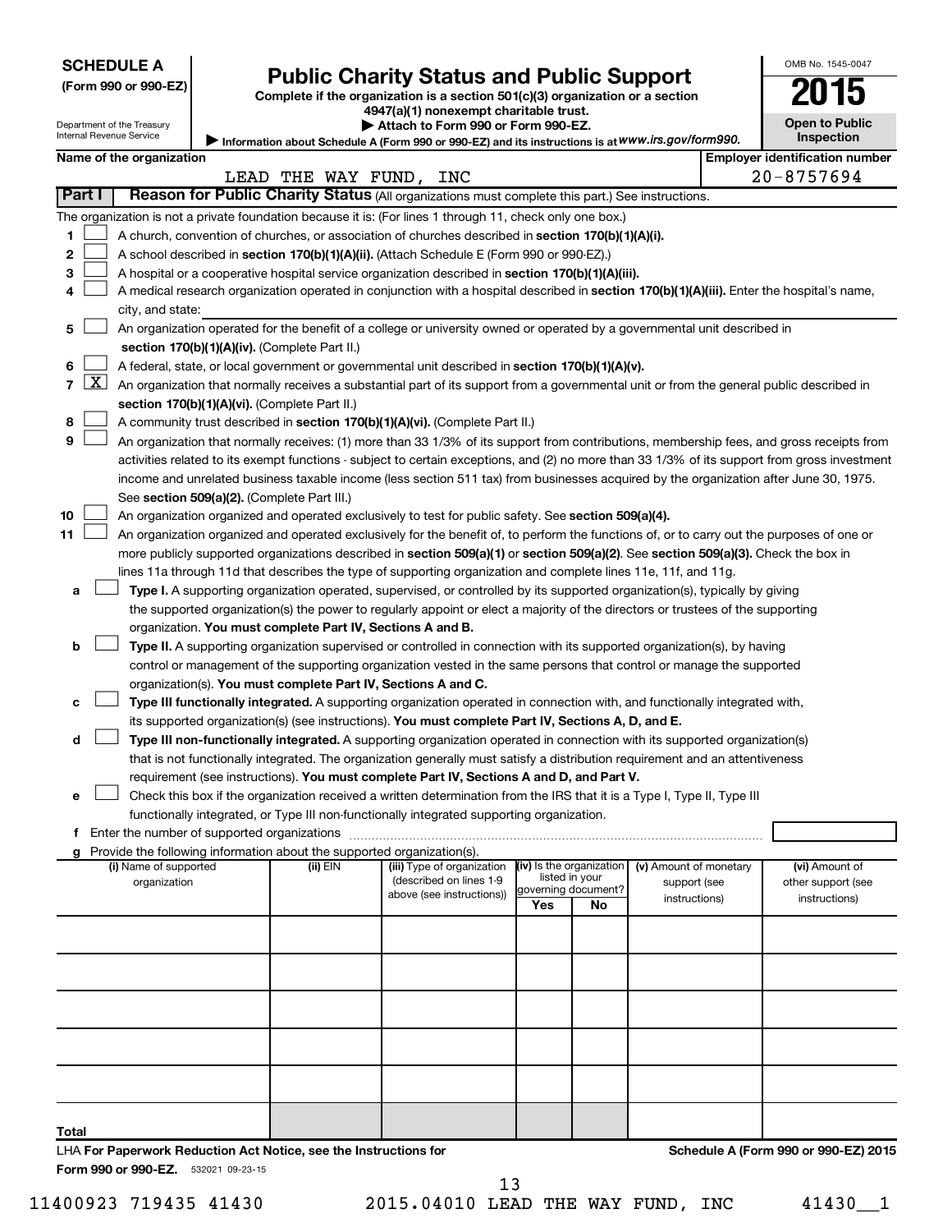**SCHEDULE A**
**(Form 990 or 990-EZ)**

Department of the Treasury
Internal Revenue Service

# Public Charity Status and Public Support

**Complete if the organization is a section 501(c)(3) organization or a section 4947(a)(1) nonexempt charitable trust.**
**▶ Attach to Form 990 or Form 990-EZ.**
▶ Information about Schedule A (Form 990 or 990-EZ) and its instructions is at www.irs.gov/form990.

OMB No. 1545-0047
**2015**
**Open to Public Inspection**

**Name of the organization:** LEAD THE WAY FUND, INC
**Employer identification number:** 20-8757694

## Part I — Reason for Public Charity Status (All organizations must complete this part.) See instructions.

The organization is not a private foundation because it is: (For lines 1 through 11, check only one box.)

1. ☐ A church, convention of churches, or association of churches described in **section 170(b)(1)(A)(i).**
2. ☐ A school described in **section 170(b)(1)(A)(ii).** (Attach Schedule E (Form 990 or 990-EZ).)
3. ☐ A hospital or a cooperative hospital service organization described in **section 170(b)(1)(A)(iii).**
4. ☐ A medical research organization operated in conjunction with a hospital described in **section 170(b)(1)(A)(iii).** Enter the hospital's name, city, and state:
5. ☐ An organization operated for the benefit of a college or university owned or operated by a governmental unit described in **section 170(b)(1)(A)(iv).** (Complete Part II.)
6. ☐ A federal, state, or local government or governmental unit described in **section 170(b)(1)(A)(v).**
7. ☒ An organization that normally receives a substantial part of its support from a governmental unit or from the general public described in **section 170(b)(1)(A)(vi).** (Complete Part II.)
8. ☐ A community trust described in **section 170(b)(1)(A)(vi).** (Complete Part II.)
9. ☐ An organization that normally receives: (1) more than 33 1/3% of its support from contributions, membership fees, and gross receipts from activities related to its exempt functions - subject to certain exceptions, and (2) no more than 33 1/3% of its support from gross investment income and unrelated business taxable income (less section 511 tax) from businesses acquired by the organization after June 30, 1975. See **section 509(a)(2).** (Complete Part III.)
10. ☐ An organization organized and operated exclusively to test for public safety. See **section 509(a)(4).**
11. ☐ An organization organized and operated exclusively for the benefit of, to perform the functions of, or to carry out the purposes of one or more publicly supported organizations described in **section 509(a)(1)** or **section 509(a)(2).** See **section 509(a)(3).** Check the box in lines 11a through 11d that describes the type of supporting organization and complete lines 11e, 11f, and 11g.
   - **a** ☐ **Type I.** A supporting organization operated, supervised, or controlled by its supported organization(s), typically by giving the supported organization(s) the power to regularly appoint or elect a majority of the directors or trustees of the supporting organization. **You must complete Part IV, Sections A and B.**
   - **b** ☐ **Type II.** A supporting organization supervised or controlled in connection with its supported organization(s), by having control or management of the supporting organization vested in the same persons that control or manage the supported organization(s). **You must complete Part IV, Sections A and C.**
   - **c** ☐ **Type III functionally integrated.** A supporting organization operated in connection with, and functionally integrated with, its supported organization(s) (see instructions). **You must complete Part IV, Sections A, D, and E.**
   - **d** ☐ **Type III non-functionally integrated.** A supporting organization operated in connection with its supported organization(s) that is not functionally integrated. The organization generally must satisfy a distribution requirement and an attentiveness requirement (see instructions). **You must complete Part IV, Sections A and D, and Part V.**
   - **e** ☐ Check this box if the organization received a written determination from the IRS that it is a Type I, Type II, Type III functionally integrated, or Type III non-functionally integrated supporting organization.
   - **f** Enter the number of supported organizations
   - **g** Provide the following information about the supported organization(s).

| (i) Name of supported organization | (ii) EIN | (iii) Type of organization (described on lines 1-9 above (see instructions)) | (iv) Is the organization listed in your governing document? Yes | No | (v) Amount of monetary support (see instructions) | (vi) Amount of other support (see instructions) |
|---|---|---|---|---|---|---|
| | | | | | | |
| | | | | | | |
| | | | | | | |
| | | | | | | |
| | | | | | | |
| **Total** | | | | | | |

LHA **For Paperwork Reduction Act Notice, see the Instructions for Form 990 or 990-EZ.** 532021 09-23-15

**Schedule A (Form 990 or 990-EZ) 2015**

11400923 719435 41430    2015.04010 LEAD THE WAY FUND, INC    41430__1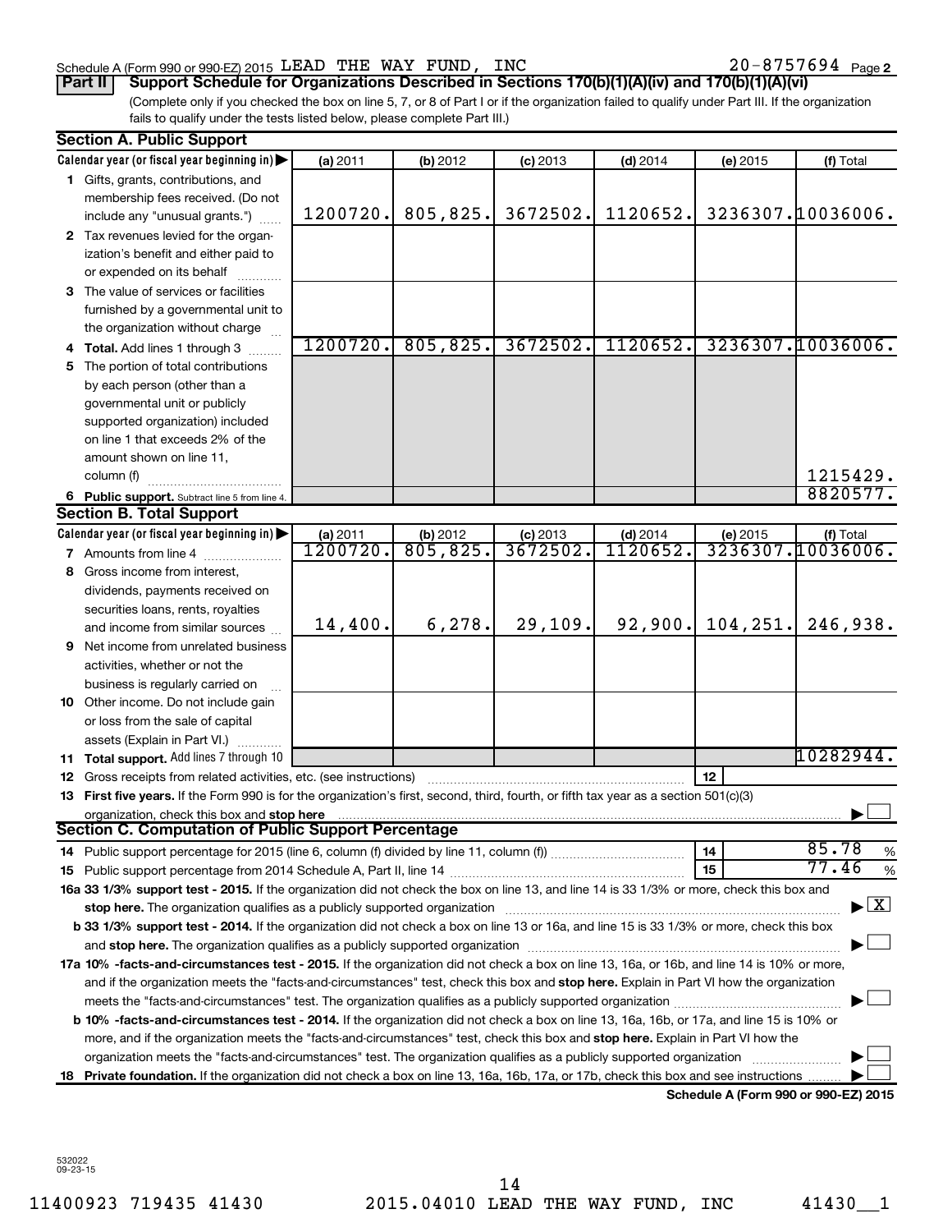Schedule A (Form 990 or 990-EZ) 2015 LEAD THE WAY FUND, INC 20-8757694 Page 2

**Part II** **Support Schedule for Organizations Described in Sections 170(b)(1)(A)(iv) and 170(b)(1)(A)(vi)**

(Complete only if you checked the box on line 5, 7, or 8 of Part I or if the organization failed to qualify under Part III. If the organization fails to qualify under the tests listed below, please complete Part III.)

**Section A. Public Support**

| Calendar year (or fiscal year beginning in) | (a) 2011 | (b) 2012 | (c) 2013 | (d) 2014 | (e) 2015 | (f) Total |
|---|---|---|---|---|---|---|
| 1 Gifts, grants, contributions, and membership fees received. (Do not include any "unusual grants.") | 1200720. | 805,825. | 3672502. | 1120652. | 3236307. | 10036006. |
| 2 Tax revenues levied for the organization's benefit and either paid to or expended on its behalf | | | | | | |
| 3 The value of services or facilities furnished by a governmental unit to the organization without charge | | | | | | |
| 4 **Total.** Add lines 1 through 3 | 1200720. | 805,825. | 3672502. | 1120652. | 3236307. | 10036006. |
| 5 The portion of total contributions by each person (other than a governmental unit or publicly supported organization) included on line 1 that exceeds 2% of the amount shown on line 11, column (f) | | | | | | 1215429. |
| 6 **Public support.** Subtract line 5 from line 4. | | | | | | 8820577. |

**Section B. Total Support**

| Calendar year (or fiscal year beginning in) | (a) 2011 | (b) 2012 | (c) 2013 | (d) 2014 | (e) 2015 | (f) Total |
|---|---|---|---|---|---|---|
| 7 Amounts from line 4 | 1200720. | 805,825. | 3672502. | 1120652. | 3236307. | 10036006. |
| 8 Gross income from interest, dividends, payments received on securities loans, rents, royalties and income from similar sources | 14,400. | 6,278. | 29,109. | 92,900. | 104,251. | 246,938. |
| 9 Net income from unrelated business activities, whether or not the business is regularly carried on | | | | | | |
| 10 Other income. Do not include gain or loss from the sale of capital assets (Explain in Part VI.) | | | | | | |
| 11 **Total support.** Add lines 7 through 10 | | | | | | 10282944. |

12 Gross receipts from related activities, etc. (see instructions) 12

13 **First five years.** If the Form 990 is for the organization's first, second, third, fourth, or fifth tax year as a section 501(c)(3) organization, check this box and **stop here** ☐

**Section C. Computation of Public Support Percentage**

14 Public support percentage for 2015 (line 6, column (f) divided by line 11, column (f)) 14 85.78 %

15 Public support percentage from 2014 Schedule A, Part II, line 14 15 77.46 %

16a **33 1/3% support test - 2015.** If the organization did not check the box on line 13, and line 14 is 33 1/3% or more, check this box and **stop here.** The organization qualifies as a publicly supported organization ☒

b **33 1/3% support test - 2014.** If the organization did not check a box on line 13 or 16a, and line 15 is 33 1/3% or more, check this box and **stop here.** The organization qualifies as a publicly supported organization ☐

17a **10% -facts-and-circumstances test - 2015.** If the organization did not check a box on line 13, 16a, or 16b, and line 14 is 10% or more, and if the organization meets the "facts-and-circumstances" test, check this box and **stop here.** Explain in Part VI how the organization meets the "facts-and-circumstances" test. The organization qualifies as a publicly supported organization ☐

b **10% -facts-and-circumstances test - 2014.** If the organization did not check a box on line 13, 16a, 16b, or 17a, and line 15 is 10% or more, and if the organization meets the "facts-and-circumstances" test, check this box and **stop here.** Explain in Part VI how the organization meets the "facts-and-circumstances" test. The organization qualifies as a publicly supported organization ☐

18 **Private foundation.** If the organization did not check a box on line 13, 16a, 16b, 17a, or 17b, check this box and see instructions ☐

**Schedule A (Form 990 or 990-EZ) 2015**

532022 09-23-15

11400923 719435 41430 2015.04010 LEAD THE WAY FUND, INC 41430__1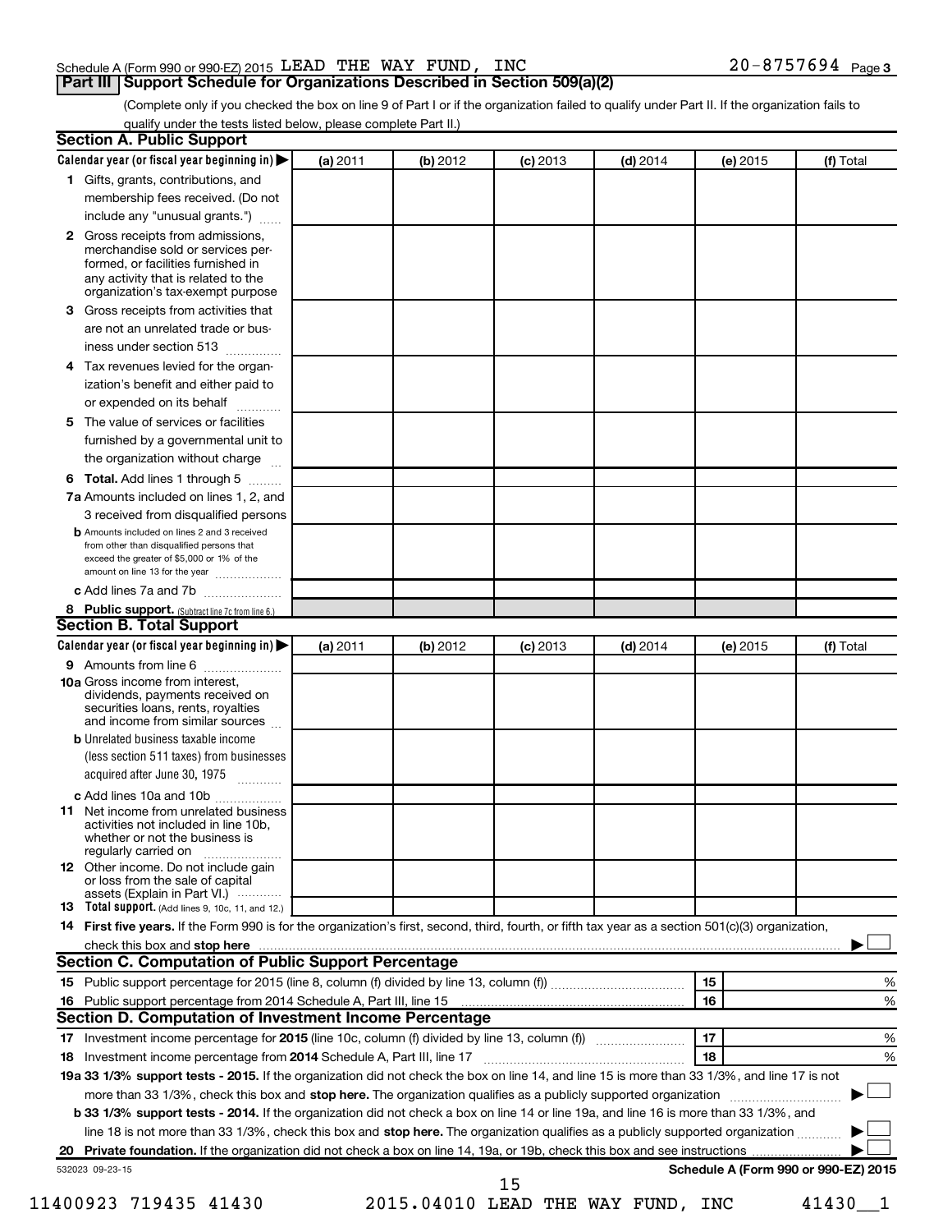Schedule A (Form 990 or 990-EZ) 2015 LEAD THE WAY FUND, INC 20-8757694 Page 3

## Part III Support Schedule for Organizations Described in Section 509(a)(2)

(Complete only if you checked the box on line 9 of Part I or if the organization failed to qualify under Part II. If the organization fails to qualify under the tests listed below, please complete Part II.)

### Section A. Public Support

| Calendar year (or fiscal year beginning in) ▶ | (a) 2011 | (b) 2012 | (c) 2013 | (d) 2014 | (e) 2015 | (f) Total |
|---|---|---|---|---|---|---|
| 1 Gifts, grants, contributions, and membership fees received. (Do not include any "unusual grants.") | | | | | | |
| 2 Gross receipts from admissions, merchandise sold or services performed, or facilities furnished in any activity that is related to the organization's tax-exempt purpose | | | | | | |
| 3 Gross receipts from activities that are not an unrelated trade or business under section 513 | | | | | | |
| 4 Tax revenues levied for the organization's benefit and either paid to or expended on its behalf | | | | | | |
| 5 The value of services or facilities furnished by a governmental unit to the organization without charge | | | | | | |
| 6 **Total.** Add lines 1 through 5 | | | | | | |
| 7a Amounts included on lines 1, 2, and 3 received from disqualified persons | | | | | | |
| b Amounts included on lines 2 and 3 received from other than disqualified persons that exceed the greater of $5,000 or 1% of the amount on line 13 for the year | | | | | | |
| c Add lines 7a and 7b | | | | | | |
| 8 **Public support.** (Subtract line 7c from line 6.) | | | | | | |

### Section B. Total Support

| Calendar year (or fiscal year beginning in) ▶ | (a) 2011 | (b) 2012 | (c) 2013 | (d) 2014 | (e) 2015 | (f) Total |
|---|---|---|---|---|---|---|
| 9 Amounts from line 6 | | | | | | |
| 10a Gross income from interest, dividends, payments received on securities loans, rents, royalties and income from similar sources | | | | | | |
| b Unrelated business taxable income (less section 511 taxes) from businesses acquired after June 30, 1975 | | | | | | |
| c Add lines 10a and 10b | | | | | | |
| 11 Net income from unrelated business activities not included in line 10b, whether or not the business is regularly carried on | | | | | | |
| 12 Other income. Do not include gain or loss from the sale of capital assets (Explain in Part VI.) | | | | | | |
| 13 **Total support.** (Add lines 9, 10c, 11, and 12.) | | | | | | |

14 **First five years.** If the Form 990 is for the organization's first, second, third, fourth, or fifth tax year as a section 501(c)(3) organization, check this box and **stop here** ▶ ☐

### Section C. Computation of Public Support Percentage

| | | |
|---|---|---|
| 15 Public support percentage for 2015 (line 8, column (f) divided by line 13, column (f)) | 15 | % |
| 16 Public support percentage from 2014 Schedule A, Part III, line 15 | 16 | % |

### Section D. Computation of Investment Income Percentage

| | | |
|---|---|---|
| 17 Investment income percentage for **2015** (line 10c, column (f) divided by line 13, column (f)) | 17 | % |
| 18 Investment income percentage from **2014** Schedule A, Part III, line 17 | 18 | % |

**19a 33 1/3% support tests - 2015.** If the organization did not check the box on line 14, and line 15 is more than 33 1/3%, and line 17 is not more than 33 1/3%, check this box and **stop here.** The organization qualifies as a publicly supported organization ▶ ☐

**b 33 1/3% support tests - 2014.** If the organization did not check a box on line 14 or line 19a, and line 16 is more than 33 1/3%, and line 18 is not more than 33 1/3%, check this box and **stop here.** The organization qualifies as a publicly supported organization ▶ ☐

**20 Private foundation.** If the organization did not check a box on line 14, 19a, or 19b, check this box and see instructions ▶ ☐

532023 09-23-15 **Schedule A (Form 990 or 990-EZ) 2015**

11400923 719435 41430 2015.04010 LEAD THE WAY FUND, INC 41430__1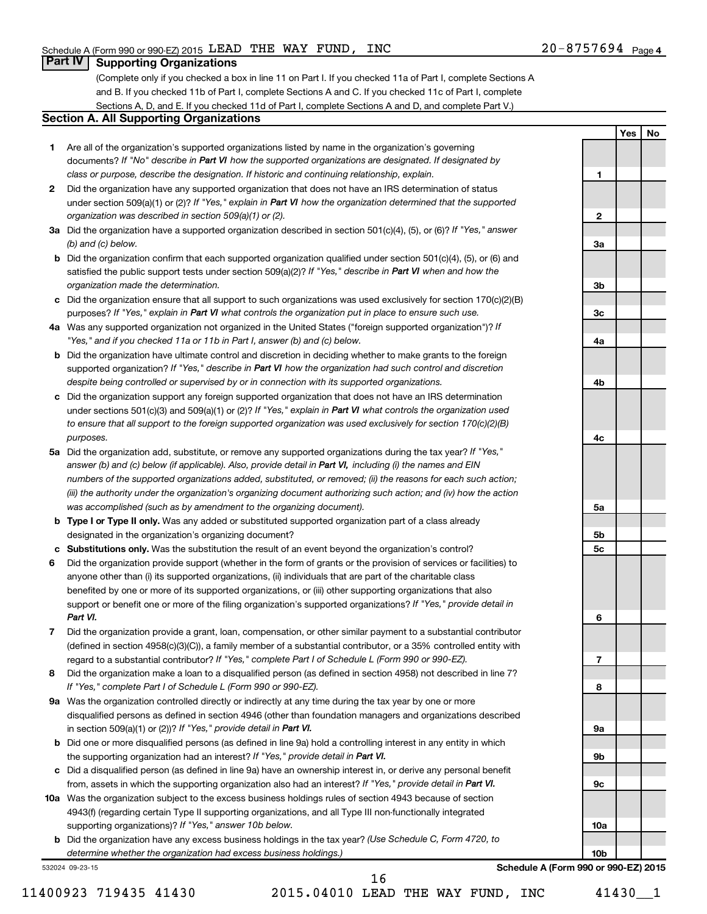Schedule A (Form 990 or 990-EZ) 2015 LEAD THE WAY FUND, INC 20-8757694 Page 4

## Part IV Supporting Organizations

(Complete only if you checked a box in line 11 on Part I. If you checked 11a of Part I, complete Sections A and B. If you checked 11b of Part I, complete Sections A and C. If you checked 11c of Part I, complete Sections A, D, and E. If you checked 11d of Part I, complete Sections A and D, and complete Part V.)

### Section A. All Supporting Organizations

| | | | Yes | No |
|---|---|---|---|---|
| **1** | Are all of the organization's supported organizations listed by name in the organization's governing documents? *If "No" describe in **Part VI** how the supported organizations are designated. If designated by class or purpose, describe the designation. If historic and continuing relationship, explain.* | 1 | | |
| **2** | Did the organization have any supported organization that does not have an IRS determination of status under section 509(a)(1) or (2)? *If "Yes," explain in **Part VI** how the organization determined that the supported organization was described in section 509(a)(1) or (2).* | 2 | | |
| **3a** | Did the organization have a supported organization described in section 501(c)(4), (5), or (6)? *If "Yes," answer (b) and (c) below.* | 3a | | |
| **b** | Did the organization confirm that each supported organization qualified under section 501(c)(4), (5), or (6) and satisfied the public support tests under section 509(a)(2)? *If "Yes," describe in **Part VI** when and how the organization made the determination.* | 3b | | |
| **c** | Did the organization ensure that all support to such organizations was used exclusively for section 170(c)(2)(B) purposes? *If "Yes," explain in **Part VI** what controls the organization put in place to ensure such use.* | 3c | | |
| **4a** | Was any supported organization not organized in the United States ("foreign supported organization")? *If "Yes," and if you checked 11a or 11b in Part I, answer (b) and (c) below.* | 4a | | |
| **b** | Did the organization have ultimate control and discretion in deciding whether to make grants to the foreign supported organization? *If "Yes," describe in **Part VI** how the organization had such control and discretion despite being controlled or supervised by or in connection with its supported organizations.* | 4b | | |
| **c** | Did the organization support any foreign supported organization that does not have an IRS determination under sections 501(c)(3) and 509(a)(1) or (2)? *If "Yes," explain in **Part VI** what controls the organization used to ensure that all support to the foreign supported organization was used exclusively for section 170(c)(2)(B) purposes.* | 4c | | |
| **5a** | Did the organization add, substitute, or remove any supported organizations during the tax year? *If "Yes," answer (b) and (c) below (if applicable). Also, provide detail in **Part VI,** including (i) the names and EIN numbers of the supported organizations added, substituted, or removed; (ii) the reasons for each such action; (iii) the authority under the organization's organizing document authorizing such action; and (iv) how the action was accomplished (such as by amendment to the organizing document).* | 5a | | |
| **b** | **Type I or Type II only.** Was any added or substituted supported organization part of a class already designated in the organization's organizing document? | 5b | | |
| **c** | **Substitutions only.** Was the substitution the result of an event beyond the organization's control? | 5c | | |
| **6** | Did the organization provide support (whether in the form of grants or the provision of services or facilities) to anyone other than (i) its supported organizations, (ii) individuals that are part of the charitable class benefited by one or more of its supported organizations, or (iii) other supporting organizations that also support or benefit one or more of the filing organization's supported organizations? *If "Yes," provide detail in **Part VI.*** | 6 | | |
| **7** | Did the organization provide a grant, loan, compensation, or other similar payment to a substantial contributor (defined in section 4958(c)(3)(C)), a family member of a substantial contributor, or a 35% controlled entity with regard to a substantial contributor? *If "Yes," complete Part I of Schedule L (Form 990 or 990-EZ).* | 7 | | |
| **8** | Did the organization make a loan to a disqualified person (as defined in section 4958) not described in line 7? *If "Yes," complete Part I of Schedule L (Form 990 or 990-EZ).* | 8 | | |
| **9a** | Was the organization controlled directly or indirectly at any time during the tax year by one or more disqualified persons as defined in section 4946 (other than foundation managers and organizations described in section 509(a)(1) or (2))? *If "Yes," provide detail in **Part VI.*** | 9a | | |
| **b** | Did one or more disqualified persons (as defined in line 9a) hold a controlling interest in any entity in which the supporting organization had an interest? *If "Yes," provide detail in **Part VI.*** | 9b | | |
| **c** | Did a disqualified person (as defined in line 9a) have an ownership interest in, or derive any personal benefit from, assets in which the supporting organization also had an interest? *If "Yes," provide detail in **Part VI.*** | 9c | | |
| **10a** | Was the organization subject to the excess business holdings rules of section 4943 because of section 4943(f) (regarding certain Type II supporting organizations, and all Type III non-functionally integrated supporting organizations)? *If "Yes," answer 10b below.* | 10a | | |
| **b** | Did the organization have any excess business holdings in the tax year? *(Use Schedule C, Form 4720, to determine whether the organization had excess business holdings.)* | 10b | | |

532024 09-23-15 **Schedule A (Form 990 or 990-EZ) 2015**

11400923 719435 41430 2015.04010 LEAD THE WAY FUND, INC 41430__1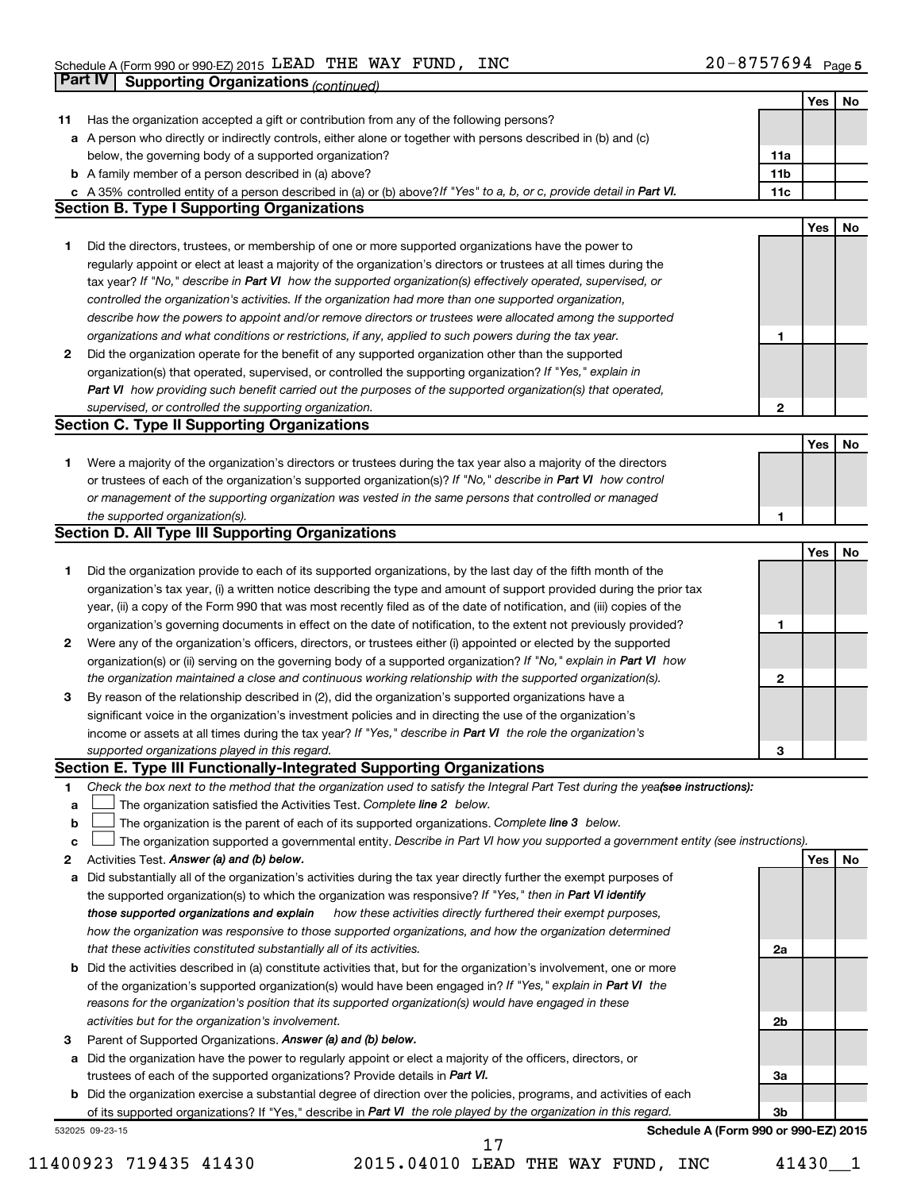Schedule A (Form 990 or 990-EZ) 2015 LEAD THE WAY FUND, INC 20-8757694 Page 5

## Part IV Supporting Organizations *(continued)*

| | | | Yes | No |
|---|---|---|---|---|
| **11** | Has the organization accepted a gift or contribution from any of the following persons? | | | |
| **a** | A person who directly or indirectly controls, either alone or together with persons described in (b) and (c) below, the governing body of a supported organization? | **11a** | | |
| **b** | A family member of a person described in (a) above? | **11b** | | |
| **c** | A 35% controlled entity of a person described in (a) or (b) above? *If "Yes" to a, b, or c, provide detail in* ***Part VI.*** | **11c** | | |

### Section B. Type I Supporting Organizations

| | | | Yes | No |
|---|---|---|---|---|
| **1** | Did the directors, trustees, or membership of one or more supported organizations have the power to regularly appoint or elect at least a majority of the organization's directors or trustees at all times during the tax year? *If "No," describe in* ***Part VI*** *how the supported organization(s) effectively operated, supervised, or controlled the organization's activities. If the organization had more than one supported organization, describe how the powers to appoint and/or remove directors or trustees were allocated among the supported organizations and what conditions or restrictions, if any, applied to such powers during the tax year.* | **1** | | |
| **2** | Did the organization operate for the benefit of any supported organization other than the supported organization(s) that operated, supervised, or controlled the supporting organization? *If "Yes," explain in* ***Part VI*** *how providing such benefit carried out the purposes of the supported organization(s) that operated, supervised, or controlled the supporting organization.* | **2** | | |

### Section C. Type II Supporting Organizations

| | | | Yes | No |
|---|---|---|---|---|
| **1** | Were a majority of the organization's directors or trustees during the tax year also a majority of the directors or trustees of each of the organization's supported organization(s)? *If "No," describe in* ***Part VI*** *how control or management of the supporting organization was vested in the same persons that controlled or managed the supported organization(s).* | **1** | | |

### Section D. All Type III Supporting Organizations

| | | | Yes | No |
|---|---|---|---|---|
| **1** | Did the organization provide to each of its supported organizations, by the last day of the fifth month of the organization's tax year, (i) a written notice describing the type and amount of support provided during the prior tax year, (ii) a copy of the Form 990 that was most recently filed as of the date of notification, and (iii) copies of the organization's governing documents in effect on the date of notification, to the extent not previously provided? | **1** | | |
| **2** | Were any of the organization's officers, directors, or trustees either (i) appointed or elected by the supported organization(s) or (ii) serving on the governing body of a supported organization? *If "No," explain in* ***Part VI*** *how the organization maintained a close and continuous working relationship with the supported organization(s).* | **2** | | |
| **3** | By reason of the relationship described in (2), did the organization's supported organizations have a significant voice in the organization's investment policies and in directing the use of the organization's income or assets at all times during the tax year? *If "Yes," describe in* ***Part VI*** *the role the organization's supported organizations played in this regard.* | **3** | | |

### Section E. Type III Functionally-Integrated Supporting Organizations

**1** *Check the box next to the method that the organization used to satisfy the Integral Part Test during the year* ***(see instructions):***

**a** ☐ The organization satisfied the Activities Test. *Complete* ***line 2*** *below.*

**b** ☐ The organization is the parent of each of its supported organizations. *Complete* ***line 3*** *below.*

**c** ☐ The organization supported a governmental entity. *Describe in Part VI how you supported a government entity (see instructions).*

| | | | Yes | No |
|---|---|---|---|---|
| **2** | Activities Test. ***Answer (a) and (b) below.*** | | | |
| **a** | Did substantially all of the organization's activities during the tax year directly further the exempt purposes of the supported organization(s) to which the organization was responsive? *If "Yes," then in* ***Part VI identify those supported organizations and explain*** *how these activities directly furthered their exempt purposes, how the organization was responsive to those supported organizations, and how the organization determined that these activities constituted substantially all of its activities.* | **2a** | | |
| **b** | Did the activities described in (a) constitute activities that, but for the organization's involvement, one or more of the organization's supported organization(s) would have been engaged in? *If "Yes," explain in* ***Part VI*** *the reasons for the organization's position that its supported organization(s) would have engaged in these activities but for the organization's involvement.* | **2b** | | |
| **3** | Parent of Supported Organizations. ***Answer (a) and (b) below.*** | | | |
| **a** | Did the organization have the power to regularly appoint or elect a majority of the officers, directors, or trustees of each of the supported organizations? Provide details in ***Part VI.*** | **3a** | | |
| **b** | Did the organization exercise a substantial degree of direction over the policies, programs, and activities of each of its supported organizations? If "Yes," describe in ***Part VI*** *the role played by the organization in this regard.* | **3b** | | |

532025 09-23-15 **Schedule A (Form 990 or 990-EZ) 2015**

11400923 719435 41430 2015.04010 LEAD THE WAY FUND, INC 41430__1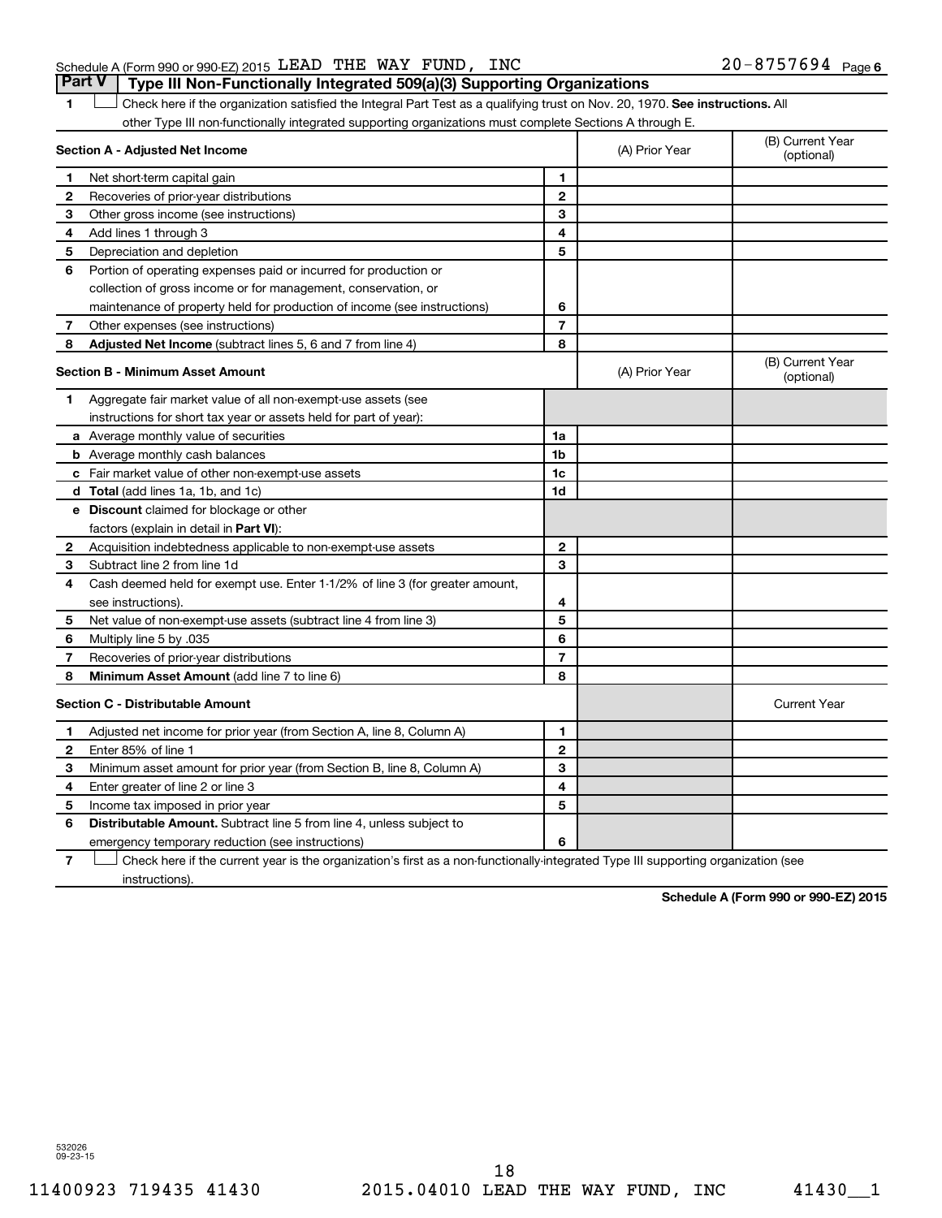Schedule A (Form 990 or 990-EZ) 2015 LEAD THE WAY FUND, INC 20-8757694 Page 6

## Part V Type III Non-Functionally Integrated 509(a)(3) Supporting Organizations

1 ☐ Check here if the organization satisfied the Integral Part Test as a qualifying trust on Nov. 20, 1970. **See instructions.** All other Type III non-functionally integrated supporting organizations must complete Sections A through E.

| **Section A - Adjusted Net Income** | | (A) Prior Year | (B) Current Year (optional) |
|---|---|---|---|
| 1 Net short-term capital gain | 1 | | |
| 2 Recoveries of prior-year distributions | 2 | | |
| 3 Other gross income (see instructions) | 3 | | |
| 4 Add lines 1 through 3 | 4 | | |
| 5 Depreciation and depletion | 5 | | |
| 6 Portion of operating expenses paid or incurred for production or collection of gross income or for management, conservation, or maintenance of property held for production of income (see instructions) | 6 | | |
| 7 Other expenses (see instructions) | 7 | | |
| 8 **Adjusted Net Income** (subtract lines 5, 6 and 7 from line 4) | 8 | | |

| **Section B - Minimum Asset Amount** | | (A) Prior Year | (B) Current Year (optional) |
|---|---|---|---|
| 1 Aggregate fair market value of all non-exempt-use assets (see instructions for short tax year or assets held for part of year): | | | |
| a Average monthly value of securities | 1a | | |
| b Average monthly cash balances | 1b | | |
| c Fair market value of other non-exempt-use assets | 1c | | |
| d **Total** (add lines 1a, 1b, and 1c) | 1d | | |
| e **Discount** claimed for blockage or other factors (explain in detail in **Part VI**): | | | |
| 2 Acquisition indebtedness applicable to non-exempt-use assets | 2 | | |
| 3 Subtract line 2 from line 1d | 3 | | |
| 4 Cash deemed held for exempt use. Enter 1-1/2% of line 3 (for greater amount, see instructions). | 4 | | |
| 5 Net value of non-exempt-use assets (subtract line 4 from line 3) | 5 | | |
| 6 Multiply line 5 by .035 | 6 | | |
| 7 Recoveries of prior-year distributions | 7 | | |
| 8 **Minimum Asset Amount** (add line 7 to line 6) | 8 | | |

| **Section C - Distributable Amount** | | | Current Year |
|---|---|---|---|
| 1 Adjusted net income for prior year (from Section A, line 8, Column A) | 1 | | |
| 2 Enter 85% of line 1 | 2 | | |
| 3 Minimum asset amount for prior year (from Section B, line 8, Column A) | 3 | | |
| 4 Enter greater of line 2 or line 3 | 4 | | |
| 5 Income tax imposed in prior year | 5 | | |
| 6 **Distributable Amount.** Subtract line 5 from line 4, unless subject to emergency temporary reduction (see instructions) | 6 | | |

7 ☐ Check here if the current year is the organization's first as a non-functionally-integrated Type III supporting organization (see instructions).

**Schedule A (Form 990 or 990-EZ) 2015**

532026 09-23-15

11400923 719435 41430 2015.04010 LEAD THE WAY FUND, INC 41430__1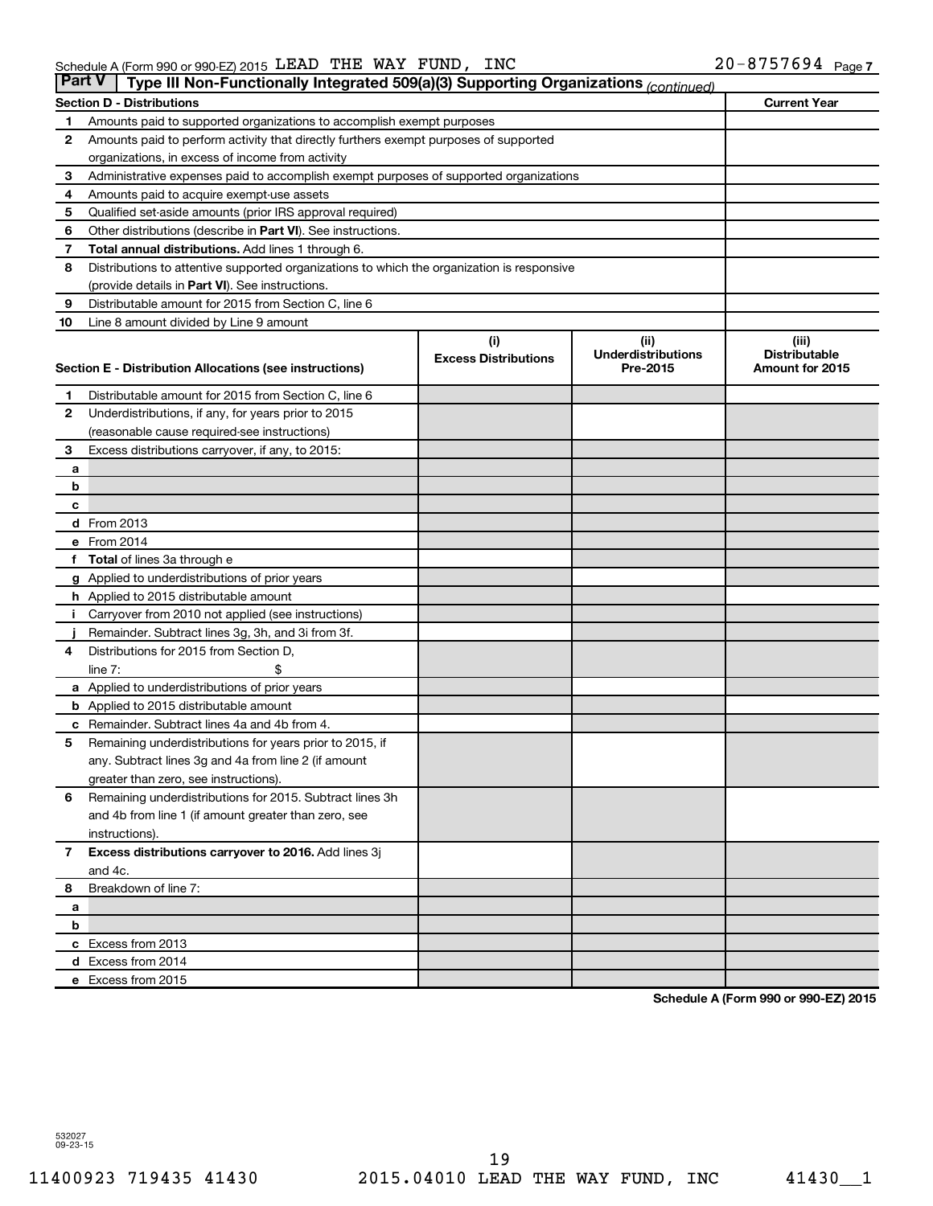Schedule A (Form 990 or 990-EZ) 2015 LEAD THE WAY FUND, INC 20-8757694 Page 7

**Part V | Type III Non-Functionally Integrated 509(a)(3) Supporting Organizations** *(continued)*

| | **Section D - Distributions** | **Current Year** |
|---|---|---|
| **1** | Amounts paid to supported organizations to accomplish exempt purposes | |
| **2** | Amounts paid to perform activity that directly furthers exempt purposes of supported organizations, in excess of income from activity | |
| **3** | Administrative expenses paid to accomplish exempt purposes of supported organizations | |
| **4** | Amounts paid to acquire exempt-use assets | |
| **5** | Qualified set-aside amounts (prior IRS approval required) | |
| **6** | Other distributions (describe in **Part VI**). See instructions. | |
| **7** | **Total annual distributions.** Add lines 1 through 6. | |
| **8** | Distributions to attentive supported organizations to which the organization is responsive (provide details in **Part VI**). See instructions. | |
| **9** | Distributable amount for 2015 from Section C, line 6 | |
| **10** | Line 8 amount divided by Line 9 amount | |

| | **Section E - Distribution Allocations (see instructions)** | **(i) Excess Distributions** | **(ii) Underdistributions Pre-2015** | **(iii) Distributable Amount for 2015** |
|---|---|---|---|---|
| **1** | Distributable amount for 2015 from Section C, line 6 | | | |
| **2** | Underdistributions, if any, for years prior to 2015 (reasonable cause required-see instructions) | | | |
| **3** | Excess distributions carryover, if any, to 2015: | | | |
| **a** | | | | |
| **b** | | | | |
| **c** | | | | |
| **d** | From 2013 | | | |
| **e** | From 2014 | | | |
| **f** | **Total** of lines 3a through e | | | |
| **g** | Applied to underdistributions of prior years | | | |
| **h** | Applied to 2015 distributable amount | | | |
| **i** | Carryover from 2010 not applied (see instructions) | | | |
| **j** | Remainder. Subtract lines 3g, 3h, and 3i from 3f. | | | |
| **4** | Distributions for 2015 from Section D, line 7: $ | | | |
| **a** | Applied to underdistributions of prior years | | | |
| **b** | Applied to 2015 distributable amount | | | |
| **c** | Remainder. Subtract lines 4a and 4b from 4. | | | |
| **5** | Remaining underdistributions for years prior to 2015, if any. Subtract lines 3g and 4a from line 2 (if amount greater than zero, see instructions). | | | |
| **6** | Remaining underdistributions for 2015. Subtract lines 3h and 4b from line 1 (if amount greater than zero, see instructions). | | | |
| **7** | **Excess distributions carryover to 2016.** Add lines 3j and 4c. | | | |
| **8** | Breakdown of line 7: | | | |
| **a** | | | | |
| **b** | | | | |
| **c** | Excess from 2013 | | | |
| **d** | Excess from 2014 | | | |
| **e** | Excess from 2015 | | | |

**Schedule A (Form 990 or 990-EZ) 2015**

532027
09-23-15

11400923 719435 41430 2015.04010 LEAD THE WAY FUND, INC 41430__1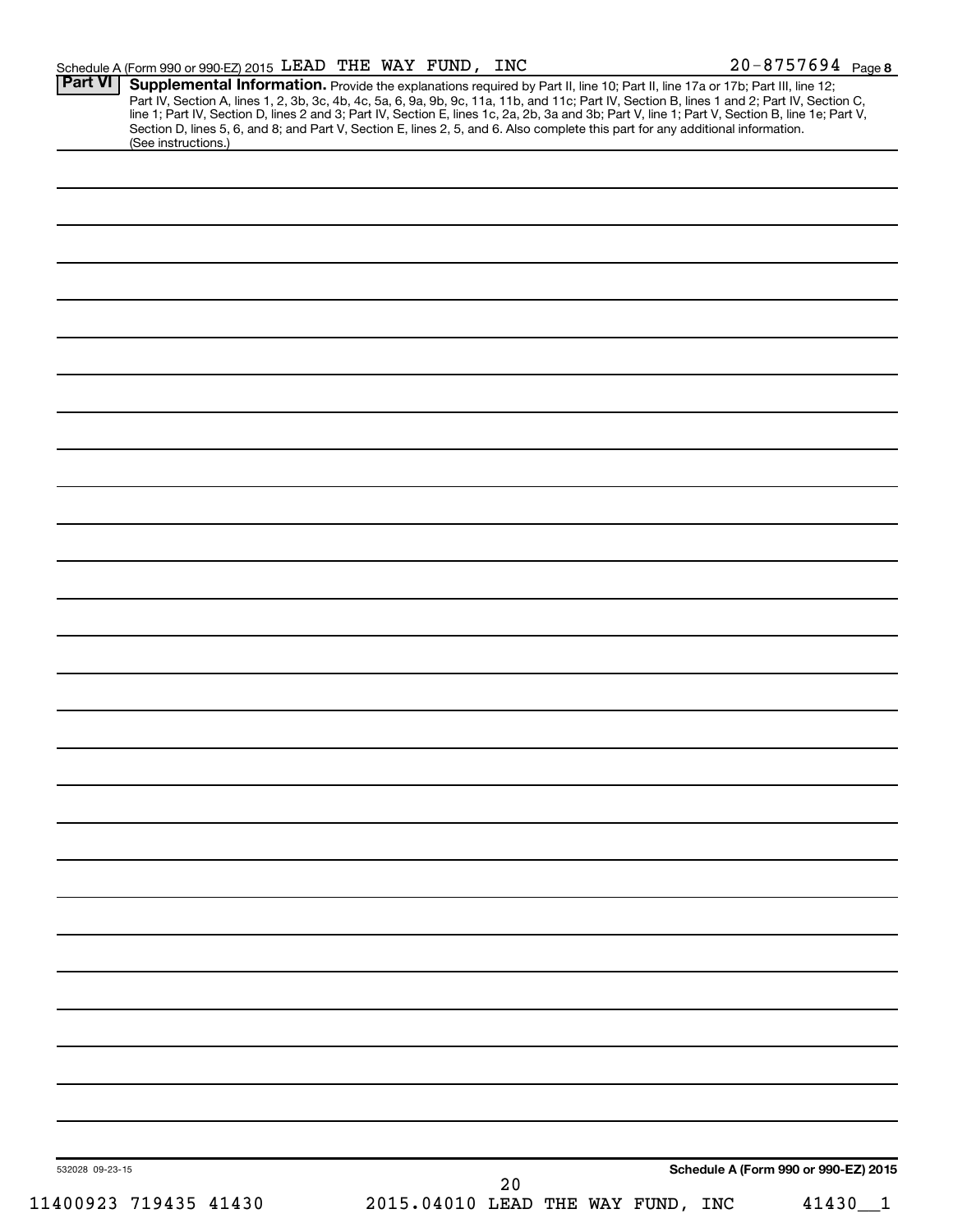Schedule A (Form 990 or 990-EZ) 2015 LEAD THE WAY FUND, INC 20-8757694 Page 8

**Part VI** **Supplemental Information.** Provide the explanations required by Part II, line 10; Part II, line 17a or 17b; Part III, line 12; Part IV, Section A, lines 1, 2, 3b, 3c, 4b, 4c, 5a, 6, 9a, 9b, 9c, 11a, 11b, and 11c; Part IV, Section B, lines 1 and 2; Part IV, Section C, line 1; Part IV, Section D, lines 2 and 3; Part IV, Section E, lines 1c, 2a, 2b, 3a and 3b; Part V, line 1; Part V, Section B, line 1e; Part V, Section D, lines 5, 6, and 8; and Part V, Section E, lines 2, 5, and 6. Also complete this part for any additional information. (See instructions.)

532028 09-23-15

**Schedule A (Form 990 or 990-EZ) 2015**

11400923 719435 41430 2015.04010 LEAD THE WAY FUND, INC 41430__1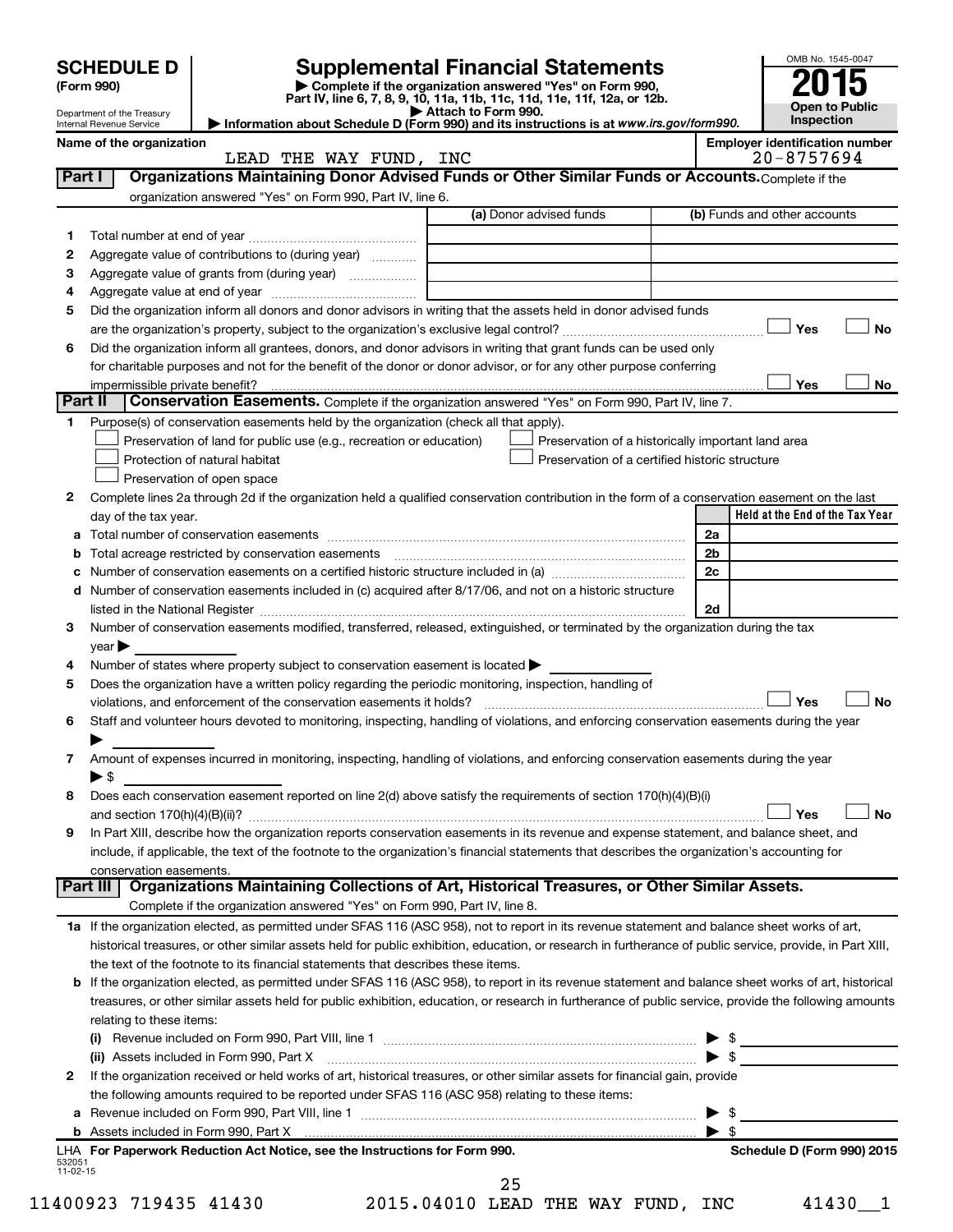# SCHEDULE D (Form 990)

Department of the Treasury
Internal Revenue Service

## Supplemental Financial Statements

▶ Complete if the organization answered "Yes" on Form 990, Part IV, line 6, 7, 8, 9, 10, 11a, 11b, 11c, 11d, 11e, 11f, 12a, or 12b.
▶ Attach to Form 990.
▶ Information about Schedule D (Form 990) and its instructions is at www.irs.gov/form990.

OMB No. 1545-0047

**2015**

**Open to Public Inspection**

**Name of the organization:** LEAD THE WAY FUND, INC

**Employer identification number:** 20-8757694

**Part I — Organizations Maintaining Donor Advised Funds or Other Similar Funds or Accounts.** Complete if the organization answered "Yes" on Form 990, Part IV, line 6.

| | | (a) Donor advised funds | (b) Funds and other accounts |
|---|---|---|---|
| 1 | Total number at end of year | | |
| 2 | Aggregate value of contributions to (during year) | | |
| 3 | Aggregate value of grants from (during year) | | |
| 4 | Aggregate value at end of year | | |

5 Did the organization inform all donors and donor advisors in writing that the assets held in donor advised funds are the organization's property, subject to the organization's exclusive legal control? ☐ Yes ☐ No

6 Did the organization inform all grantees, donors, and donor advisors in writing that grant funds can be used only for charitable purposes and not for the benefit of the donor or donor advisor, or for any other purpose conferring impermissible private benefit? ☐ Yes ☐ No

**Part II — Conservation Easements.** Complete if the organization answered "Yes" on Form 990, Part IV, line 7.

1 Purpose(s) of conservation easements held by the organization (check all that apply).
- ☐ Preservation of land for public use (e.g., recreation or education)
- ☐ Protection of natural habitat
- ☐ Preservation of open space
- ☐ Preservation of a historically important land area
- ☐ Preservation of a certified historic structure

2 Complete lines 2a through 2d if the organization held a qualified conservation contribution in the form of a conservation easement on the last day of the tax year.

| | | | Held at the End of the Tax Year |
|---|---|---|---|
| a | Total number of conservation easements | 2a | |
| b | Total acreage restricted by conservation easements | 2b | |
| c | Number of conservation easements on a certified historic structure included in (a) | 2c | |
| d | Number of conservation easements included in (c) acquired after 8/17/06, and not on a historic structure listed in the National Register | 2d | |

3 Number of conservation easements modified, transferred, released, extinguished, or terminated by the organization during the tax year ▶

4 Number of states where property subject to conservation easement is located ▶

5 Does the organization have a written policy regarding the periodic monitoring, inspection, handling of violations, and enforcement of the conservation easements it holds? ☐ Yes ☐ No

6 Staff and volunteer hours devoted to monitoring, inspecting, handling of violations, and enforcing conservation easements during the year ▶

7 Amount of expenses incurred in monitoring, inspecting, handling of violations, and enforcing conservation easements during the year ▶ $

8 Does each conservation easement reported on line 2(d) above satisfy the requirements of section 170(h)(4)(B)(i) and section 170(h)(4)(B)(ii)? ☐ Yes ☐ No

9 In Part XIII, describe how the organization reports conservation easements in its revenue and expense statement, and balance sheet, and include, if applicable, the text of the footnote to the organization's financial statements that describes the organization's accounting for conservation easements.

**Part III — Organizations Maintaining Collections of Art, Historical Treasures, or Other Similar Assets.** Complete if the organization answered "Yes" on Form 990, Part IV, line 8.

1a If the organization elected, as permitted under SFAS 116 (ASC 958), not to report in its revenue statement and balance sheet works of art, historical treasures, or other similar assets held for public exhibition, education, or research in furtherance of public service, provide, in Part XIII, the text of the footnote to its financial statements that describes these items.

b If the organization elected, as permitted under SFAS 116 (ASC 958), to report in its revenue statement and balance sheet works of art, historical treasures, or other similar assets held for public exhibition, education, or research in furtherance of public service, provide the following amounts relating to these items:

(i) Revenue included on Form 990, Part VIII, line 1 ▶ $

(ii) Assets included in Form 990, Part X ▶ $

2 If the organization received or held works of art, historical treasures, or other similar assets for financial gain, provide the following amounts required to be reported under SFAS 116 (ASC 958) relating to these items:

a Revenue included on Form 990, Part VIII, line 1 ▶ $

b Assets included in Form 990, Part X ▶ $

LHA For Paperwork Reduction Act Notice, see the Instructions for Form 990. Schedule D (Form 990) 2015

532051
11-02-15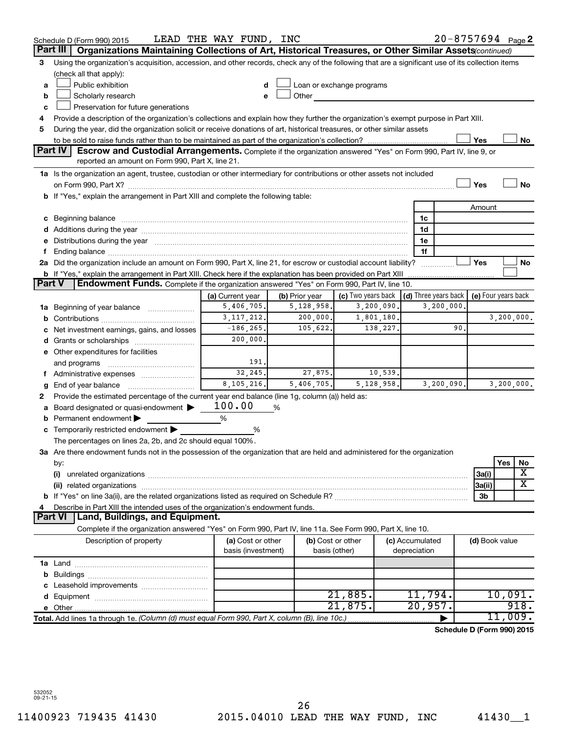Schedule D (Form 990) 2015 LEAD THE WAY FUND, INC 20-8757694 Page 2

## Part III Organizations Maintaining Collections of Art, Historical Treasures, or Other Similar Assets *(continued)*

3 Using the organization's acquisition, accession, and other records, check any of the following that are a significant use of its collection items (check all that apply):

a ☐ Public exhibition
b ☐ Scholarly research
c ☐ Preservation for future generations
d ☐ Loan or exchange programs
e ☐ Other

4 Provide a description of the organization's collections and explain how they further the organization's exempt purpose in Part XIII.

5 During the year, did the organization solicit or receive donations of art, historical treasures, or other similar assets to be sold to raise funds rather than to be maintained as part of the organization's collection? ☐ Yes ☐ No

## Part IV Escrow and Custodial Arrangements.

Complete if the organization answered "Yes" on Form 990, Part IV, line 9, or reported an amount on Form 990, Part X, line 21.

1a Is the organization an agent, trustee, custodian or other intermediary for contributions or other assets not included on Form 990, Part X? ☐ Yes ☐ No

b If "Yes," explain the arrangement in Part XIII and complete the following table:

| | | Amount |
|---|---|---|
| c Beginning balance | 1c | |
| d Additions during the year | 1d | |
| e Distributions during the year | 1e | |
| f Ending balance | 1f | |

2a Did the organization include an amount on Form 990, Part X, line 21, for escrow or custodial account liability? ☐ Yes ☐ No

b If "Yes," explain the arrangement in Part XIII. Check here if the explanation has been provided on Part XIII ☐

## Part V Endowment Funds.

Complete if the organization answered "Yes" on Form 990, Part IV, line 10.

| | (a) Current year | (b) Prior year | (c) Two years back | (d) Three years back | (e) Four years back |
|---|---|---|---|---|---|
| 1a Beginning of year balance | 5,406,705. | 5,128,958. | 3,200,090. | 3,200,000. | |
| b Contributions | 3,117,212. | 200,000. | 1,801,180. | | 3,200,000. |
| c Net investment earnings, gains, and losses | -186,265. | 105,622. | 138,227. | 90. | |
| d Grants or scholarships | 200,000. | | | | |
| e Other expenditures for facilities and programs | 191. | | | | |
| f Administrative expenses | 32,245. | 27,875. | 10,539. | | |
| g End of year balance | 8,105,216. | 5,406,705. | 5,128,958. | 3,200,090. | 3,200,000. |

2 Provide the estimated percentage of the current year end balance (line 1g, column (a)) held as:

a Board designated or quasi-endowment ▶ 100.00 %
b Permanent endowment ▶ %
c Temporarily restricted endowment ▶ %

The percentages on lines 2a, 2b, and 2c should equal 100%.

3a Are there endowment funds not in the possession of the organization that are held and administered for the organization by:

| | | Yes | No |
|---|---|---|---|
| (i) unrelated organizations | 3a(i) | | X |
| (ii) related organizations | 3a(ii) | | X |
| b If "Yes" on line 3a(ii), are the related organizations listed as required on Schedule R? | 3b | | |

4 Describe in Part XIII the intended uses of the organization's endowment funds.

## Part VI Land, Buildings, and Equipment.

Complete if the organization answered "Yes" on Form 990, Part IV, line 11a. See Form 990, Part X, line 10.

| Description of property | (a) Cost or other basis (investment) | (b) Cost or other basis (other) | (c) Accumulated depreciation | (d) Book value |
|---|---|---|---|---|
| 1a Land | | | | |
| b Buildings | | | | |
| c Leasehold improvements | | | | |
| d Equipment | | 21,885. | 11,794. | 10,091. |
| e Other | | 21,875. | 20,957. | 918. |
| **Total.** Add lines 1a through 1e. *(Column (d) must equal Form 990, Part X, column (B), line 10c.)* | | | ▶ | 11,009. |

**Schedule D (Form 990) 2015**

532052 09-21-15

11400923 719435 41430 2015.04010 LEAD THE WAY FUND, INC 41430__1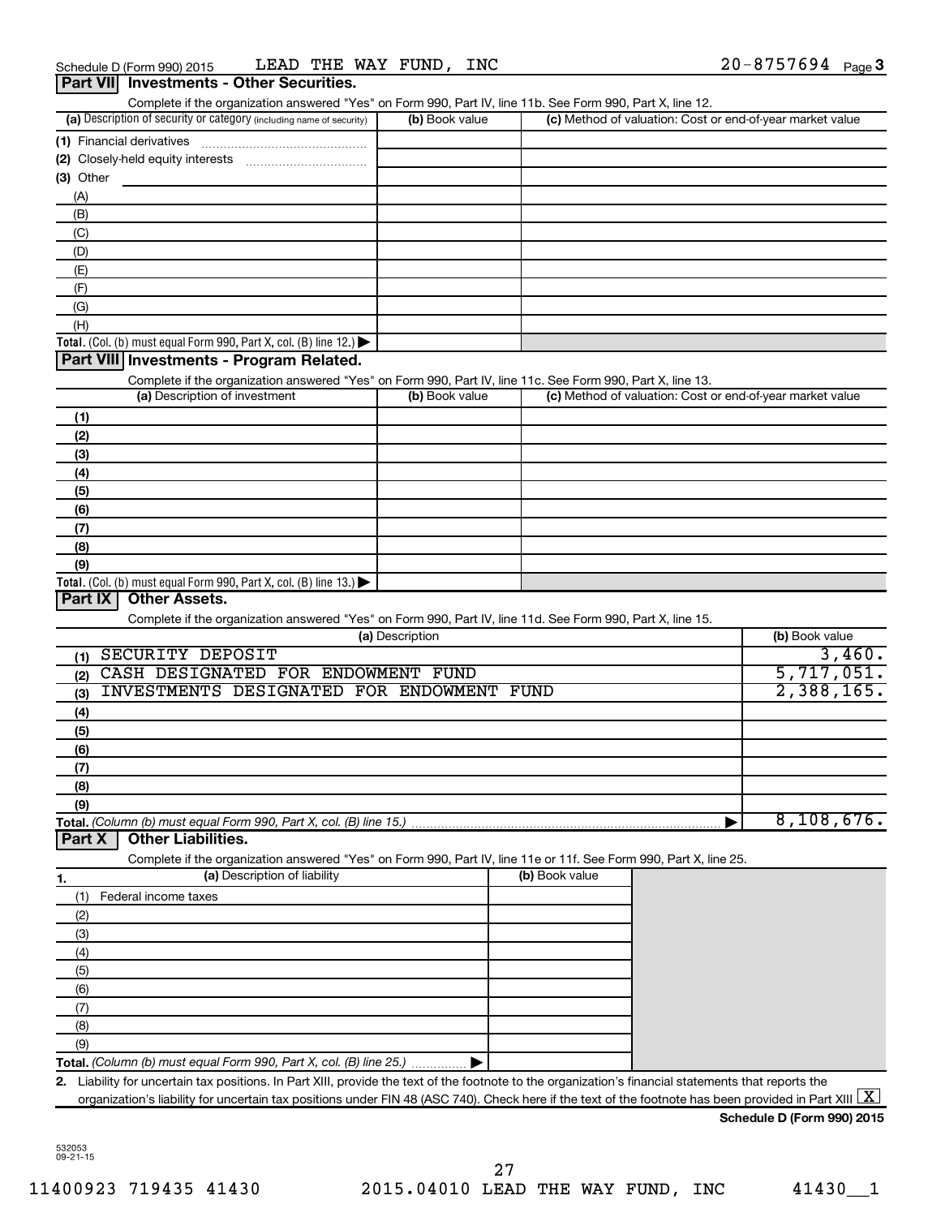Schedule D (Form 990) 2015 LEAD THE WAY FUND, INC 20-8757694 Page 3

## Part VII Investments - Other Securities.

Complete if the organization answered "Yes" on Form 990, Part IV, line 11b. See Form 990, Part X, line 12.

| (a) Description of security or category (including name of security) | (b) Book value | (c) Method of valuation: Cost or end-of-year market value |
|---|---|---|
| (1) Financial derivatives | | |
| (2) Closely-held equity interests | | |
| (3) Other | | |
| (A) | | |
| (B) | | |
| (C) | | |
| (D) | | |
| (E) | | |
| (F) | | |
| (G) | | |
| (H) | | |
| **Total.** (Col. (b) must equal Form 990, Part X, col. (B) line 12.) ▶ | | |

## Part VIII Investments - Program Related.

Complete if the organization answered "Yes" on Form 990, Part IV, line 11c. See Form 990, Part X, line 13.

| (a) Description of investment | (b) Book value | (c) Method of valuation: Cost or end-of-year market value |
|---|---|---|
| (1) | | |
| (2) | | |
| (3) | | |
| (4) | | |
| (5) | | |
| (6) | | |
| (7) | | |
| (8) | | |
| (9) | | |
| **Total.** (Col. (b) must equal Form 990, Part X, col. (B) line 13.) ▶ | | |

## Part IX Other Assets.

Complete if the organization answered "Yes" on Form 990, Part IV, line 11d. See Form 990, Part X, line 15.

| (a) Description | (b) Book value |
|---|---|
| (1) SECURITY DEPOSIT | 3,460. |
| (2) CASH DESIGNATED FOR ENDOWMENT FUND | 5,717,051. |
| (3) INVESTMENTS DESIGNATED FOR ENDOWMENT FUND | 2,388,165. |
| (4) | |
| (5) | |
| (6) | |
| (7) | |
| (8) | |
| (9) | |
| **Total.** *(Column (b) must equal Form 990, Part X, col. (B) line 15.)* ▶ | 8,108,676. |

## Part X Other Liabilities.

Complete if the organization answered "Yes" on Form 990, Part IV, line 11e or 11f. See Form 990, Part X, line 25.

| 1. (a) Description of liability | (b) Book value |
|---|---|
| (1) Federal income taxes | |
| (2) | |
| (3) | |
| (4) | |
| (5) | |
| (6) | |
| (7) | |
| (8) | |
| (9) | |
| **Total.** *(Column (b) must equal Form 990, Part X, col. (B) line 25.)* ▶ | |

2. Liability for uncertain tax positions. In Part XIII, provide the text of the footnote to the organization's financial statements that reports the organization's liability for uncertain tax positions under FIN 48 (ASC 740). Check here if the text of the footnote has been provided in Part XIII [X]

**Schedule D (Form 990) 2015**

532053 09-21-15

11400923 719435 41430 2015.04010 LEAD THE WAY FUND, INC 41430__1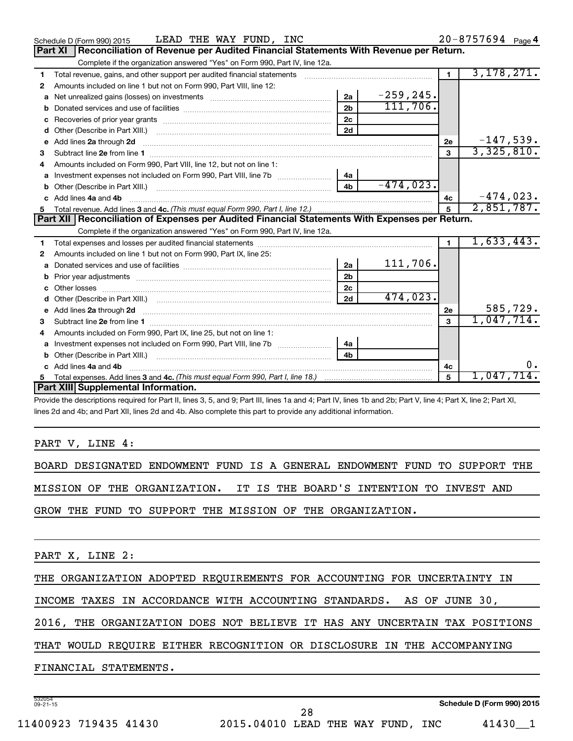Schedule D (Form 990) 2015 LEAD THE WAY FUND, INC 20-8757694 Page 4

## Part XI Reconciliation of Revenue per Audited Financial Statements With Revenue per Return.

Complete if the organization answered "Yes" on Form 990, Part IV, line 12a.

| | | | | | |
|---|---|---|---|---|---|
| 1 | Total revenue, gains, and other support per audited financial statements | | | 1 | 3,178,271. |
| 2 | Amounts included on line 1 but not on Form 990, Part VIII, line 12: | | | | |
| a | Net unrealized gains (losses) on investments | 2a | -259,245. | | |
| b | Donated services and use of facilities | 2b | 111,706. | | |
| c | Recoveries of prior year grants | 2c | | | |
| d | Other (Describe in Part XIII.) | 2d | | | |
| e | Add lines 2a through 2d | | | 2e | -147,539. |
| 3 | Subtract line 2e from line 1 | | | 3 | 3,325,810. |
| 4 | Amounts included on Form 990, Part VIII, line 12, but not on line 1: | | | | |
| a | Investment expenses not included on Form 990, Part VIII, line 7b | 4a | | | |
| b | Other (Describe in Part XIII.) | 4b | -474,023. | | |
| c | Add lines 4a and 4b | | | 4c | -474,023. |
| 5 | Total revenue. Add lines 3 and 4c. *(This must equal Form 990, Part I, line 12.)* | | | 5 | 2,851,787. |

## Part XII Reconciliation of Expenses per Audited Financial Statements With Expenses per Return.

Complete if the organization answered "Yes" on Form 990, Part IV, line 12a.

| | | | | | |
|---|---|---|---|---|---|
| 1 | Total expenses and losses per audited financial statements | | | 1 | 1,633,443. |
| 2 | Amounts included on line 1 but not on Form 990, Part IX, line 25: | | | | |
| a | Donated services and use of facilities | 2a | 111,706. | | |
| b | Prior year adjustments | 2b | | | |
| c | Other losses | 2c | | | |
| d | Other (Describe in Part XIII.) | 2d | 474,023. | | |
| e | Add lines 2a through 2d | | | 2e | 585,729. |
| 3 | Subtract line 2e from line 1 | | | 3 | 1,047,714. |
| 4 | Amounts included on Form 990, Part IX, line 25, but not on line 1: | | | | |
| a | Investment expenses not included on Form 990, Part VIII, line 7b | 4a | | | |
| b | Other (Describe in Part XIII.) | 4b | | | |
| c | Add lines 4a and 4b | | | 4c | 0. |
| 5 | Total expenses. Add lines 3 and 4c. *(This must equal Form 990, Part I, line 18.)* | | | 5 | 1,047,714. |

## Part XIII Supplemental Information.

Provide the descriptions required for Part II, lines 3, 5, and 9; Part III, lines 1a and 4; Part IV, lines 1b and 2b; Part V, line 4; Part X, line 2; Part XI, lines 2d and 4b; and Part XII, lines 2d and 4b. Also complete this part to provide any additional information.

PART V, LINE 4:

BOARD DESIGNATED ENDOWMENT FUND IS A GENERAL ENDOWMENT FUND TO SUPPORT THE MISSION OF THE ORGANIZATION. IT IS THE BOARD'S INTENTION TO INVEST AND GROW THE FUND TO SUPPORT THE MISSION OF THE ORGANIZATION.

PART X, LINE 2:

THE ORGANIZATION ADOPTED REQUIREMENTS FOR ACCOUNTING FOR UNCERTAINTY IN INCOME TAXES IN ACCORDANCE WITH ACCOUNTING STANDARDS. AS OF JUNE 30, 2016, THE ORGANIZATION DOES NOT BELIEVE IT HAS ANY UNCERTAIN TAX POSITIONS THAT WOULD REQUIRE EITHER RECOGNITION OR DISCLOSURE IN THE ACCOMPANYING FINANCIAL STATEMENTS.

532054 09-21-15

Schedule D (Form 990) 2015

11400923 719435 41430 2015.04010 LEAD THE WAY FUND, INC 41430__1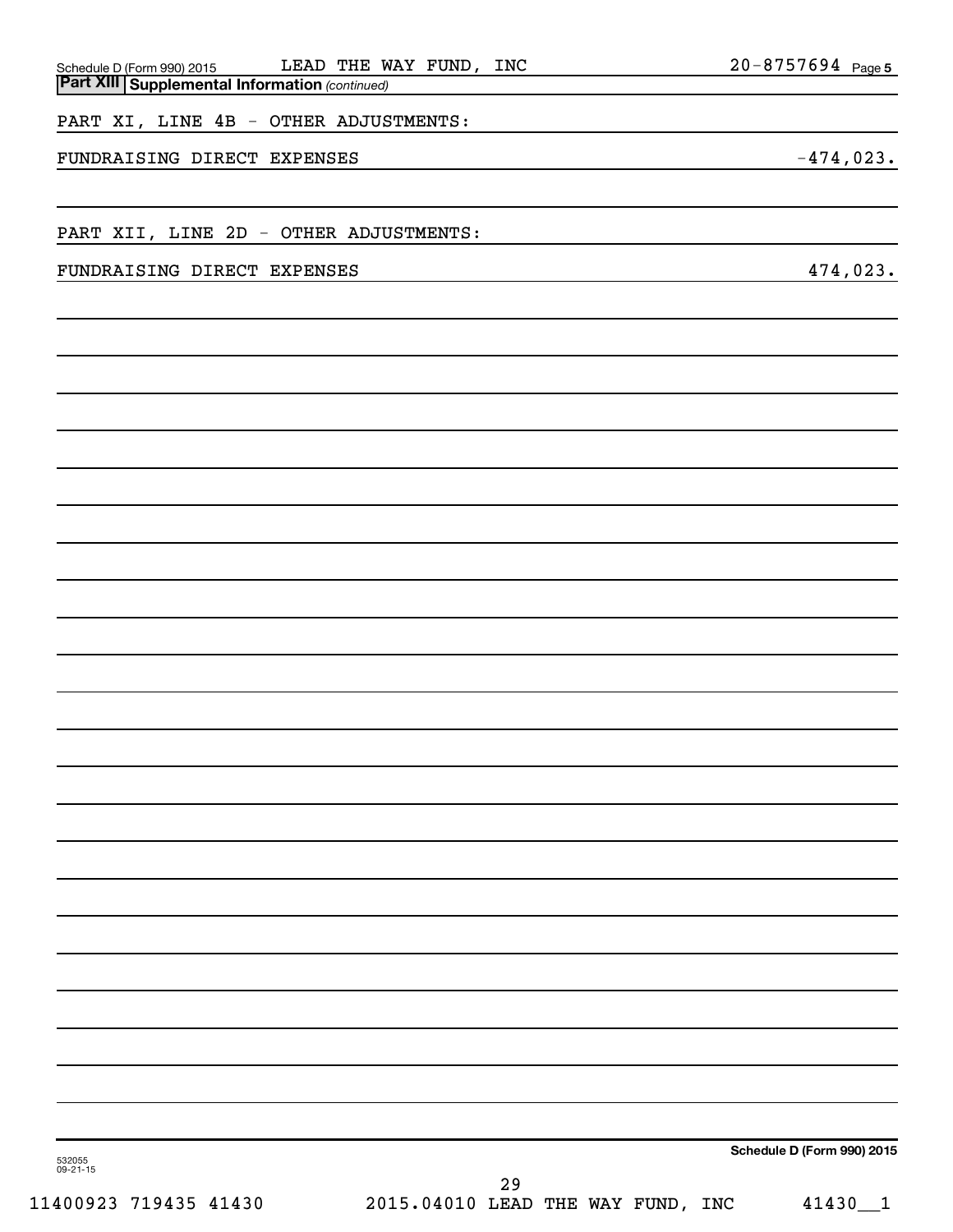Schedule D (Form 990) 2015 LEAD THE WAY FUND, INC 20-8757694 Page 5

**Part XIII Supplemental Information** *(continued)*

PART XI, LINE 4B - OTHER ADJUSTMENTS:

| | |
|---|---|
| FUNDRAISING DIRECT EXPENSES | -474,023. |

PART XII, LINE 2D - OTHER ADJUSTMENTS:

| | |
|---|---|
| FUNDRAISING DIRECT EXPENSES | 474,023. |

532055 09-21-15

**Schedule D (Form 990) 2015**

11400923 719435 41430 2015.04010 LEAD THE WAY FUND, INC 41430__1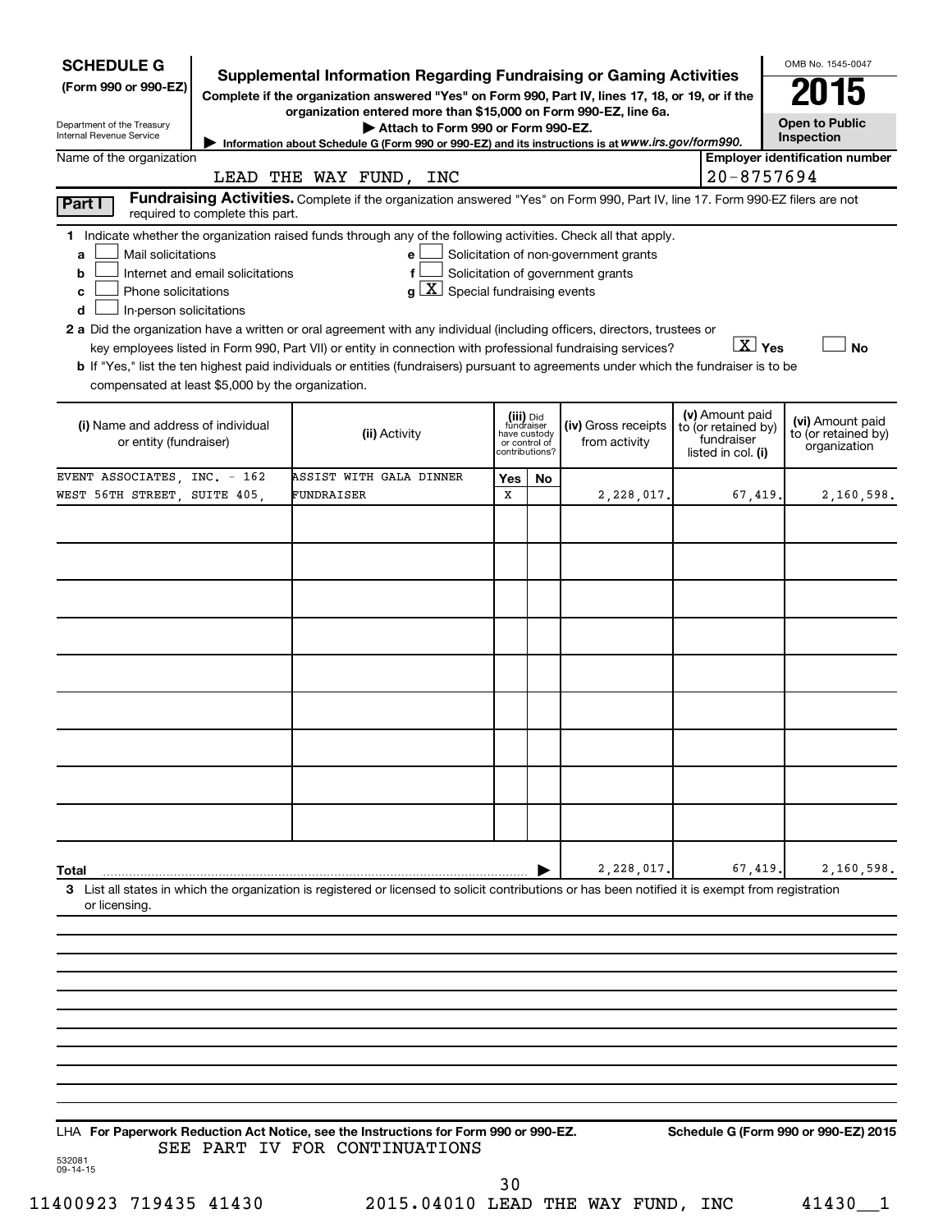**SCHEDULE G**
**(Form 990 or 990-EZ)**

Department of the Treasury
Internal Revenue Service

# Supplemental Information Regarding Fundraising or Gaming Activities

**Complete if the organization answered "Yes" on Form 990, Part IV, lines 17, 18, or 19, or if the organization entered more than $15,000 on Form 990-EZ, line 6a.**

**▶ Attach to Form 990 or Form 990-EZ.**

▶ Information about Schedule G (Form 990 or 990-EZ) and its instructions is at *www.irs.gov/form990.*

OMB No. 1545-0047

**2015**

**Open to Public Inspection**

Name of the organization: LEAD THE WAY FUND, INC

**Employer identification number** 20-8757694

**Part I** **Fundraising Activities.** Complete if the organization answered "Yes" on Form 990, Part IV, line 17. Form 990-EZ filers are not required to complete this part.

**1** Indicate whether the organization raised funds through any of the following activities. Check all that apply.

- **a** ☐ Mail solicitations
- **b** ☐ Internet and email solicitations
- **c** ☐ Phone solicitations
- **d** ☐ In-person solicitations
- **e** ☐ Solicitation of non-government grants
- **f** ☐ Solicitation of government grants
- **g** ☒ Special fundraising events

**2 a** Did the organization have a written or oral agreement with any individual (including officers, directors, trustees or key employees listed in Form 990, Part VII) or entity in connection with professional fundraising services? ☒ **Yes** ☐ **No**

**b** If "Yes," list the ten highest paid individuals or entities (fundraisers) pursuant to agreements under which the fundraiser is to be compensated at least $5,000 by the organization.

| (i) Name and address of individual or entity (fundraiser) | (ii) Activity | (iii) Did fundraiser have custody or control of contributions? Yes | No | (iv) Gross receipts from activity | (v) Amount paid to (or retained by) fundraiser listed in col. (i) | (vi) Amount paid to (or retained by) organization |
|---|---|---|---|---|---|---|
| EVENT ASSOCIATES, INC. - 162 WEST 56TH STREET, SUITE 405, | ASSIST WITH GALA DINNER FUNDRAISER | X | | 2,228,017. | 67,419. | 2,160,598. |
| | | | | | | |
| | | | | | | |
| | | | | | | |
| | | | | | | |
| | | | | | | |
| | | | | | | |
| | | | | | | |
| | | | | | | |
| | | | | | | |
| **Total** ▶ | | | | 2,228,017. | 67,419. | 2,160,598. |

**3** List all states in which the organization is registered or licensed to solicit contributions or has been notified it is exempt from registration or licensing.

LHA **For Paperwork Reduction Act Notice, see the Instructions for Form 990 or 990-EZ.** **Schedule G (Form 990 or 990-EZ) 2015**

SEE PART IV FOR CONTINUATIONS

532081
09-14-15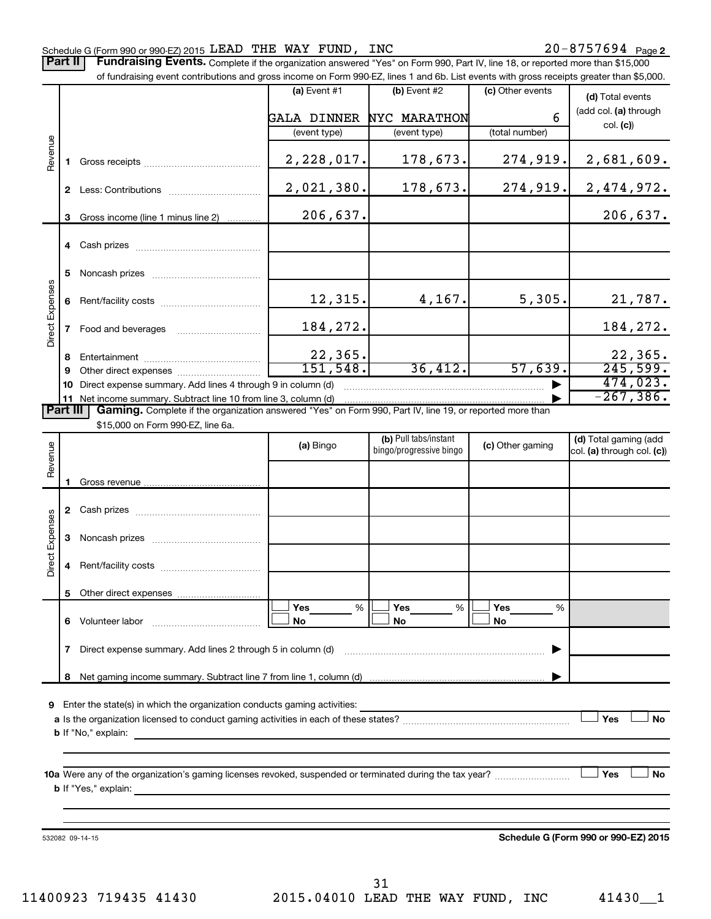Schedule G (Form 990 or 990-EZ) 2015 LEAD THE WAY FUND, INC 20-8757694 Page 2

**Part II** **Fundraising Events.** Complete if the organization answered "Yes" on Form 990, Part IV, line 18, or reported more than $15,000 of fundraising event contributions and gross income on Form 990-EZ, lines 1 and 6b. List events with gross receipts greater than $5,000.

| | | (a) Event #1 | (b) Event #2 | (c) Other events | (d) Total events (add col. (a) through col. (c)) |
|---|---|---|---|---|---|
| | | GALA DINNER | NYC MARATHON | 6 | |
| | | (event type) | (event type) | (total number) | |
| Revenue | 1 Gross receipts | 2,228,017. | 178,673. | 274,919. | 2,681,609. |
| | 2 Less: Contributions | 2,021,380. | 178,673. | 274,919. | 2,474,972. |
| | 3 Gross income (line 1 minus line 2) | 206,637. | | | 206,637. |
| Direct Expenses | 4 Cash prizes | | | | |
| | 5 Noncash prizes | | | | |
| | 6 Rent/facility costs | 12,315. | 4,167. | 5,305. | 21,787. |
| | 7 Food and beverages | 184,272. | | | 184,272. |
| | 8 Entertainment | 22,365. | | | 22,365. |
| | 9 Other direct expenses | 151,548. | 36,412. | 57,639. | 245,599. |
| | 10 Direct expense summary. Add lines 4 through 9 in column (d) | | | | 474,023. |
| | 11 Net income summary. Subtract line 10 from line 3, column (d) | | | | -267,386. |

**Part III** **Gaming.** Complete if the organization answered "Yes" on Form 990, Part IV, line 19, or reported more than $15,000 on Form 990-EZ, line 6a.

| | | (a) Bingo | (b) Pull tabs/instant bingo/progressive bingo | (c) Other gaming | (d) Total gaming (add col. (a) through col. (c)) |
|---|---|---|---|---|---|
| Revenue | 1 Gross revenue | | | | |
| Direct Expenses | 2 Cash prizes | | | | |
| | 3 Noncash prizes | | | | |
| | 4 Rent/facility costs | | | | |
| | 5 Other direct expenses | | | | |
| | 6 Volunteer labor | ☐ Yes ___ % ☐ No | ☐ Yes ___ % ☐ No | ☐ Yes ___ % ☐ No | |
| | 7 Direct expense summary. Add lines 2 through 5 in column (d) | | | | |
| | 8 Net gaming income summary. Subtract line 7 from line 1, column (d) | | | | |

9 Enter the state(s) in which the organization conducts gaming activities:

a Is the organization licensed to conduct gaming activities in each of these states? ☐ Yes ☐ No

b If "No," explain:

10a Were any of the organization's gaming licenses revoked, suspended or terminated during the tax year? ☐ Yes ☐ No

b If "Yes," explain:

532082 09-14-15 **Schedule G (Form 990 or 990-EZ) 2015**

11400923 719435 41430 2015.04010 LEAD THE WAY FUND, INC 41430__1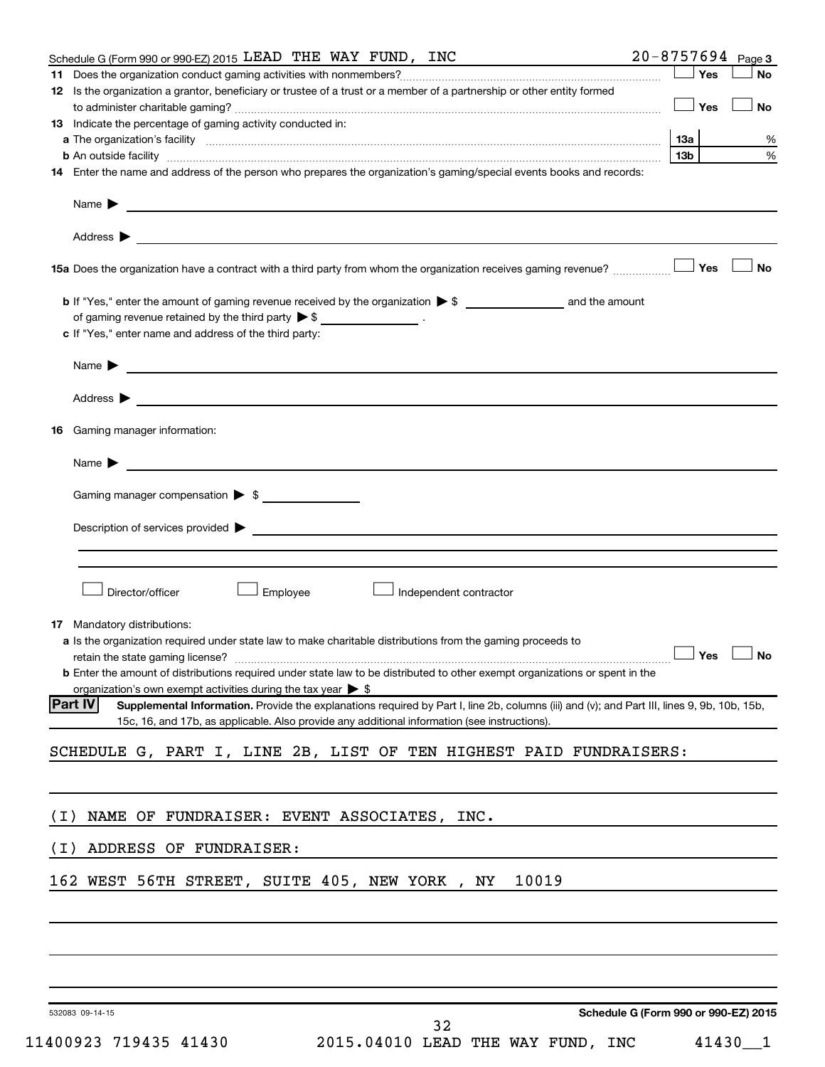Schedule G (Form 990 or 990-EZ) 2015 LEAD THE WAY FUND, INC 20-8757694 Page 3

**11** Does the organization conduct gaming activities with nonmembers? ☐ Yes ☐ No

**12** Is the organization a grantor, beneficiary or trustee of a trust or a member of a partnership or other entity formed to administer charitable gaming? ☐ Yes ☐ No

**13** Indicate the percentage of gaming activity conducted in:

**a** The organization's facility **13a** %

**b** An outside facility **13b** %

**14** Enter the name and address of the person who prepares the organization's gaming/special events books and records:

Name ▶

Address ▶

**15a** Does the organization have a contract with a third party from whom the organization receives gaming revenue? ☐ Yes ☐ No

**b** If "Yes," enter the amount of gaming revenue received by the organization ▶ $ \_\_\_\_\_\_\_\_ and the amount of gaming revenue retained by the third party ▶ $ \_\_\_\_\_\_\_\_ .

**c** If "Yes," enter name and address of the third party:

Name ▶

Address ▶

**16** Gaming manager information:

Name ▶

Gaming manager compensation ▶ $

Description of services provided ▶

☐ Director/officer ☐ Employee ☐ Independent contractor

**17** Mandatory distributions:

**a** Is the organization required under state law to make charitable distributions from the gaming proceeds to retain the state gaming license? ☐ Yes ☐ No

**b** Enter the amount of distributions required under state law to be distributed to other exempt organizations or spent in the organization's own exempt activities during the tax year ▶ $

**Part IV** **Supplemental Information.** Provide the explanations required by Part I, line 2b, columns (iii) and (v); and Part III, lines 9, 9b, 10b, 15b, 15c, 16, and 17b, as applicable. Also provide any additional information (see instructions).

SCHEDULE G, PART I, LINE 2B, LIST OF TEN HIGHEST PAID FUNDRAISERS:

(I) NAME OF FUNDRAISER: EVENT ASSOCIATES, INC.

(I) ADDRESS OF FUNDRAISER:

162 WEST 56TH STREET, SUITE 405, NEW YORK , NY 10019

532083 09-14-15 **Schedule G (Form 990 or 990-EZ) 2015**

11400923 719435 41430 2015.04010 LEAD THE WAY FUND, INC 41430\_\_1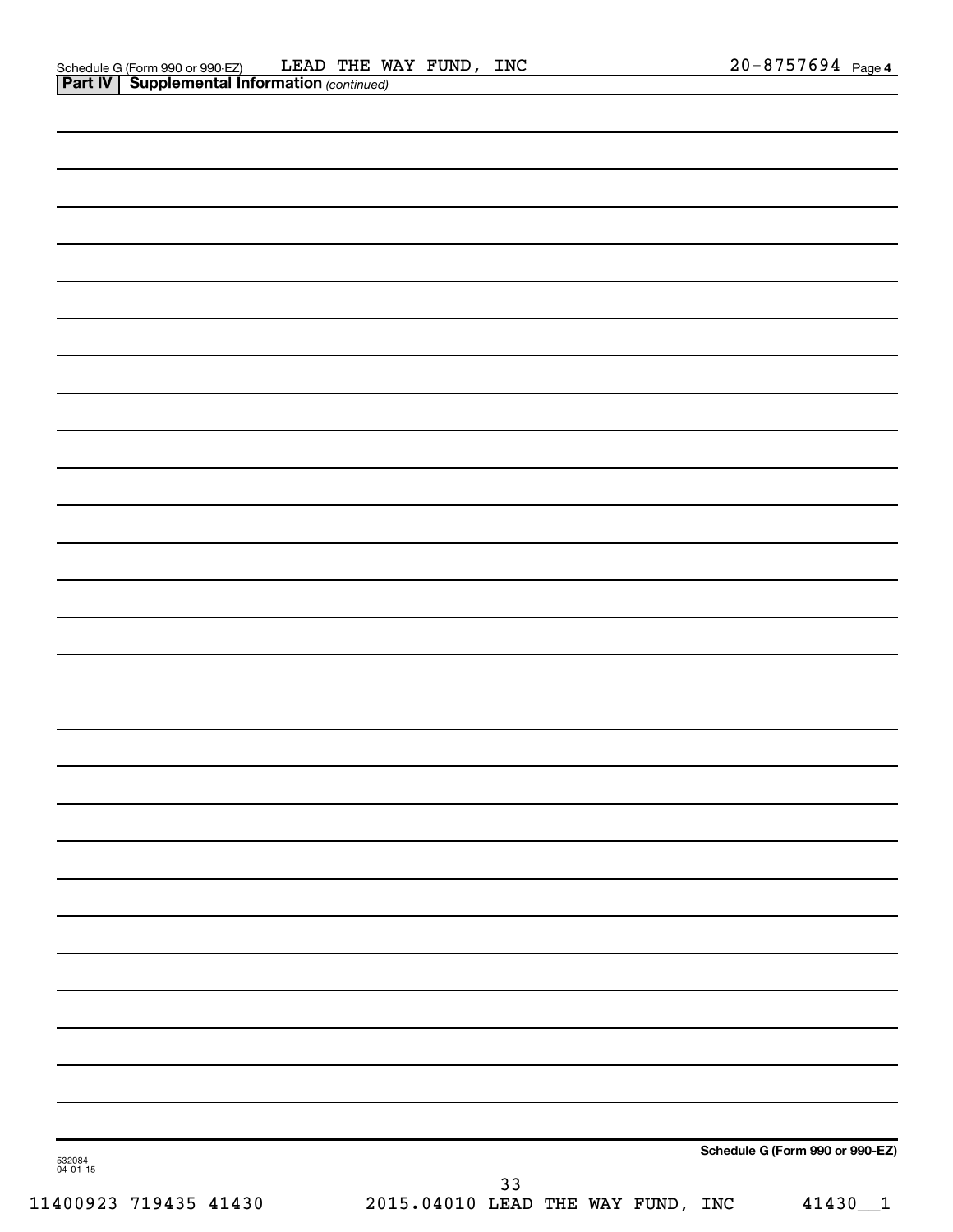Schedule G (Form 990 or 990-EZ) LEAD THE WAY FUND, INC 20-8757694 Page 4

**Part IV | Supplemental Information** *(continued)*

**Schedule G (Form 990 or 990-EZ)**

532084
04-01-15

11400923 719435 41430 2015.04010 LEAD THE WAY FUND, INC 41430__1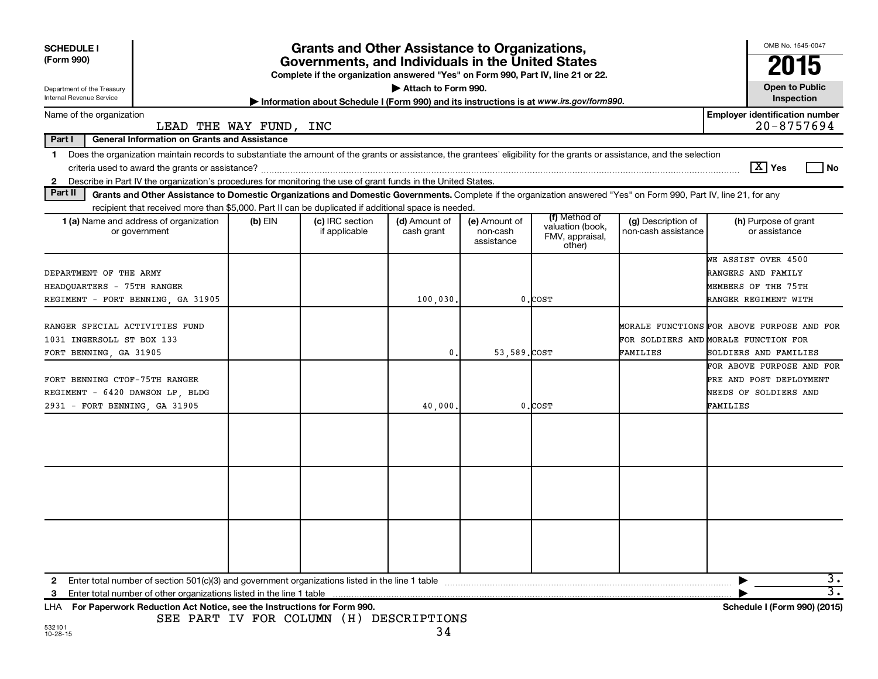**SCHEDULE I (Form 990)**

Department of the Treasury
Internal Revenue Service

# Grants and Other Assistance to Organizations, Governments, and Individuals in the United States

**Complete if the organization answered "Yes" on Form 990, Part IV, line 21 or 22.**

▶ **Attach to Form 990.**

▶ **Information about Schedule I (Form 990) and its instructions is at www.irs.gov/form990.**

OMB No. 1545-0047

**2015**

**Open to Public Inspection**

Name of the organization: LEAD THE WAY FUND, INC

**Employer identification number:** 20-8757694

**Part I — General Information on Grants and Assistance**

1 Does the organization maintain records to substantiate the amount of the grants or assistance, the grantees' eligibility for the grants or assistance, and the selection criteria used to award the grants or assistance? [X] Yes [ ] No

2 Describe in Part IV the organization's procedures for monitoring the use of grant funds in the United States.

**Part II — Grants and Other Assistance to Domestic Organizations and Domestic Governments.** Complete if the organization answered "Yes" on Form 990, Part IV, line 21, for any recipient that received more than $5,000. Part II can be duplicated if additional space is needed.

| 1 (a) Name and address of organization or government | (b) EIN | (c) IRC section if applicable | (d) Amount of cash grant | (e) Amount of non-cash assistance | (f) Method of valuation (book, FMV, appraisal, other) | (g) Description of non-cash assistance | (h) Purpose of grant or assistance |
|---|---|---|---|---|---|---|---|
| DEPARTMENT OF THE ARMY HEADQUARTERS - 75TH RANGER REGIMENT - FORT BENNING, GA 31905 | | | 100,030. | 0. | COST | | WE ASSIST OVER 4500 RANGERS AND FAMILY MEMBERS OF THE 75TH RANGER REGIMENT WITH |
| RANGER SPECIAL ACTIVITIES FUND 1031 INGERSOLL ST BOX 133 FORT BENNING, GA 31905 | | | 0. | 53,589. | COST | MORALE FUNCTIONS FOR SOLDIERS AND FAMILIES | FOR ABOVE PURPOSE AND FOR MORALE FUNCTION FOR SOLDIERS AND FAMILIES |
| FORT BENNING CTOF-75TH RANGER REGIMENT - 6420 DAWSON LP, BLDG 2931 - FORT BENNING, GA 31905 | | | 40,000. | 0. | COST | | FOR ABOVE PURPOSE AND FOR PRE AND POST DEPLOYMENT NEEDS OF SOLDIERS AND FAMILIES |
| | | | | | | | |
| | | | | | | | |
| | | | | | | | |

2 Enter total number of section 501(c)(3) and government organizations listed in the line 1 table ▶ 3.

3 Enter total number of other organizations listed in the line 1 table ▶ 3.

LHA **For Paperwork Reduction Act Notice, see the Instructions for Form 990.** **Schedule I (Form 990) (2015)**

SEE PART IV FOR COLUMN (H) DESCRIPTIONS

532101
10-28-15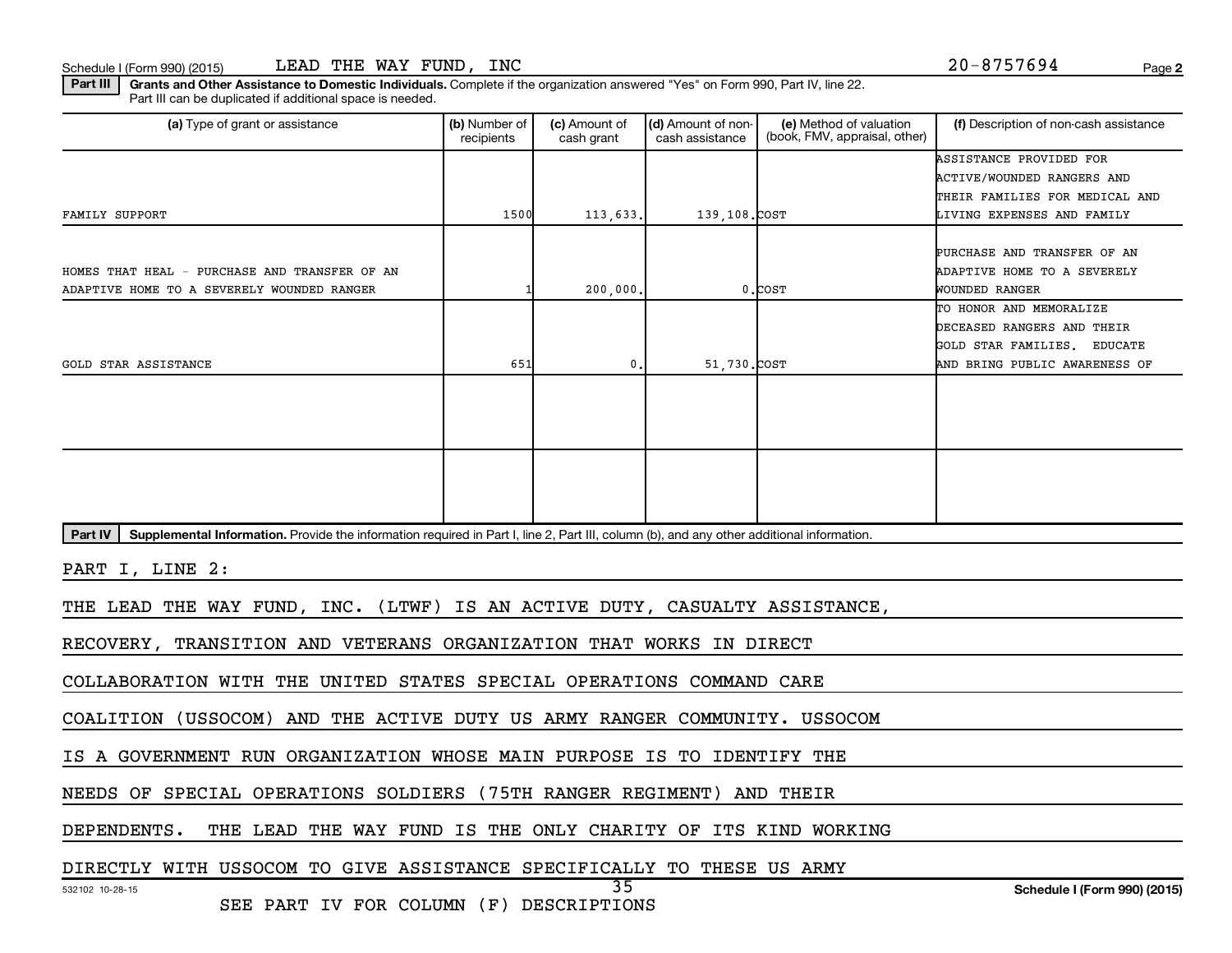Schedule I (Form 990) (2015) LEAD THE WAY FUND, INC 20-8757694 Page **2**

**Part III** **Grants and Other Assistance to Domestic Individuals.** Complete if the organization answered "Yes" on Form 990, Part IV, line 22. Part III can be duplicated if additional space is needed.

| (a) Type of grant or assistance | (b) Number of recipients | (c) Amount of cash grant | (d) Amount of non-cash assistance | (e) Method of valuation (book, FMV, appraisal, other) | (f) Description of non-cash assistance |
|---|---|---|---|---|---|
| FAMILY SUPPORT | 1500 | 113,633. | 139,108. | COST | ASSISTANCE PROVIDED FOR ACTIVE/WOUNDED RANGERS AND THEIR FAMILIES FOR MEDICAL AND LIVING EXPENSES AND FAMILY |
| HOMES THAT HEAL - PURCHASE AND TRANSFER OF AN ADAPTIVE HOME TO A SEVERELY WOUNDED RANGER | 1 | 200,000. | 0. | COST | PURCHASE AND TRANSFER OF AN ADAPTIVE HOME TO A SEVERELY WOUNDED RANGER |
| GOLD STAR ASSISTANCE | 651 | 0. | 51,730. | COST | TO HONOR AND MEMORALIZE DECEASED RANGERS AND THEIR GOLD STAR FAMILIES. EDUCATE AND BRING PUBLIC AWARENESS OF |
| | | | | | |
| | | | | | |

**Part IV** **Supplemental Information.** Provide the information required in Part I, line 2, Part III, column (b), and any other additional information.

PART I, LINE 2:

THE LEAD THE WAY FUND, INC. (LTWF) IS AN ACTIVE DUTY, CASUALTY ASSISTANCE, RECOVERY, TRANSITION AND VETERANS ORGANIZATION THAT WORKS IN DIRECT COLLABORATION WITH THE UNITED STATES SPECIAL OPERATIONS COMMAND CARE COALITION (USSOCOM) AND THE ACTIVE DUTY US ARMY RANGER COMMUNITY. USSOCOM IS A GOVERNMENT RUN ORGANIZATION WHOSE MAIN PURPOSE IS TO IDENTIFY THE NEEDS OF SPECIAL OPERATIONS SOLDIERS (75TH RANGER REGIMENT) AND THEIR DEPENDENTS. THE LEAD THE WAY FUND IS THE ONLY CHARITY OF ITS KIND WORKING DIRECTLY WITH USSOCOM TO GIVE ASSISTANCE SPECIFICALLY TO THESE US ARMY

532102 10-28-15 Schedule I (Form 990) (2015)

SEE PART IV FOR COLUMN (F) DESCRIPTIONS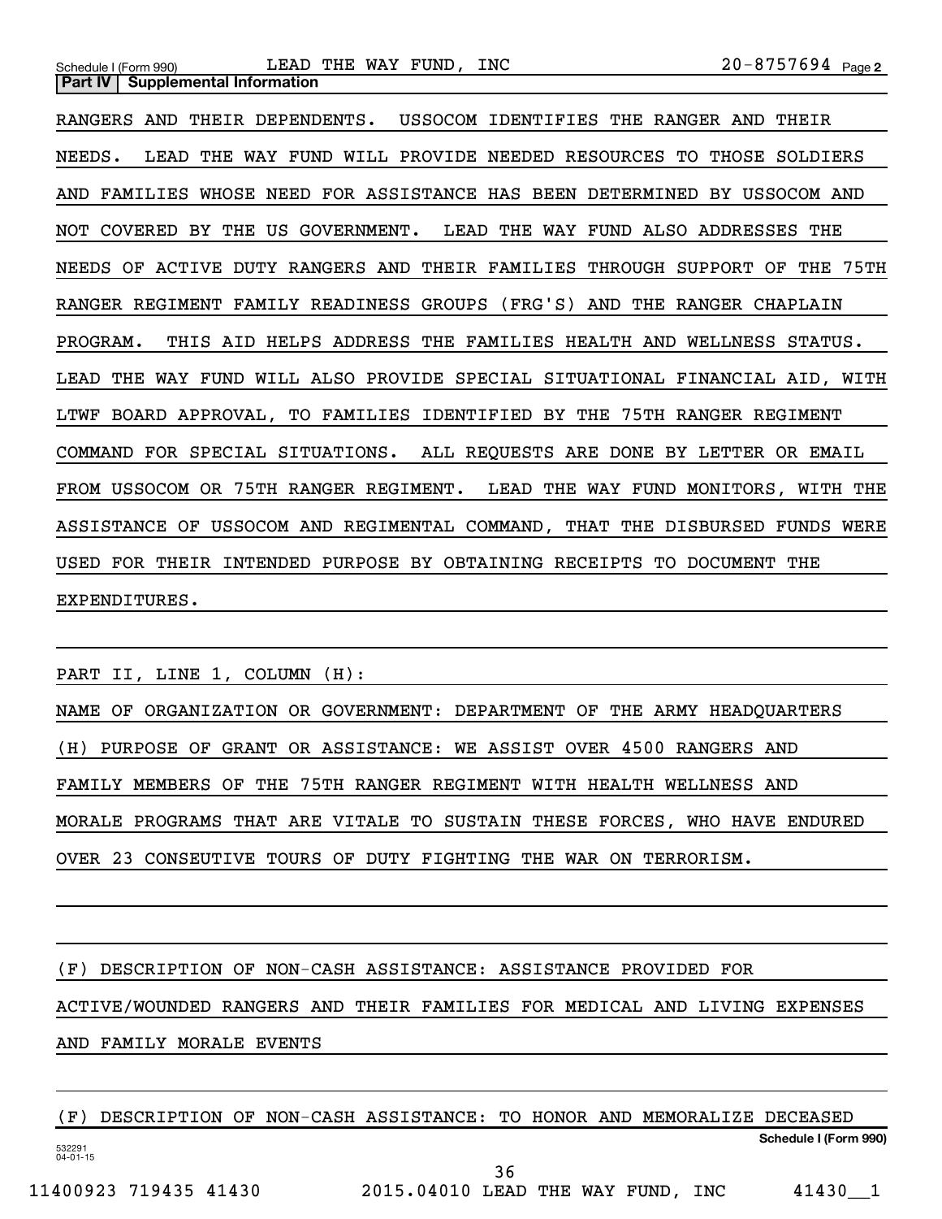Schedule I (Form 990) LEAD THE WAY FUND, INC 20-8757694

**Part IV | Supplemental Information**

RANGERS AND THEIR DEPENDENTS. USSOCOM IDENTIFIES THE RANGER AND THEIR NEEDS. LEAD THE WAY FUND WILL PROVIDE NEEDED RESOURCES TO THOSE SOLDIERS AND FAMILIES WHOSE NEED FOR ASSISTANCE HAS BEEN DETERMINED BY USSOCOM AND NOT COVERED BY THE US GOVERNMENT. LEAD THE WAY FUND ALSO ADDRESSES THE NEEDS OF ACTIVE DUTY RANGERS AND THEIR FAMILIES THROUGH SUPPORT OF THE 75TH RANGER REGIMENT FAMILY READINESS GROUPS (FRG'S) AND THE RANGER CHAPLAIN PROGRAM. THIS AID HELPS ADDRESS THE FAMILIES HEALTH AND WELLNESS STATUS. LEAD THE WAY FUND WILL ALSO PROVIDE SPECIAL SITUATIONAL FINANCIAL AID, WITH LTWF BOARD APPROVAL, TO FAMILIES IDENTIFIED BY THE 75TH RANGER REGIMENT COMMAND FOR SPECIAL SITUATIONS. ALL REQUESTS ARE DONE BY LETTER OR EMAIL FROM USSOCOM OR 75TH RANGER REGIMENT. LEAD THE WAY FUND MONITORS, WITH THE ASSISTANCE OF USSOCOM AND REGIMENTAL COMMAND, THAT THE DISBURSED FUNDS WERE USED FOR THEIR INTENDED PURPOSE BY OBTAINING RECEIPTS TO DOCUMENT THE EXPENDITURES.

PART II, LINE 1, COLUMN (H):

NAME OF ORGANIZATION OR GOVERNMENT: DEPARTMENT OF THE ARMY HEADQUARTERS

(H) PURPOSE OF GRANT OR ASSISTANCE: WE ASSIST OVER 4500 RANGERS AND FAMILY MEMBERS OF THE 75TH RANGER REGIMENT WITH HEALTH WELLNESS AND MORALE PROGRAMS THAT ARE VITALE TO SUSTAIN THESE FORCES, WHO HAVE ENDURED OVER 23 CONSEUTIVE TOURS OF DUTY FIGHTING THE WAR ON TERRORISM.

(F) DESCRIPTION OF NON-CASH ASSISTANCE: ASSISTANCE PROVIDED FOR ACTIVE/WOUNDED RANGERS AND THEIR FAMILIES FOR MEDICAL AND LIVING EXPENSES AND FAMILY MORALE EVENTS

(F) DESCRIPTION OF NON-CASH ASSISTANCE: TO HONOR AND MEMORALIZE DECEASED

**Schedule I (Form 990)**

532291 04-01-15

11400923 719435 41430 2015.04010 LEAD THE WAY FUND, INC 41430__1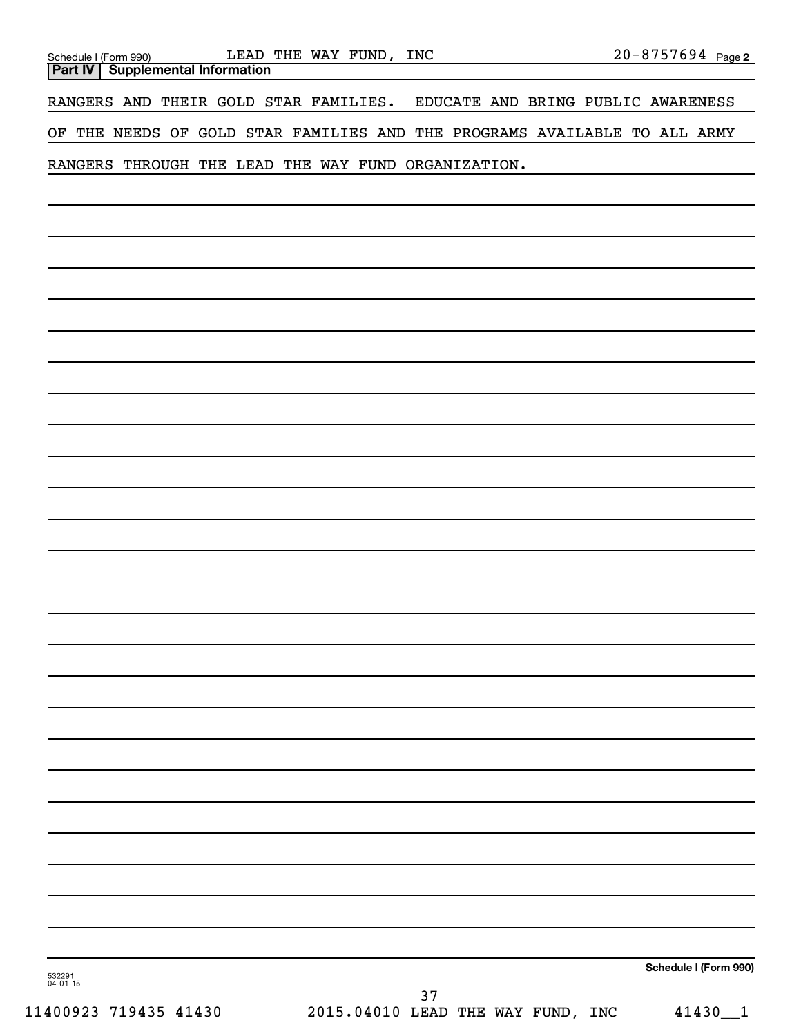Schedule I (Form 990) LEAD THE WAY FUND, INC 20-8757694 Page 2

**Part IV | Supplemental Information**

RANGERS AND THEIR GOLD STAR FAMILIES. EDUCATE AND BRING PUBLIC AWARENESS OF THE NEEDS OF GOLD STAR FAMILIES AND THE PROGRAMS AVAILABLE TO ALL ARMY RANGERS THROUGH THE LEAD THE WAY FUND ORGANIZATION.

**Schedule I (Form 990)**

532291
04-01-15

11400923 719435 41430 2015.04010 LEAD THE WAY FUND, INC 41430__1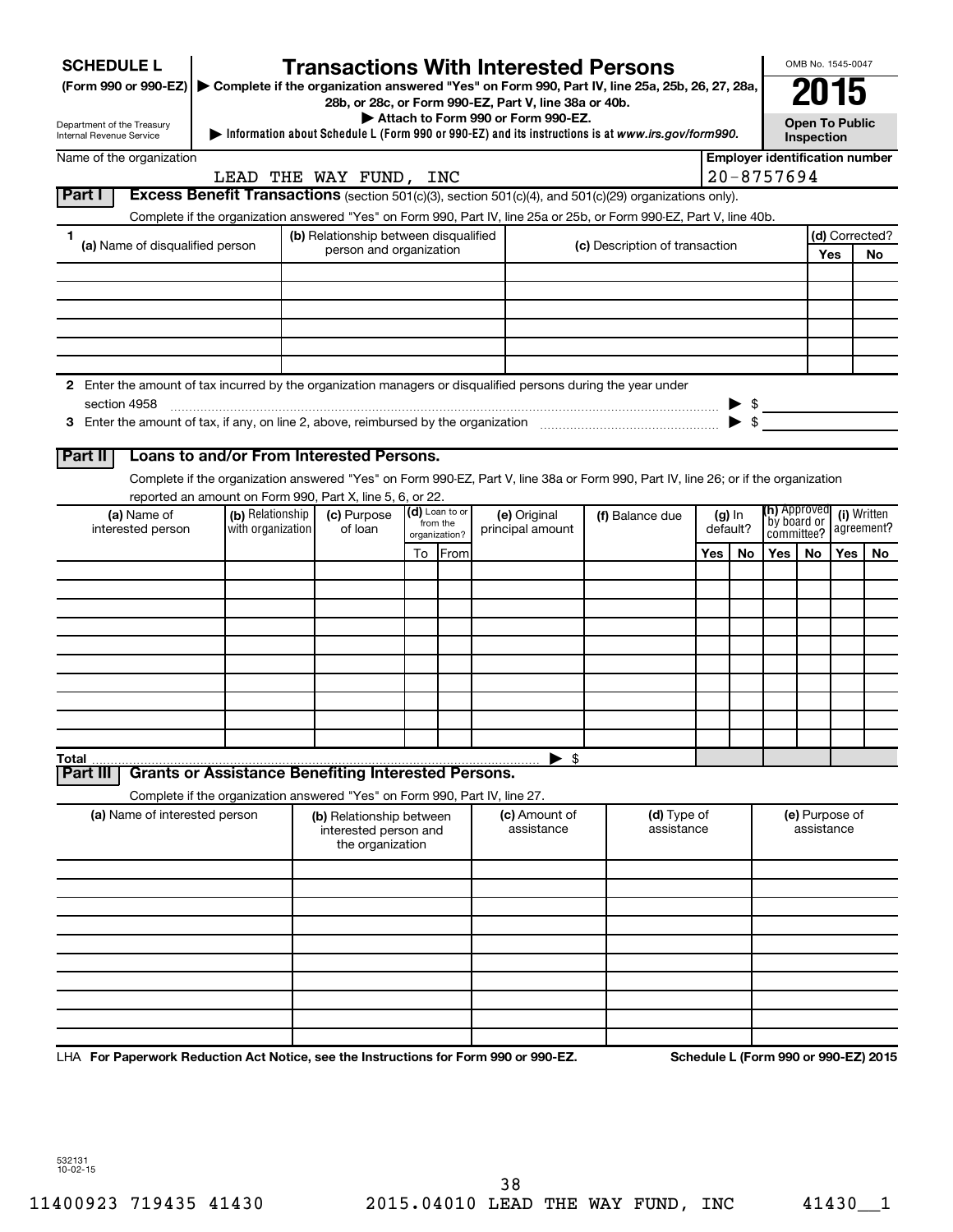**SCHEDULE L (Form 990 or 990-EZ)**

Department of the Treasury
Internal Revenue Service

# Transactions With Interested Persons

▶ Complete if the organization answered "Yes" on Form 990, Part IV, line 25a, 25b, 26, 27, 28a, 28b, or 28c, or Form 990-EZ, Part V, line 38a or 40b.
▶ Attach to Form 990 or Form 990-EZ.
▶ Information about Schedule L (Form 990 or 990-EZ) and its instructions is at *www.irs.gov/form990.*

OMB No. 1545-0047

**2015**

**Open To Public Inspection**

Name of the organization: LEAD THE WAY FUND, INC

Employer identification number: 20-8757694

## Part I Excess Benefit Transactions (section 501(c)(3), section 501(c)(4), and 501(c)(29) organizations only).

Complete if the organization answered "Yes" on Form 990, Part IV, line 25a or 25b, or Form 990-EZ, Part V, line 40b.

| 1 (a) Name of disqualified person | (b) Relationship between disqualified person and organization | (c) Description of transaction | (d) Corrected? Yes | No |
|---|---|---|---|---|
| | | | | |
| | | | | |
| | | | | |
| | | | | |
| | | | | |
| | | | | |

2 Enter the amount of tax incurred by the organization managers or disqualified persons during the year under section 4958 ▶ $

3 Enter the amount of tax, if any, on line 2, above, reimbursed by the organization ▶ $

## Part II Loans to and/or From Interested Persons.

Complete if the organization answered "Yes" on Form 990-EZ, Part V, line 38a or Form 990, Part IV, line 26; or if the organization reported an amount on Form 990, Part X, line 5, 6, or 22.

| (a) Name of interested person | (b) Relationship with organization | (c) Purpose of loan | (d) Loan to or from the organization? To | From | (e) Original principal amount | (f) Balance due | (g) In default? Yes | No | (h) Approved by board or committee? Yes | No | (i) Written agreement? Yes | No |
|---|---|---|---|---|---|---|---|---|---|---|---|---|
| | | | | | | | | | | | | |
| | | | | | | | | | | | | |
| | | | | | | | | | | | | |
| | | | | | | | | | | | | |
| | | | | | | | | | | | | |
| | | | | | | | | | | | | |
| | | | | | | | | | | | | |
| | | | | | | | | | | | | |
| | | | | | | | | | | | | |
| | | | | | | | | | | | | |
| Total | | | | | ▶ $ | | | | | | | |

## Part III Grants or Assistance Benefiting Interested Persons.

Complete if the organization answered "Yes" on Form 990, Part IV, line 27.

| (a) Name of interested person | (b) Relationship between interested person and the organization | (c) Amount of assistance | (d) Type of assistance | (e) Purpose of assistance |
|---|---|---|---|---|
| | | | | |
| | | | | |
| | | | | |
| | | | | |
| | | | | |
| | | | | |
| | | | | |
| | | | | |
| | | | | |
| | | | | |

LHA **For Paperwork Reduction Act Notice, see the Instructions for Form 990 or 990-EZ.** **Schedule L (Form 990 or 990-EZ) 2015**

532131 10-02-15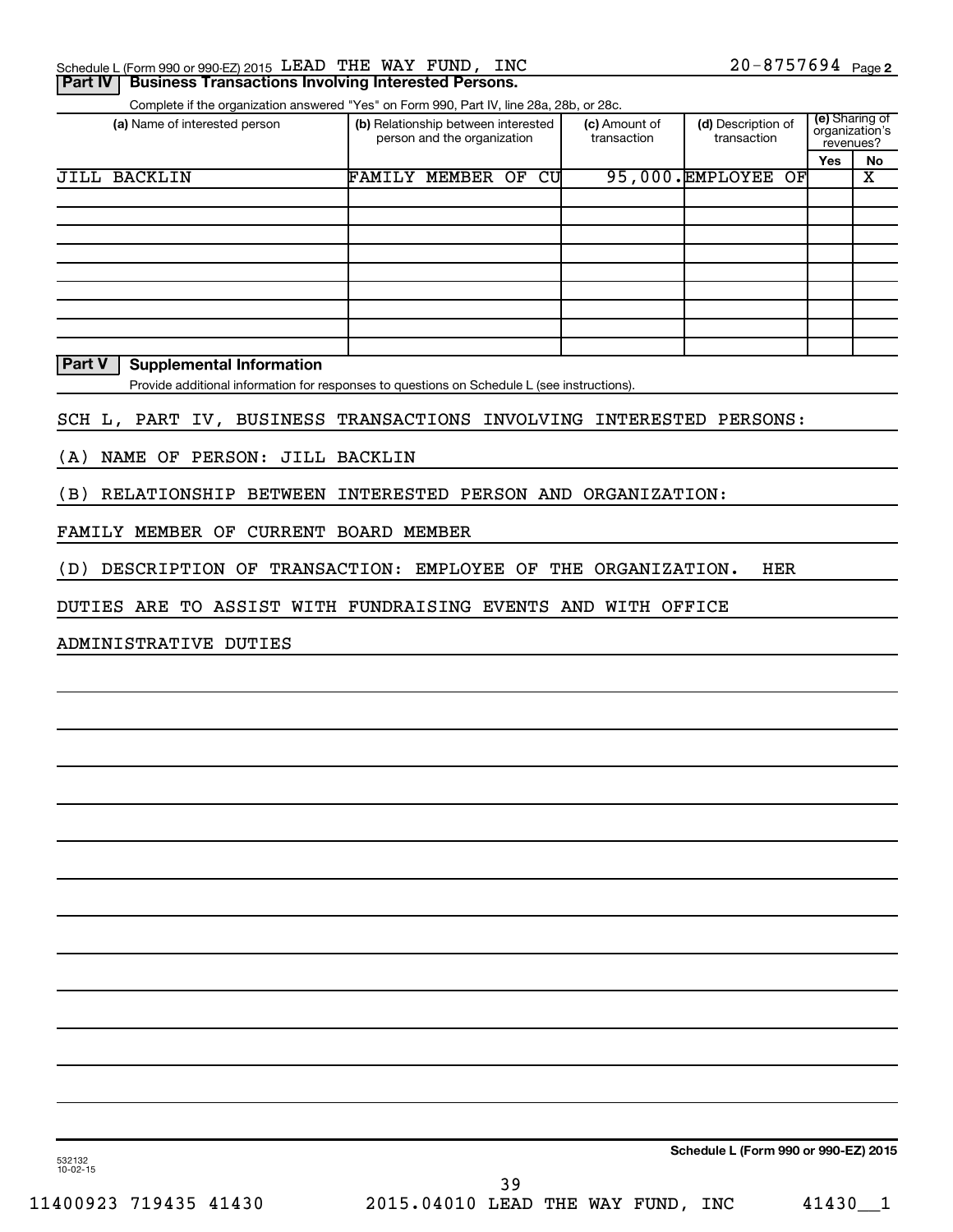Schedule L (Form 990 or 990-EZ) 2015 LEAD THE WAY FUND, INC 20-8757694 Page 2

**Part IV | Business Transactions Involving Interested Persons.**

Complete if the organization answered "Yes" on Form 990, Part IV, line 28a, 28b, or 28c.

| (a) Name of interested person | (b) Relationship between interested person and the organization | (c) Amount of transaction | (d) Description of transaction | (e) Sharing of organization's revenues? Yes | No |
|---|---|---|---|---|---|
| JILL BACKLIN | FAMILY MEMBER OF CU | 95,000. | EMPLOYEE OF | | X |
| | | | | | |
| | | | | | |
| | | | | | |
| | | | | | |
| | | | | | |
| | | | | | |
| | | | | | |
| | | | | | |

**Part V | Supplemental Information**

Provide additional information for responses to questions on Schedule L (see instructions).

SCH L, PART IV, BUSINESS TRANSACTIONS INVOLVING INTERESTED PERSONS:

(A) NAME OF PERSON: JILL BACKLIN

(B) RELATIONSHIP BETWEEN INTERESTED PERSON AND ORGANIZATION:

FAMILY MEMBER OF CURRENT BOARD MEMBER

(D) DESCRIPTION OF TRANSACTION: EMPLOYEE OF THE ORGANIZATION. HER

DUTIES ARE TO ASSIST WITH FUNDRAISING EVENTS AND WITH OFFICE

ADMINISTRATIVE DUTIES

532132 10-02-15

**Schedule L (Form 990 or 990-EZ) 2015**

11400923 719435 41430 2015.04010 LEAD THE WAY FUND, INC 41430__1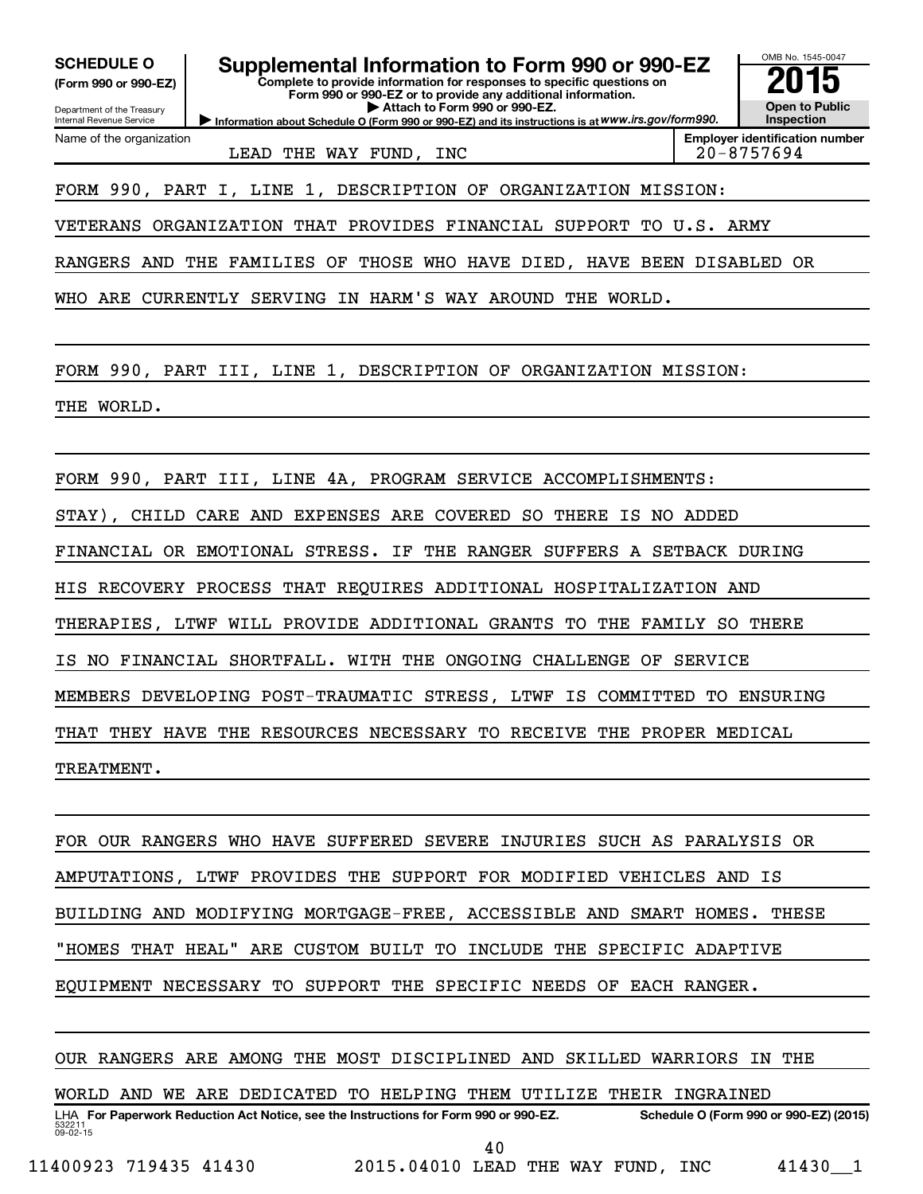**SCHEDULE O**
**(Form 990 or 990-EZ)**

Department of the Treasury
Internal Revenue Service

# Supplemental Information to Form 990 or 990-EZ

**Complete to provide information for responses to specific questions on Form 990 or 990-EZ or to provide any additional information.**
**▶ Attach to Form 990 or 990-EZ.**
**▶ Information about Schedule O (Form 990 or 990-EZ) and its instructions is at** *www.irs.gov/form990.*

OMB No. 1545-0047
**2015**
**Open to Public Inspection**

Name of the organization: LEAD THE WAY FUND, INC
**Employer identification number:** 20-8757694

FORM 990, PART I, LINE 1, DESCRIPTION OF ORGANIZATION MISSION:

VETERANS ORGANIZATION THAT PROVIDES FINANCIAL SUPPORT TO U.S. ARMY RANGERS AND THE FAMILIES OF THOSE WHO HAVE DIED, HAVE BEEN DISABLED OR WHO ARE CURRENTLY SERVING IN HARM'S WAY AROUND THE WORLD.

FORM 990, PART III, LINE 1, DESCRIPTION OF ORGANIZATION MISSION:

THE WORLD.

FORM 990, PART III, LINE 4A, PROGRAM SERVICE ACCOMPLISHMENTS:

STAY), CHILD CARE AND EXPENSES ARE COVERED SO THERE IS NO ADDED FINANCIAL OR EMOTIONAL STRESS. IF THE RANGER SUFFERS A SETBACK DURING HIS RECOVERY PROCESS THAT REQUIRES ADDITIONAL HOSPITALIZATION AND THERAPIES, LTWF WILL PROVIDE ADDITIONAL GRANTS TO THE FAMILY SO THERE IS NO FINANCIAL SHORTFALL. WITH THE ONGOING CHALLENGE OF SERVICE MEMBERS DEVELOPING POST-TRAUMATIC STRESS, LTWF IS COMMITTED TO ENSURING THAT THEY HAVE THE RESOURCES NECESSARY TO RECEIVE THE PROPER MEDICAL TREATMENT.

FOR OUR RANGERS WHO HAVE SUFFERED SEVERE INJURIES SUCH AS PARALYSIS OR AMPUTATIONS, LTWF PROVIDES THE SUPPORT FOR MODIFIED VEHICLES AND IS BUILDING AND MODIFYING MORTGAGE-FREE, ACCESSIBLE AND SMART HOMES. THESE "HOMES THAT HEAL" ARE CUSTOM BUILT TO INCLUDE THE SPECIFIC ADAPTIVE EQUIPMENT NECESSARY TO SUPPORT THE SPECIFIC NEEDS OF EACH RANGER.

OUR RANGERS ARE AMONG THE MOST DISCIPLINED AND SKILLED WARRIORS IN THE WORLD AND WE ARE DEDICATED TO HELPING THEM UTILIZE THEIR INGRAINED

LHA **For Paperwork Reduction Act Notice, see the Instructions for Form 990 or 990-EZ.** **Schedule O (Form 990 or 990-EZ) (2015)**
532211 09-02-15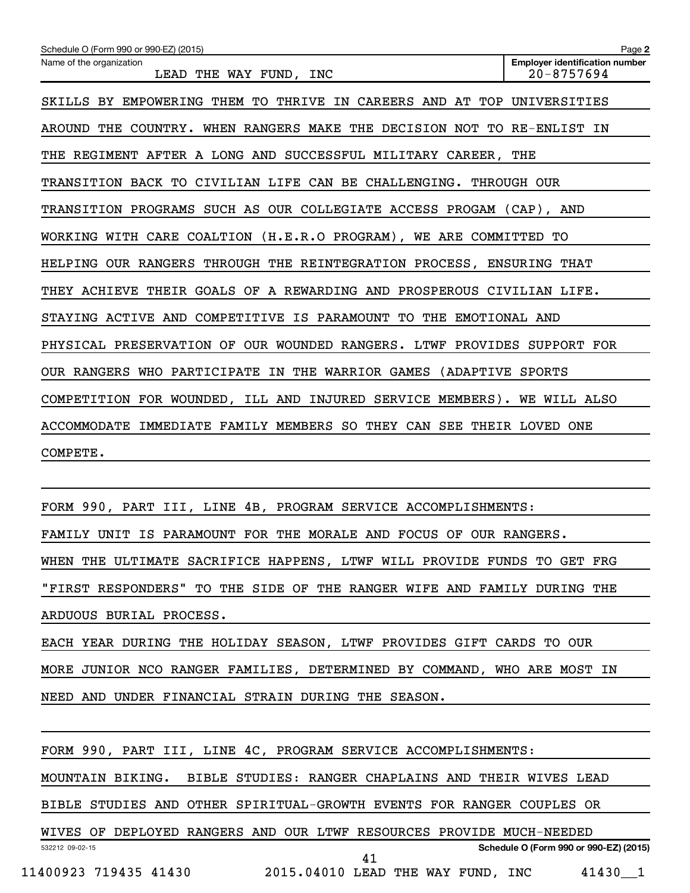Schedule O (Form 990 or 990-EZ) (2015)

Name of the organization: LEAD THE WAY FUND, INC

Employer identification number: 20-8757694

SKILLS BY EMPOWERING THEM TO THRIVE IN CAREERS AND AT TOP UNIVERSITIES AROUND THE COUNTRY. WHEN RANGERS MAKE THE DECISION NOT TO RE-ENLIST IN THE REGIMENT AFTER A LONG AND SUCCESSFUL MILITARY CAREER, THE TRANSITION BACK TO CIVILIAN LIFE CAN BE CHALLENGING. THROUGH OUR TRANSITION PROGRAMS SUCH AS OUR COLLEGIATE ACCESS PROGAM (CAP), AND WORKING WITH CARE COALTION (H.E.R.O PROGRAM), WE ARE COMMITTED TO HELPING OUR RANGERS THROUGH THE REINTEGRATION PROCESS, ENSURING THAT THEY ACHIEVE THEIR GOALS OF A REWARDING AND PROSPEROUS CIVILIAN LIFE. STAYING ACTIVE AND COMPETITIVE IS PARAMOUNT TO THE EMOTIONAL AND PHYSICAL PRESERVATION OF OUR WOUNDED RANGERS. LTWF PROVIDES SUPPORT FOR OUR RANGERS WHO PARTICIPATE IN THE WARRIOR GAMES (ADAPTIVE SPORTS COMPETITION FOR WOUNDED, ILL AND INJURED SERVICE MEMBERS). WE WILL ALSO ACCOMMODATE IMMEDIATE FAMILY MEMBERS SO THEY CAN SEE THEIR LOVED ONE COMPETE.

FORM 990, PART III, LINE 4B, PROGRAM SERVICE ACCOMPLISHMENTS:

FAMILY UNIT IS PARAMOUNT FOR THE MORALE AND FOCUS OF OUR RANGERS. WHEN THE ULTIMATE SACRIFICE HAPPENS, LTWF WILL PROVIDE FUNDS TO GET FRG "FIRST RESPONDERS" TO THE SIDE OF THE RANGER WIFE AND FAMILY DURING THE ARDUOUS BURIAL PROCESS.

EACH YEAR DURING THE HOLIDAY SEASON, LTWF PROVIDES GIFT CARDS TO OUR MORE JUNIOR NCO RANGER FAMILIES, DETERMINED BY COMMAND, WHO ARE MOST IN NEED AND UNDER FINANCIAL STRAIN DURING THE SEASON.

FORM 990, PART III, LINE 4C, PROGRAM SERVICE ACCOMPLISHMENTS:

MOUNTAIN BIKING. BIBLE STUDIES: RANGER CHAPLAINS AND THEIR WIVES LEAD BIBLE STUDIES AND OTHER SPIRITUAL-GROWTH EVENTS FOR RANGER COUPLES OR WIVES OF DEPLOYED RANGERS AND OUR LTWF RESOURCES PROVIDE MUCH-NEEDED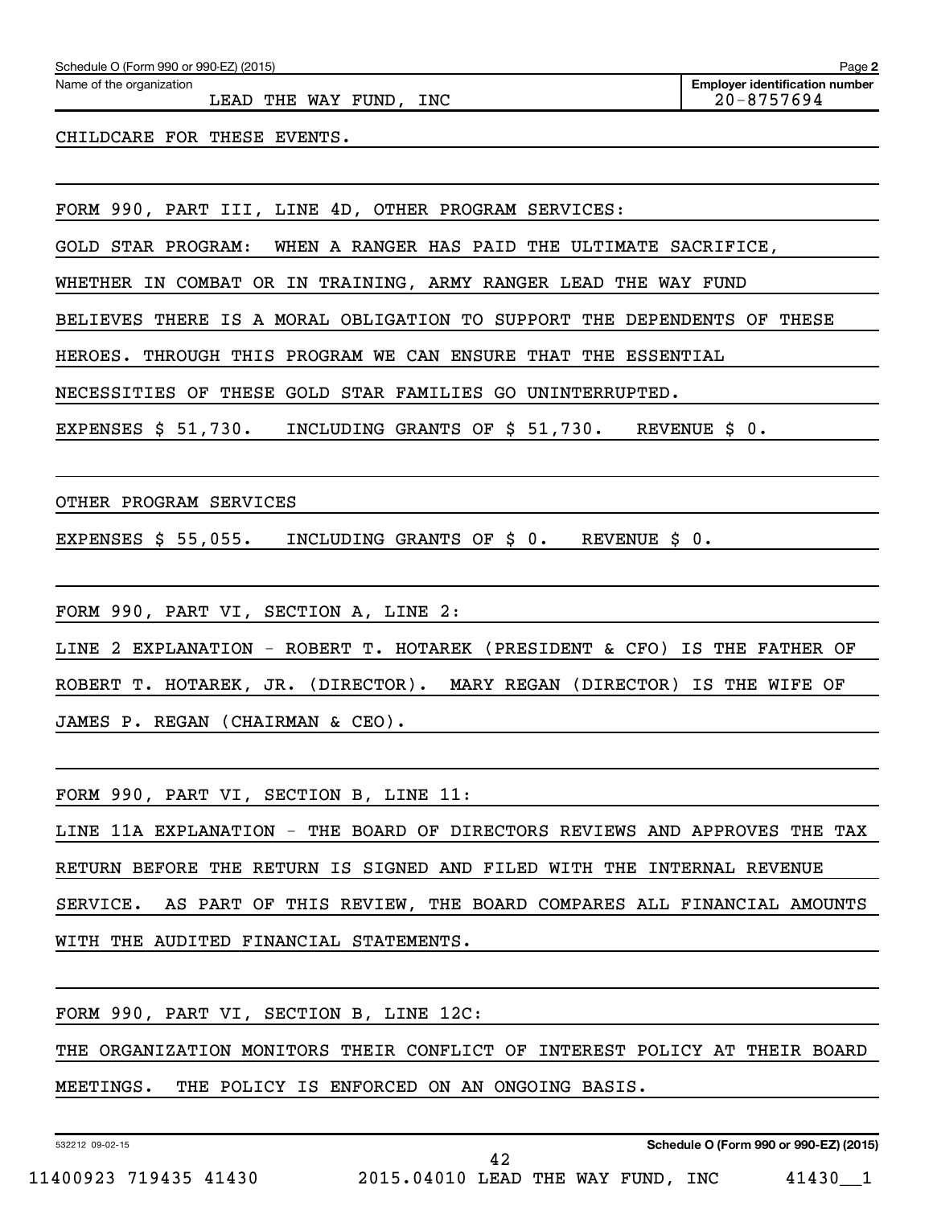Name of the organization: LEAD THE WAY FUND, INC

Employer identification number: 20-8757694

CHILDCARE FOR THESE EVENTS.

FORM 990, PART III, LINE 4D, OTHER PROGRAM SERVICES:

GOLD STAR PROGRAM: WHEN A RANGER HAS PAID THE ULTIMATE SACRIFICE, WHETHER IN COMBAT OR IN TRAINING, ARMY RANGER LEAD THE WAY FUND BELIEVES THERE IS A MORAL OBLIGATION TO SUPPORT THE DEPENDENTS OF THESE HEROES. THROUGH THIS PROGRAM WE CAN ENSURE THAT THE ESSENTIAL NECESSITIES OF THESE GOLD STAR FAMILIES GO UNINTERRUPTED.

EXPENSES $ 51,730. INCLUDING GRANTS OF $ 51,730. REVENUE $ 0.

OTHER PROGRAM SERVICES

EXPENSES $ 55,055. INCLUDING GRANTS OF $ 0. REVENUE $ 0.

FORM 990, PART VI, SECTION A, LINE 2:

LINE 2 EXPLANATION - ROBERT T. HOTAREK (PRESIDENT & CFO) IS THE FATHER OF ROBERT T. HOTAREK, JR. (DIRECTOR). MARY REGAN (DIRECTOR) IS THE WIFE OF JAMES P. REGAN (CHAIRMAN & CEO).

FORM 990, PART VI, SECTION B, LINE 11:

LINE 11A EXPLANATION - THE BOARD OF DIRECTORS REVIEWS AND APPROVES THE TAX RETURN BEFORE THE RETURN IS SIGNED AND FILED WITH THE INTERNAL REVENUE SERVICE. AS PART OF THIS REVIEW, THE BOARD COMPARES ALL FINANCIAL AMOUNTS WITH THE AUDITED FINANCIAL STATEMENTS.

FORM 990, PART VI, SECTION B, LINE 12C:

THE ORGANIZATION MONITORS THEIR CONFLICT OF INTEREST POLICY AT THEIR BOARD MEETINGS. THE POLICY IS ENFORCED ON AN ONGOING BASIS.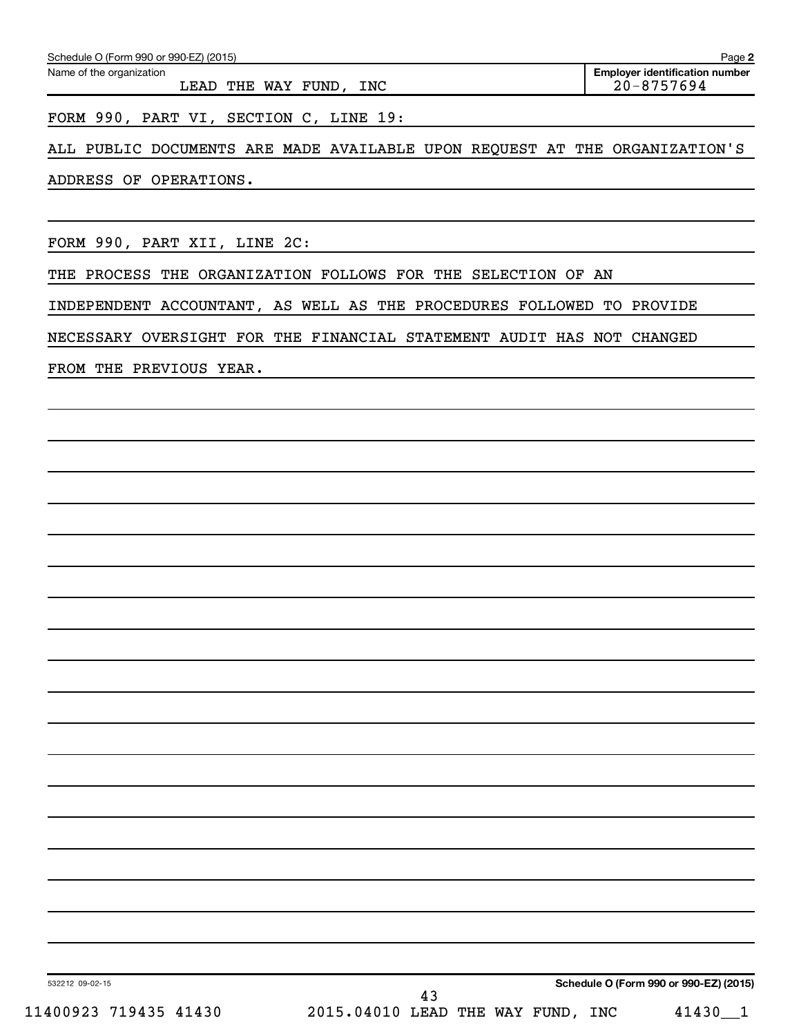Name of the organization: LEAD THE WAY FUND, INC

Employer identification number: 20-8757694

FORM 990, PART VI, SECTION C, LINE 19:

ALL PUBLIC DOCUMENTS ARE MADE AVAILABLE UPON REQUEST AT THE ORGANIZATION'S ADDRESS OF OPERATIONS.

FORM 990, PART XII, LINE 2C:

THE PROCESS THE ORGANIZATION FOLLOWS FOR THE SELECTION OF AN INDEPENDENT ACCOUNTANT, AS WELL AS THE PROCEDURES FOLLOWED TO PROVIDE NECESSARY OVERSIGHT FOR THE FINANCIAL STATEMENT AUDIT HAS NOT CHANGED FROM THE PREVIOUS YEAR.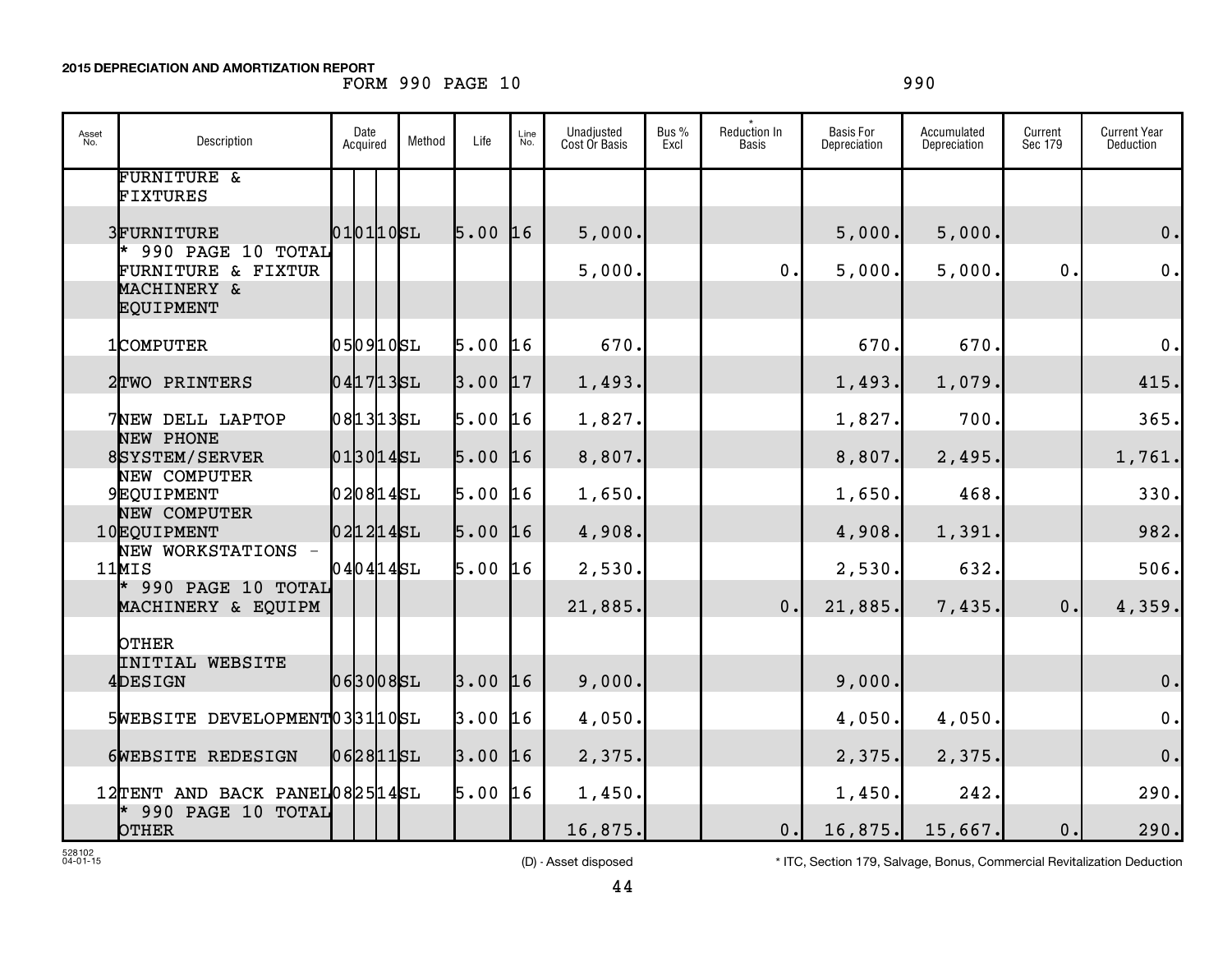**2015 DEPRECIATION AND AMORTIZATION REPORT**

FORM 990 PAGE 10 990

| Asset No. | Description | Date Acquired | Method | Life | Line No. | Unadjusted Cost Or Basis | Bus % Excl | * Reduction In Basis | Basis For Depreciation | Accumulated Depreciation | Current Sec 179 | Current Year Deduction |
|---|---|---|---|---|---|---|---|---|---|---|---|---|
| | FURNITURE & FIXTURES | | | | | | | | | | | |
| 3 | FURNITURE | 010110 | SL | 5.00 | 16 | 5,000. | | | 5,000. | 5,000. | | 0. |
| | * 990 PAGE 10 TOTAL FURNITURE & FIXTUR | | | | | 5,000. | | 0. | 5,000. | 5,000. | 0. | 0. |
| | MACHINERY & EQUIPMENT | | | | | | | | | | | |
| 1 | COMPUTER | 050910 | SL | 5.00 | 16 | 670. | | | 670. | 670. | | 0. |
| 2 | TWO PRINTERS | 041713 | SL | 3.00 | 17 | 1,493. | | | 1,493. | 1,079. | | 415. |
| 7 | NEW DELL LAPTOP | 081313 | SL | 5.00 | 16 | 1,827. | | | 1,827. | 700. | | 365. |
| 8 | NEW PHONE SYSTEM/SERVER | 013014 | SL | 5.00 | 16 | 8,807. | | | 8,807. | 2,495. | | 1,761. |
| 9 | NEW COMPUTER EQUIPMENT | 020814 | SL | 5.00 | 16 | 1,650. | | | 1,650. | 468. | | 330. |
| 10 | NEW COMPUTER EQUIPMENT | 021214 | SL | 5.00 | 16 | 4,908. | | | 4,908. | 1,391. | | 982. |
| 11 | NEW WORKSTATIONS - MIS | 040414 | SL | 5.00 | 16 | 2,530. | | | 2,530. | 632. | | 506. |
| | * 990 PAGE 10 TOTAL MACHINERY & EQUIPM | | | | | 21,885. | | 0. | 21,885. | 7,435. | 0. | 4,359. |
| | OTHER | | | | | | | | | | | |
| 4 | INITIAL WEBSITE DESIGN | 063008 | SL | 3.00 | 16 | 9,000. | | | 9,000. | | | 0. |
| 5 | WEBSITE DEVELOPMENT | 033110 | SL | 3.00 | 16 | 4,050. | | | 4,050. | 4,050. | | 0. |
| 6 | WEBSITE REDESIGN | 062811 | SL | 3.00 | 16 | 2,375. | | | 2,375. | 2,375. | | 0. |
| 12 | TENT AND BACK PANEL | 082514 | SL | 5.00 | 16 | 1,450. | | | 1,450. | 242. | | 290. |
| | * 990 PAGE 10 TOTAL OTHER | | | | | 16,875. | | 0. | 16,875. | 15,667. | 0. | 290. |

528102
04-01-15

(D) - Asset disposed

* ITC, Section 179, Salvage, Bonus, Commercial Revitalization Deduction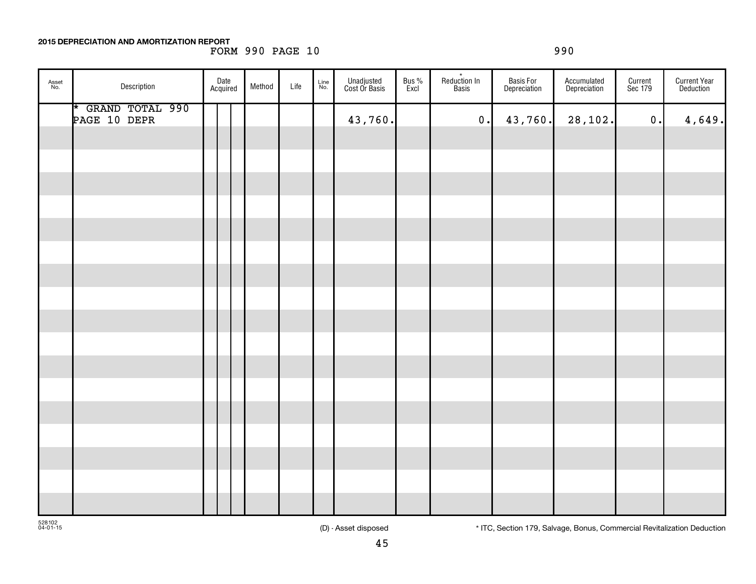**2015 DEPRECIATION AND AMORTIZATION REPORT**

FORM 990 PAGE 10 990

| Asset No. | Description | Date Acquired | Method | Life | Line No. | Unadjusted Cost Or Basis | Bus % Excl | * Reduction In Basis | Basis For Depreciation | Accumulated Depreciation | Current Sec 179 | Current Year Deduction |
|---|---|---|---|---|---|---|---|---|---|---|---|---|
| | * GRAND TOTAL 990 PAGE 10 DEPR | | | | | 43,760. | | 0. | 43,760. | 28,102. | 0. | 4,649. |

528102
04-01-15

(D) - Asset disposed

* ITC, Section 179, Salvage, Bonus, Commercial Revitalization Deduction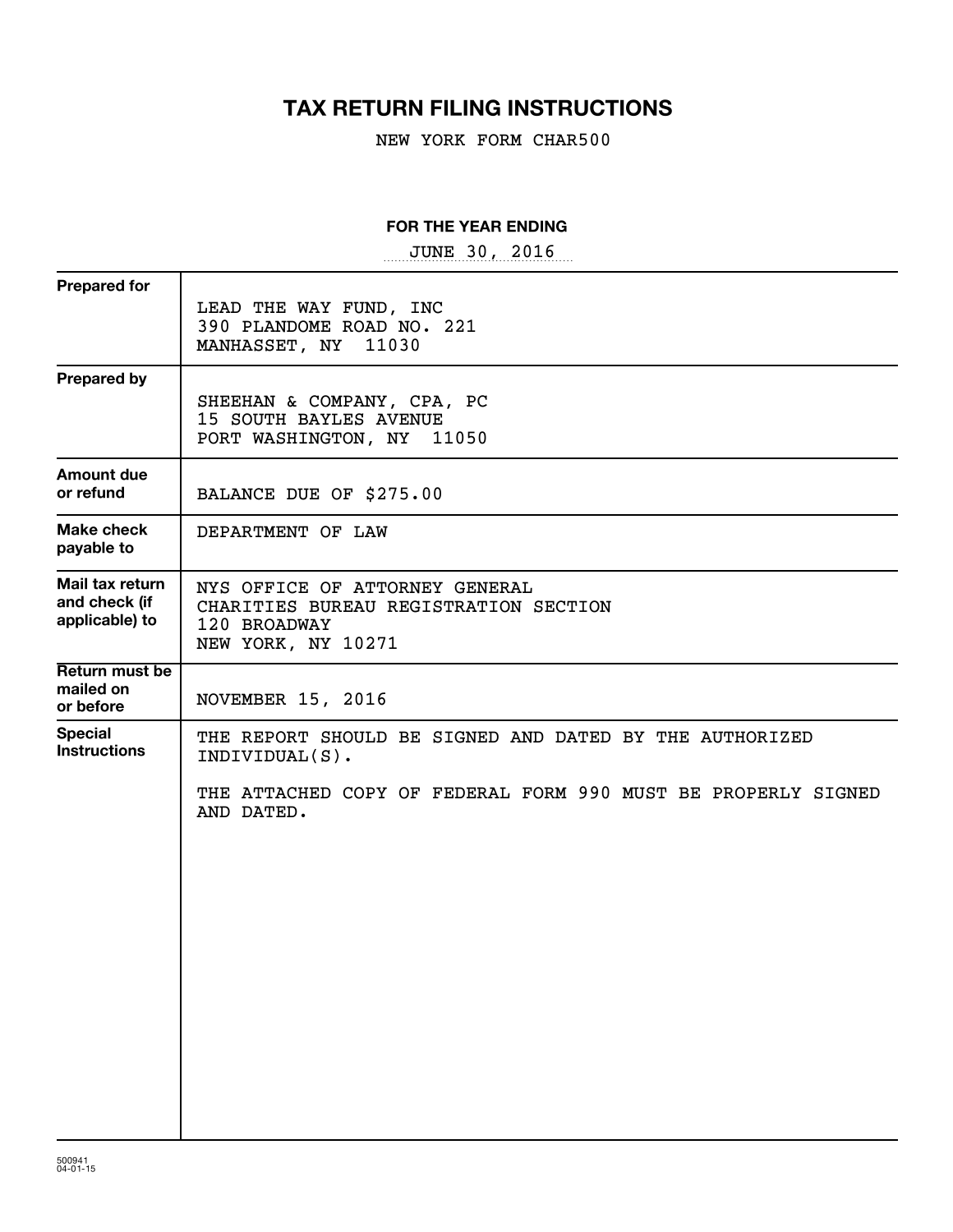# TAX RETURN FILING INSTRUCTIONS

NEW YORK FORM CHAR500

**FOR THE YEAR ENDING**

JUNE 30, 2016

| | |
|---|---|
| **Prepared for** | LEAD THE WAY FUND, INC<br>390 PLANDOME ROAD NO. 221<br>MANHASSET, NY 11030 |
| **Prepared by** | SHEEHAN & COMPANY, CPA, PC<br>15 SOUTH BAYLES AVENUE<br>PORT WASHINGTON, NY 11050 |
| **Amount due or refund** | BALANCE DUE OF $275.00 |
| **Make check payable to** | DEPARTMENT OF LAW |
| **Mail tax return and check (if applicable) to** | NYS OFFICE OF ATTORNEY GENERAL<br>CHARITIES BUREAU REGISTRATION SECTION<br>120 BROADWAY<br>NEW YORK, NY 10271 |
| **Return must be mailed on or before** | NOVEMBER 15, 2016 |
| **Special Instructions** | THE REPORT SHOULD BE SIGNED AND DATED BY THE AUTHORIZED INDIVIDUAL(S).<br><br>THE ATTACHED COPY OF FEDERAL FORM 990 MUST BE PROPERLY SIGNED AND DATED. |

500941
04-01-15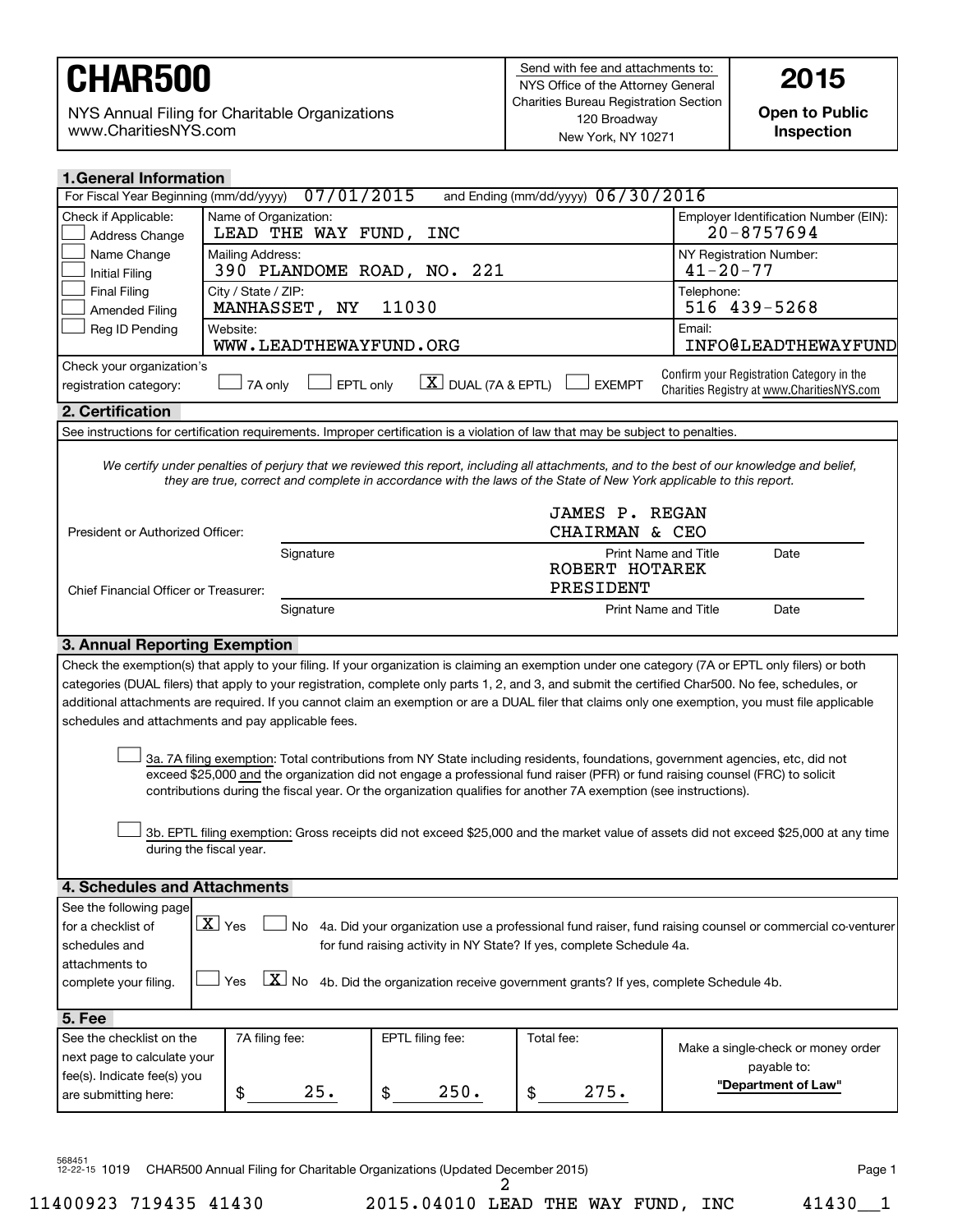# CHAR500

NYS Annual Filing for Charitable Organizations
www.CharitiesNYS.com

Send with fee and attachments to:
NYS Office of the Attorney General
Charities Bureau Registration Section
120 Broadway
New York, NY 10271

**2015**

**Open to Public Inspection**

## 1. General Information

For Fiscal Year Beginning (mm/dd/yyyy) 07/01/2015 and Ending (mm/dd/yyyy) 06/30/2016

| | | |
|---|---|---|
| Check if Applicable: ☐ Address Change ☐ Name Change ☐ Initial Filing ☐ Final Filing ☐ Amended Filing ☐ Reg ID Pending | Name of Organization: LEAD THE WAY FUND, INC | Employer Identification Number (EIN): 20-8757694 |
| | Mailing Address: 390 PLANDOME ROAD, NO. 221 | NY Registration Number: 41-20-77 |
| | City / State / ZIP: MANHASSET, NY 11030 | Telephone: 516 439-5268 |
| | Website: WWW.LEADTHEWAYFUND.ORG | Email: INFO@LEADTHEWAYFUND |

Check your organization's registration category: ☐ 7A only ☐ EPTL only ☒ DUAL (7A & EPTL) ☐ EXEMPT

Confirm your Registration Category in the Charities Registry at www.CharitiesNYS.com

## 2. Certification

See instructions for certification requirements. Improper certification is a violation of law that may be subject to penalties.

*We certify under penalties of perjury that we reviewed this report, including all attachments, and to the best of our knowledge and belief, they are true, correct and complete in accordance with the laws of the State of New York applicable to this report.*

President or Authorized Officer: ______________ Signature — JAMES P. REGAN, CHAIRMAN & CEO (Print Name and Title) — Date

Chief Financial Officer or Treasurer: ______________ Signature — ROBERT HOTAREK, PRESIDENT (Print Name and Title) — Date

## 3. Annual Reporting Exemption

Check the exemption(s) that apply to your filing. If your organization is claiming an exemption under one category (7A or EPTL only filers) or both categories (DUAL filers) that apply to your registration, complete only parts 1, 2, and 3, and submit the certified Char500. No fee, schedules, or additional attachments are required. If you cannot claim an exemption or are a DUAL filer that claims only one exemption, you must file applicable schedules and attachments and pay applicable fees.

☐ 3a. 7A filing exemption: Total contributions from NY State including residents, foundations, government agencies, etc, did not exceed $25,000 and the organization did not engage a professional fund raiser (PFR) or fund raising counsel (FRC) to solicit contributions during the fiscal year. Or the organization qualifies for another 7A exemption (see instructions).

☐ 3b. EPTL filing exemption: Gross receipts did not exceed $25,000 and the market value of assets did not exceed $25,000 at any time during the fiscal year.

## 4. Schedules and Attachments

See the following page for a checklist of schedules and attachments to complete your filing.

☒ Yes ☐ No 4a. Did your organization use a professional fund raiser, fund raising counsel or commercial co-venturer for fund raising activity in NY State? If yes, complete Schedule 4a.

☐ Yes ☒ No 4b. Did the organization receive government grants? If yes, complete Schedule 4b.

## 5. Fee

| See the checklist on the next page to calculate your fee(s). Indicate fee(s) you are submitting here: | 7A filing fee: | EPTL filing fee: | Total fee: | Make a single check or money order payable to: |
|---|---|---|---|---|
| | $ 25. | $ 250. | $ 275. | **"Department of Law"** |

568451 12-22-15 1019 CHAR500 Annual Filing for Charitable Organizations (Updated December 2015)

11400923 719435 41430 2015.04010 LEAD THE WAY FUND, INC 41430__1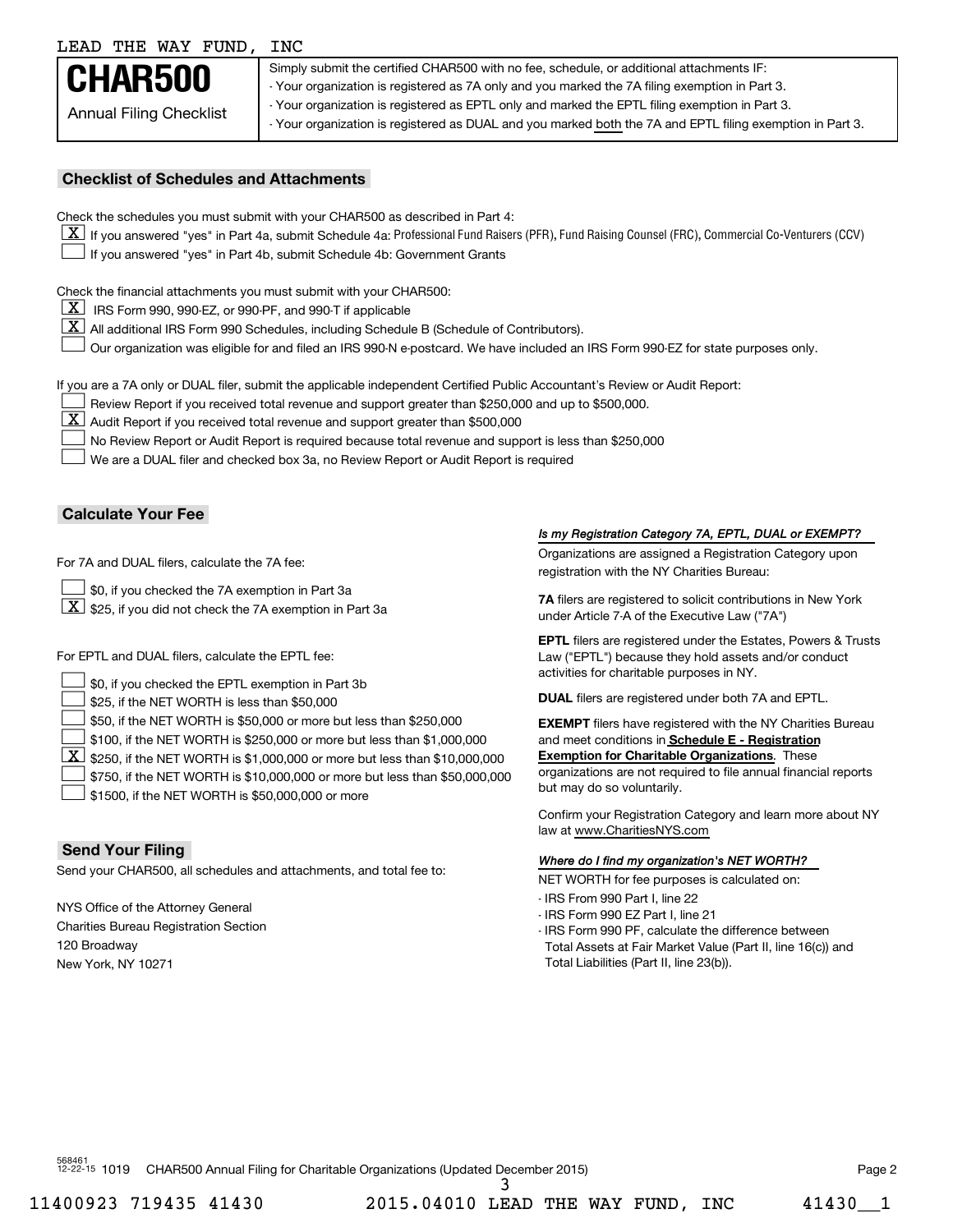LEAD THE WAY FUND, INC

# CHAR500

Annual Filing Checklist

Simply submit the certified CHAR500 with no fee, schedule, or additional attachments IF:
- Your organization is registered as 7A only and you marked the 7A filing exemption in Part 3.
- Your organization is registered as EPTL only and marked the EPTL filing exemption in Part 3.
- Your organization is registered as DUAL and you marked both the 7A and EPTL filing exemption in Part 3.

## Checklist of Schedules and Attachments

Check the schedules you must submit with your CHAR500 as described in Part 4:

- [X] If you answered "yes" in Part 4a, submit Schedule 4a: Professional Fund Raisers (PFR), Fund Raising Counsel (FRC), Commercial Co-Venturers (CCV)
- [ ] If you answered "yes" in Part 4b, submit Schedule 4b: Government Grants

Check the financial attachments you must submit with your CHAR500:

- [X] IRS Form 990, 990-EZ, or 990-PF, and 990-T if applicable
- [X] All additional IRS Form 990 Schedules, including Schedule B (Schedule of Contributors).
- [ ] Our organization was eligible for and filed an IRS 990-N e-postcard. We have included an IRS Form 990-EZ for state purposes only.

If you are a 7A only or DUAL filer, submit the applicable independent Certified Public Accountant's Review or Audit Report:

- [ ] Review Report if you received total revenue and support greater than $250,000 and up to $500,000.
- [X] Audit Report if you received total revenue and support greater than $500,000
- [ ] No Review Report or Audit Report is required because total revenue and support is less than $250,000
- [ ] We are a DUAL filer and checked box 3a, no Review Report or Audit Report is required

## Calculate Your Fee

For 7A and DUAL filers, calculate the 7A fee:

- [ ] $0, if you checked the 7A exemption in Part 3a
- [X] $25, if you did not check the 7A exemption in Part 3a

For EPTL and DUAL filers, calculate the EPTL fee:

- [ ] $0, if you checked the EPTL exemption in Part 3b
- [ ] $25, if the NET WORTH is less than $50,000
- [ ] $50, if the NET WORTH is $50,000 or more but less than $250,000
- [ ] $100, if the NET WORTH is $250,000 or more but less than $1,000,000
- [X] $250, if the NET WORTH is $1,000,000 or more but less than $10,000,000
- [ ] $750, if the NET WORTH is $10,000,000 or more but less than $50,000,000
- [ ] $1500, if the NET WORTH is $50,000,000 or more

## Send Your Filing

Send your CHAR500, all schedules and attachments, and total fee to:

NYS Office of the Attorney General
Charities Bureau Registration Section
120 Broadway
New York, NY 10271

***Is my Registration Category 7A, EPTL, DUAL or EXEMPT?***

Organizations are assigned a Registration Category upon registration with the NY Charities Bureau:

**7A** filers are registered to solicit contributions in New York under Article 7-A of the Executive Law ("7A")

**EPTL** filers are registered under the Estates, Powers & Trusts Law ("EPTL") because they hold assets and/or conduct activities for charitable purposes in NY.

**DUAL** filers are registered under both 7A and EPTL.

**EXEMPT** filers have registered with the NY Charities Bureau and meet conditions in **Schedule E - Registration Exemption for Charitable Organizations**. These organizations are not required to file annual financial reports but may do so voluntarily.

Confirm your Registration Category and learn more about NY law at www.CharitiesNYS.com

***Where do I find my organization's NET WORTH?***

NET WORTH for fee purposes is calculated on:
- IRS From 990 Part I, line 22
- IRS Form 990 EZ Part I, line 21
- IRS Form 990 PF, calculate the difference between Total Assets at Fair Market Value (Part II, line 16(c)) and Total Liabilities (Part II, line 23(b)).

568461
12-22-15 1019 CHAR500 Annual Filing for Charitable Organizations (Updated December 2015) Page 2

11400923 719435 41430 2015.04010 LEAD THE WAY FUND, INC 41430__1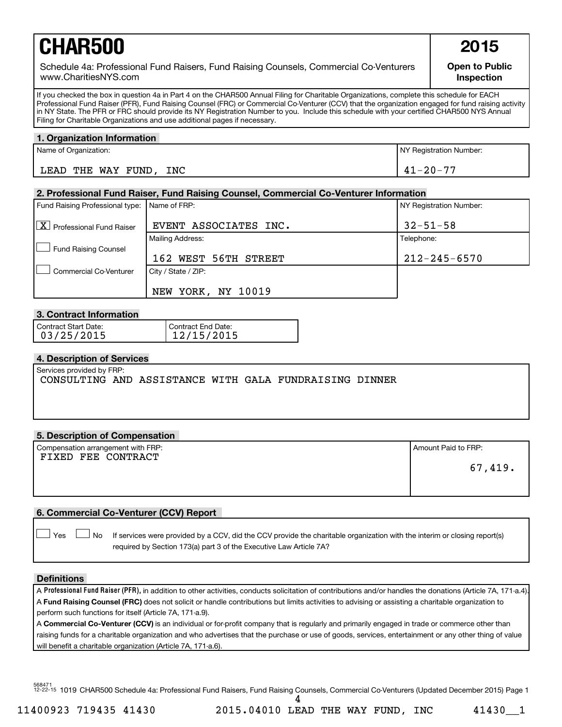# CHAR500

Schedule 4a: Professional Fund Raisers, Fund Raising Counsels, Commercial Co-Venturers
www.CharitiesNYS.com

**2015**

**Open to Public Inspection**

If you checked the box in question 4a in Part 4 on the CHAR500 Annual Filing for Charitable Organizations, complete this schedule for EACH Professional Fund Raiser (PFR), Fund Raising Counsel (FRC) or Commercial Co-Venturer (CCV) that the organization engaged for fund raising activity in NY State. The PFR or FRC should provide its NY Registration Number to you. Include this schedule with your certified CHAR500 NYS Annual Filing for Charitable Organizations and use additional pages if necessary.

## 1. Organization Information

| Name of Organization: | NY Registration Number: |
|---|---|
| LEAD THE WAY FUND, INC | 41-20-77 |

## 2. Professional Fund Raiser, Fund Raising Counsel, Commercial Co-Venturer Information

| Fund Raising Professional type: | Name of FRP: | NY Registration Number: |
|---|---|---|
| [X] Professional Fund Raiser | EVENT ASSOCIATES INC. | 32-51-58 |
| [ ] Fund Raising Counsel | Mailing Address: 162 WEST 56TH STREET | Telephone: 212-245-6570 |
| [ ] Commercial Co-Venturer | City / State / ZIP: NEW YORK, NY 10019 | |

## 3. Contract Information

| Contract Start Date: | Contract End Date: |
|---|---|
| 03/25/2015 | 12/15/2015 |

## 4. Description of Services

Services provided by FRP:
CONSULTING AND ASSISTANCE WITH GALA FUNDRAISING DINNER

## 5. Description of Compensation

| Compensation arrangement with FRP: | Amount Paid to FRP: |
|---|---|
| FIXED FEE CONTRACT | 67,419. |

## 6. Commercial Co-Venturer (CCV) Report

[ ] Yes [ ] No If services were provided by a CCV, did the CCV provide the charitable organization with the interim or closing report(s) required by Section 173(a) part 3 of the Executive Law Article 7A?

## Definitions

A **Professional Fund Raiser (PFR),** in addition to other activities, conducts solicitation of contributions and/or handles the donations (Article 7A, 171-a.4).
A **Fund Raising Counsel (FRC)** does not solicit or handle contributions but limits activities to advising or assisting a charitable organization to perform such functions for itself (Article 7A, 171-a.9).
A **Commercial Co-Venturer (CCV)** is an individual or for-profit company that is regularly and primarily engaged in trade or commerce other than raising funds for a charitable organization and who advertises that the purchase or use of goods, services, entertainment or any other thing of value will benefit a charitable organization (Article 7A, 171-a.6).

568471 12-22-15 1019 CHAR500 Schedule 4a: Professional Fund Raisers, Fund Raising Counsels, Commercial Co-Venturers (Updated December 2015) Page 1